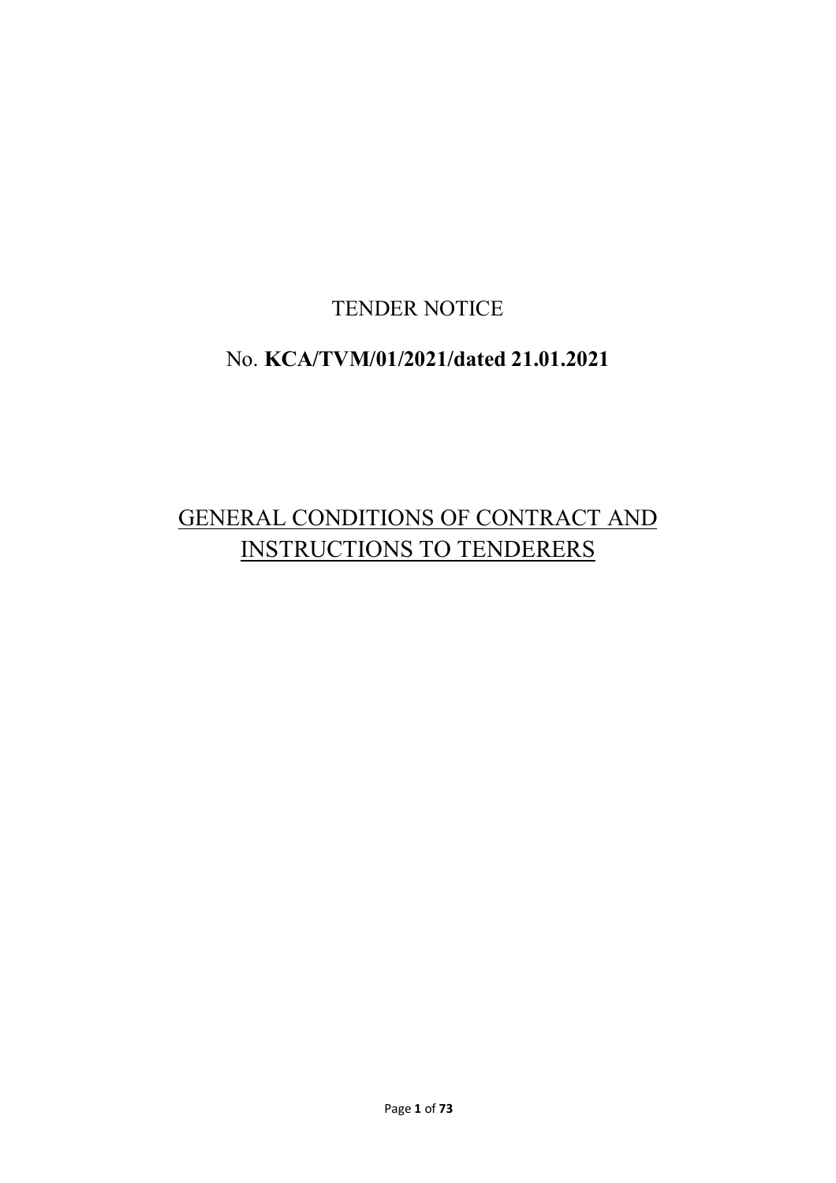# TENDER NOTICE

## No. **KCA/TVM/01/2021/dated 21.01.2021**

## GENERAL CONDITIONS OF CONTRACT AND INSTRUCTIONS TO TENDERERS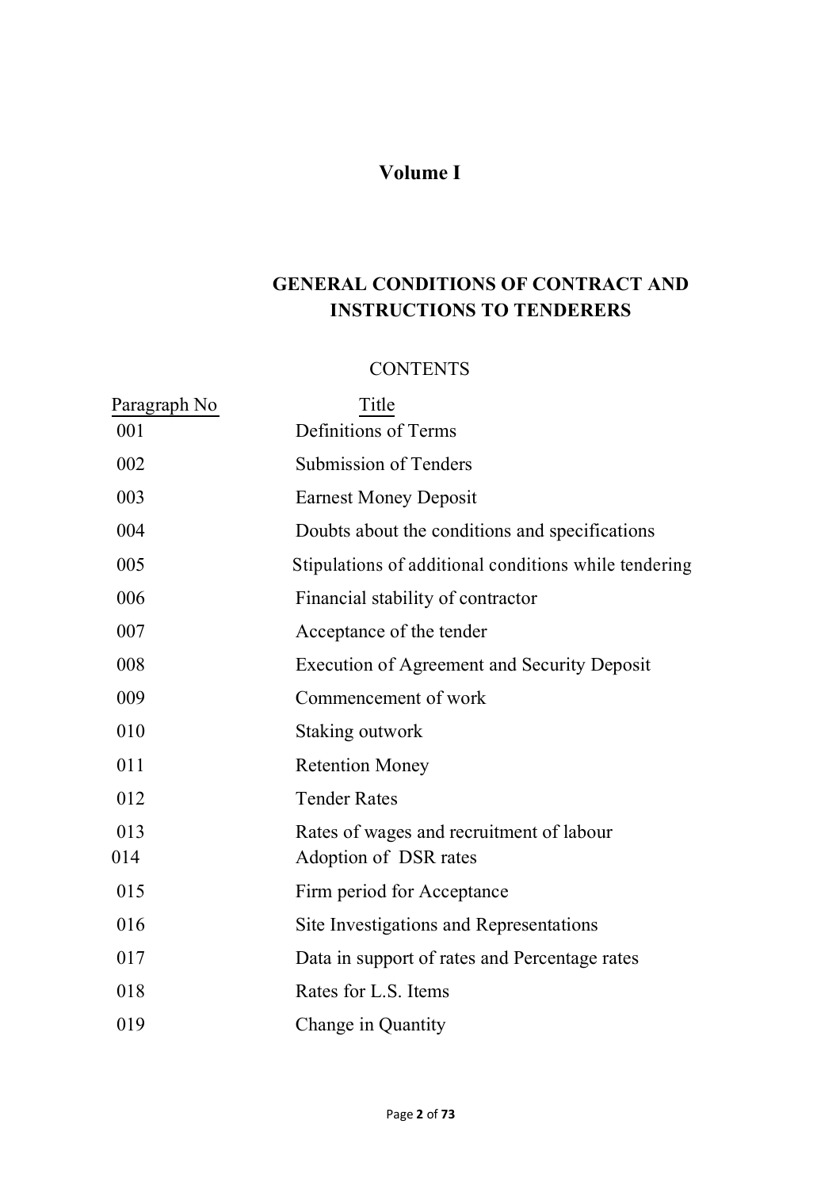# Volume I

## GENERAL CONDITIONS OF CONTRACT AND INSTRUCTIONS TO TENDERERS

CONTENTS

| Paragraph No | Title |
|---|---|
| 001 | Definitions of Terms |
| 002 | Submission of Tenders |
| 003 | Earnest Money Deposit |
| 004 | Doubts about the conditions and specifications |
| 005 | Stipulations of additional conditions while tendering |
| 006 | Financial stability of contractor |
| 007 | Acceptance of the tender |
| 008 | Execution of Agreement and Security Deposit |
| 009 | Commencement of work |
| 010 | Staking outwork |
| 011 | Retention Money |
| 012 | Tender Rates |
| 013 | Rates of wages and recruitment of labour |
| 014 | Adoption of DSR rates |
| 015 | Firm period for Acceptance |
| 016 | Site Investigations and Representations |
| 017 | Data in support of rates and Percentage rates |
| 018 | Rates for L.S. Items |
| 019 | Change in Quantity |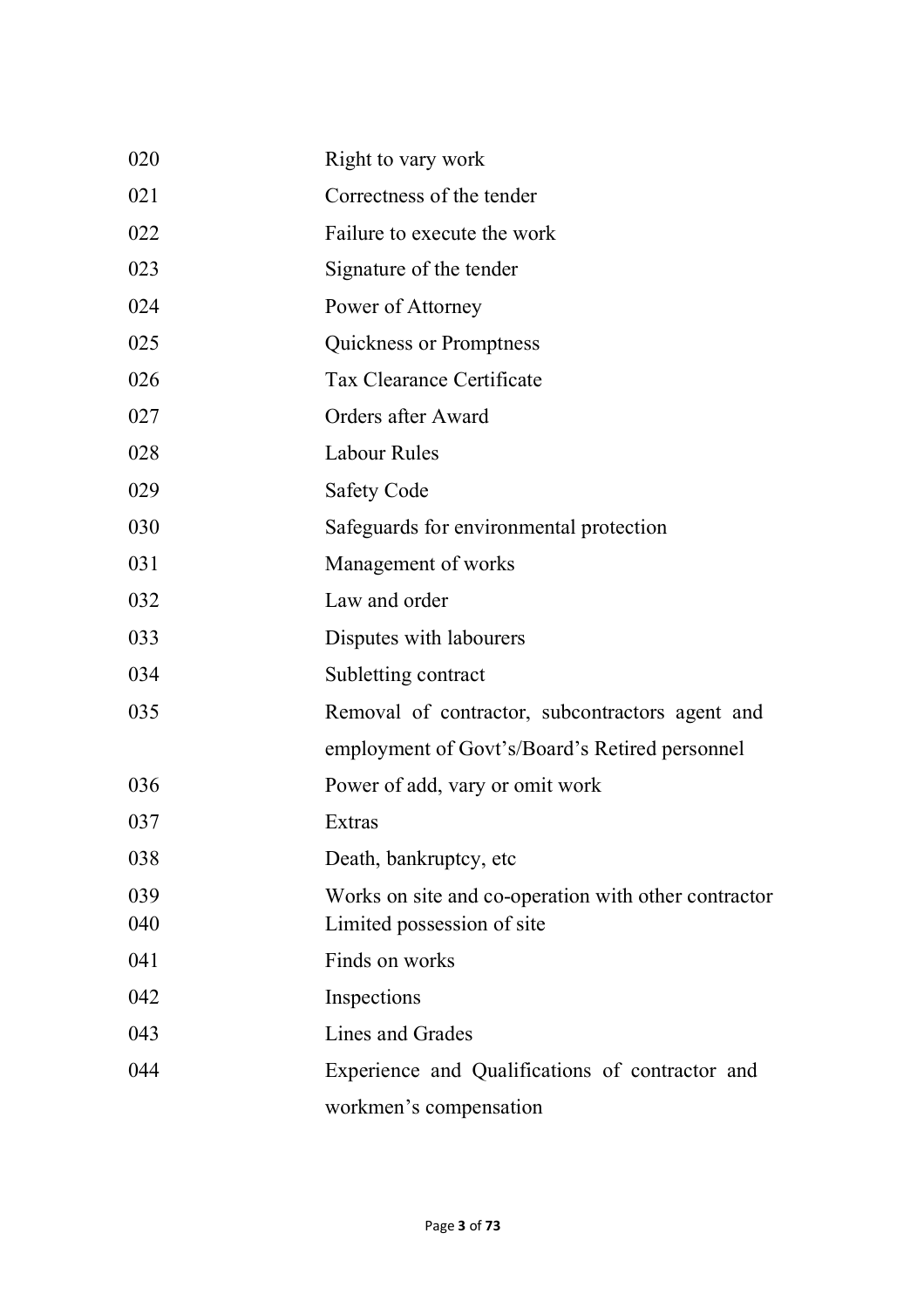| | |
|---|---|
| 020 | Right to vary work |
| 021 | Correctness of the tender |
| 022 | Failure to execute the work |
| 023 | Signature of the tender |
| 024 | Power of Attorney |
| 025 | Quickness or Promptness |
| 026 | Tax Clearance Certificate |
| 027 | Orders after Award |
| 028 | Labour Rules |
| 029 | Safety Code |
| 030 | Safeguards for environmental protection |
| 031 | Management of works |
| 032 | Law and order |
| 033 | Disputes with labourers |
| 034 | Subletting contract |
| 035 | Removal of contractor, subcontractors agent and employment of Govt's/Board's Retired personnel |
| 036 | Power of add, vary or omit work |
| 037 | Extras |
| 038 | Death, bankruptcy, etc |
| 039 | Works on site and co-operation with other contractor |
| 040 | Limited possession of site |
| 041 | Finds on works |
| 042 | Inspections |
| 043 | Lines and Grades |
| 044 | Experience and Qualifications of contractor and workmen's compensation |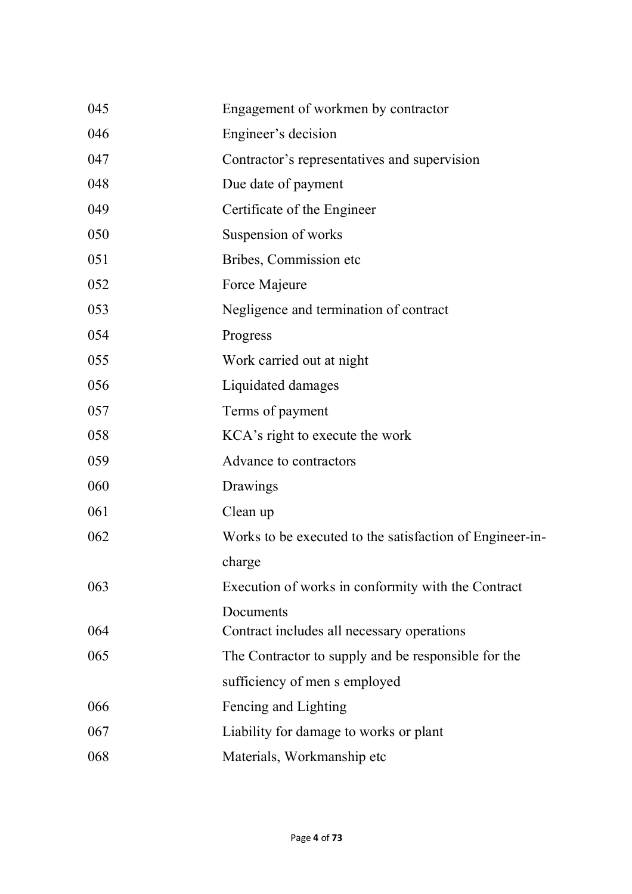| | |
|---|---|
| 045 | Engagement of workmen by contractor |
| 046 | Engineer’s decision |
| 047 | Contractor’s representatives and supervision |
| 048 | Due date of payment |
| 049 | Certificate of the Engineer |
| 050 | Suspension of works |
| 051 | Bribes, Commission etc |
| 052 | Force Majeure |
| 053 | Negligence and termination of contract |
| 054 | Progress |
| 055 | Work carried out at night |
| 056 | Liquidated damages |
| 057 | Terms of payment |
| 058 | KCA’s right to execute the work |
| 059 | Advance to contractors |
| 060 | Drawings |
| 061 | Clean up |
| 062 | Works to be executed to the satisfaction of Engineer-in-charge |
| 063 | Execution of works in conformity with the Contract Documents |
| 064 | Contract includes all necessary operations |
| 065 | The Contractor to supply and be responsible for the sufficiency of men s employed |
| 066 | Fencing and Lighting |
| 067 | Liability for damage to works or plant |
| 068 | Materials, Workmanship etc |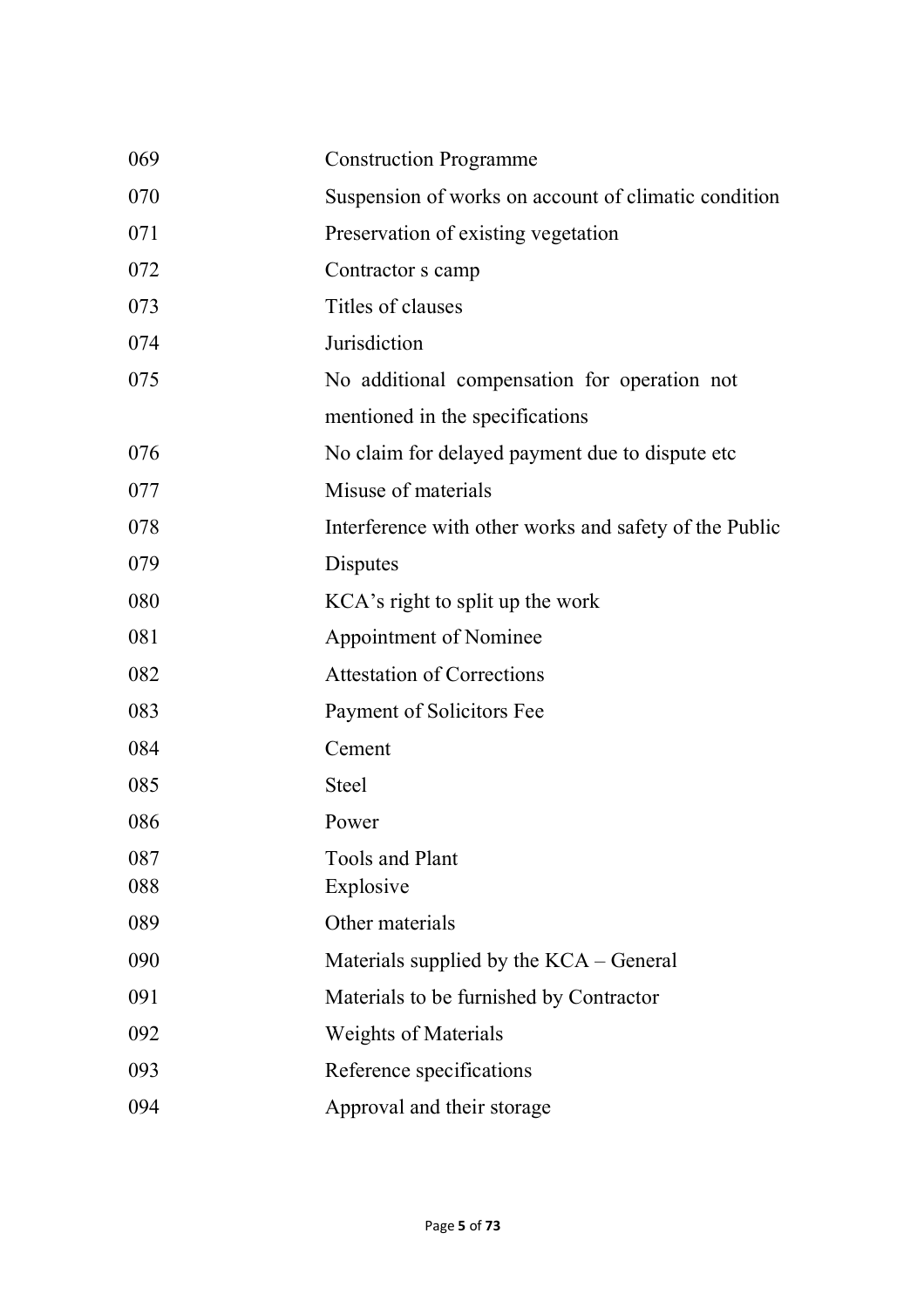| | |
|---|---|
| 069 | Construction Programme |
| 070 | Suspension of works on account of climatic condition |
| 071 | Preservation of existing vegetation |
| 072 | Contractor s camp |
| 073 | Titles of clauses |
| 074 | Jurisdiction |
| 075 | No additional compensation for operation not mentioned in the specifications |
| 076 | No claim for delayed payment due to dispute etc |
| 077 | Misuse of materials |
| 078 | Interference with other works and safety of the Public |
| 079 | Disputes |
| 080 | KCA's right to split up the work |
| 081 | Appointment of Nominee |
| 082 | Attestation of Corrections |
| 083 | Payment of Solicitors Fee |
| 084 | Cement |
| 085 | Steel |
| 086 | Power |
| 087 | Tools and Plant |
| 088 | Explosive |
| 089 | Other materials |
| 090 | Materials supplied by the KCA – General |
| 091 | Materials to be furnished by Contractor |
| 092 | Weights of Materials |
| 093 | Reference specifications |
| 094 | Approval and their storage |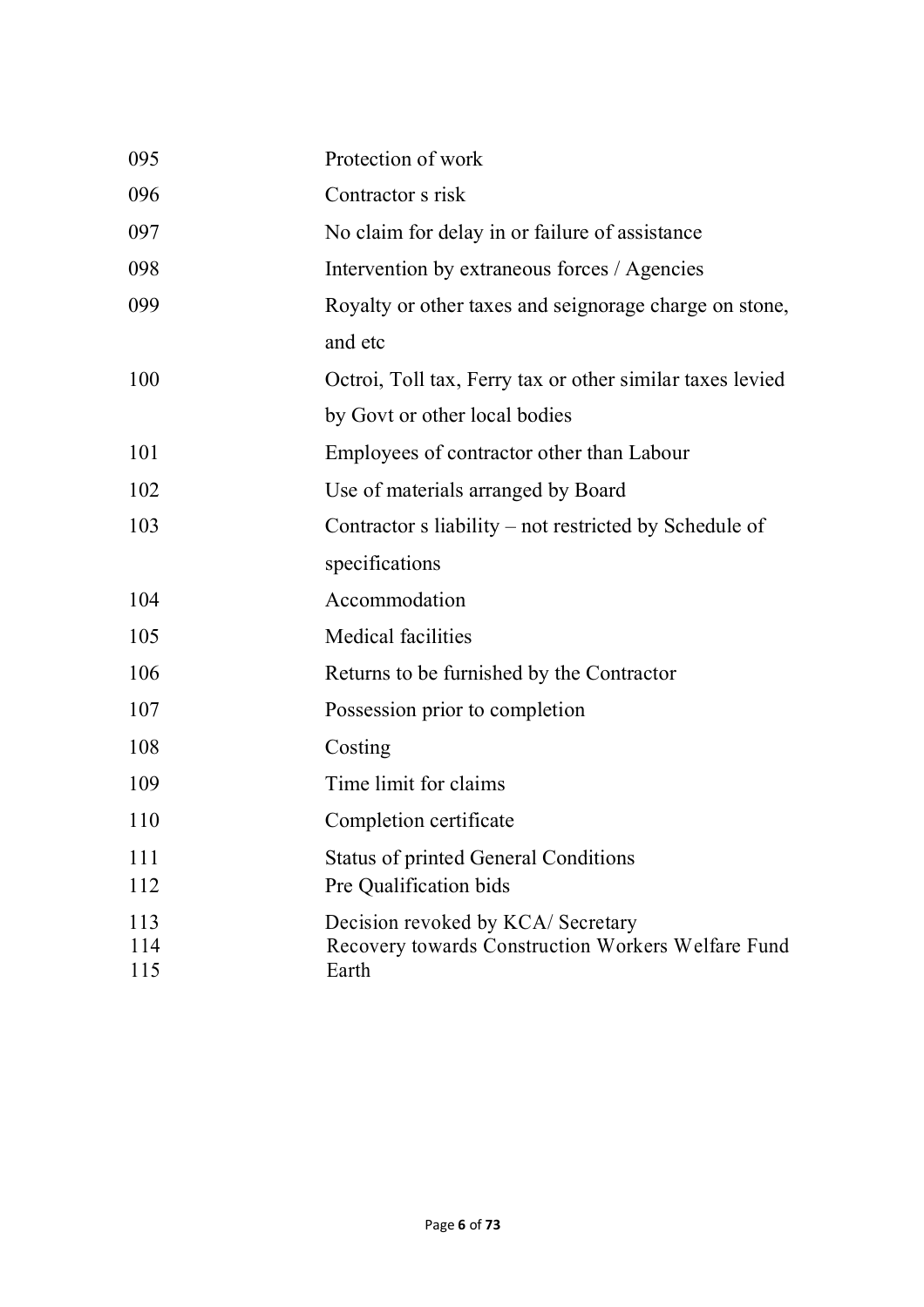| | |
|---|---|
| 095 | Protection of work |
| 096 | Contractor s risk |
| 097 | No claim for delay in or failure of assistance |
| 098 | Intervention by extraneous forces / Agencies |
| 099 | Royalty or other taxes and seignorage charge on stone, and etc |
| 100 | Octroi, Toll tax, Ferry tax or other similar taxes levied by Govt or other local bodies |
| 101 | Employees of contractor other than Labour |
| 102 | Use of materials arranged by Board |
| 103 | Contractor s liability – not restricted by Schedule of specifications |
| 104 | Accommodation |
| 105 | Medical facilities |
| 106 | Returns to be furnished by the Contractor |
| 107 | Possession prior to completion |
| 108 | Costing |
| 109 | Time limit for claims |
| 110 | Completion certificate |
| 111 | Status of printed General Conditions |
| 112 | Pre Qualification bids |
| 113 | Decision revoked by KCA/ Secretary |
| 114 | Recovery towards Construction Workers Welfare Fund |
| 115 | Earth |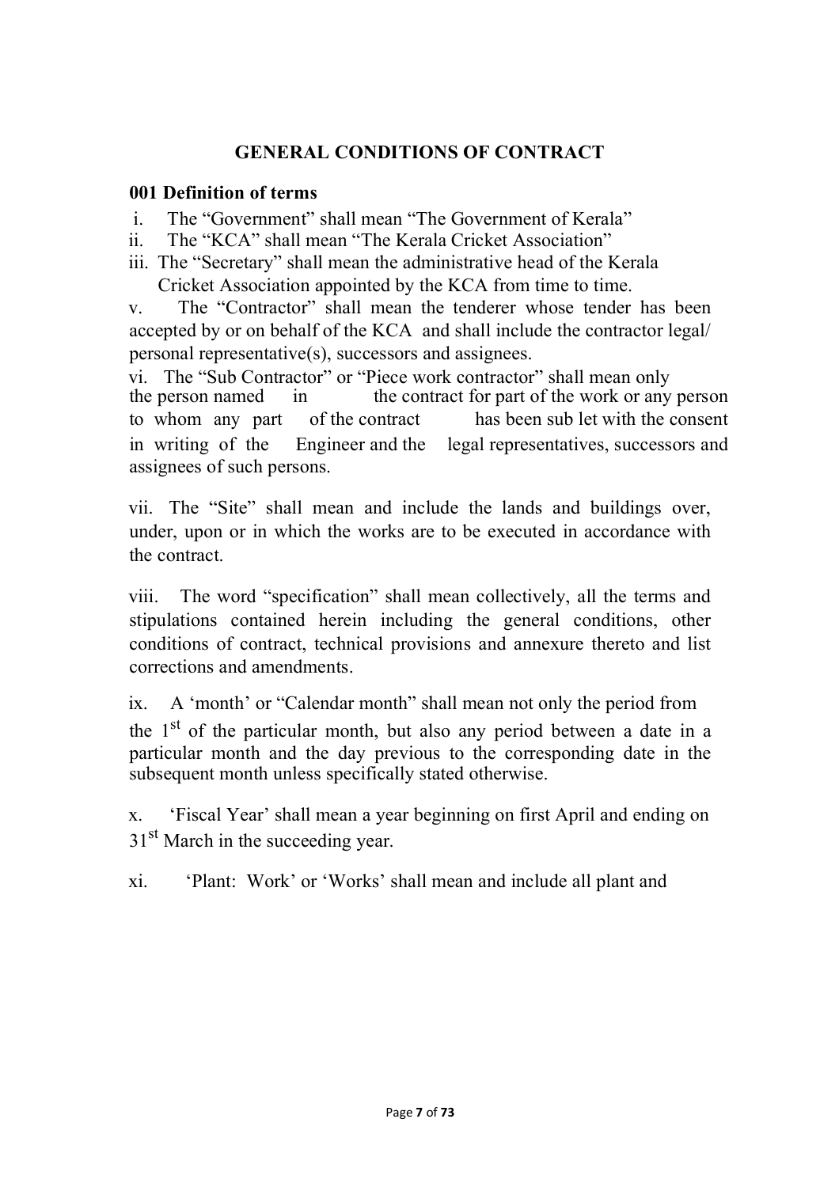## GENERAL CONDITIONS OF CONTRACT

**001 Definition of terms**

i. The "Government" shall mean "The Government of Kerala"

ii. The "KCA" shall mean "The Kerala Cricket Association"

iii. The "Secretary" shall mean the administrative head of the Kerala Cricket Association appointed by the KCA from time to time.

v. The "Contractor" shall mean the tenderer whose tender has been accepted by or on behalf of the KCA and shall include the contractor legal/ personal representative(s), successors and assignees.

vi. The "Sub Contractor" or "Piece work contractor" shall mean only the person named in the contract for part of the work or any person to whom any part of the contract has been sub let with the consent in writing of the Engineer and the legal representatives, successors and assignees of such persons.

vii. The "Site" shall mean and include the lands and buildings over, under, upon or in which the works are to be executed in accordance with the contract.

viii. The word "specification" shall mean collectively, all the terms and stipulations contained herein including the general conditions, other conditions of contract, technical provisions and annexure thereto and list corrections and amendments.

ix. A 'month' or "Calendar month" shall mean not only the period from the 1st of the particular month, but also any period between a date in a particular month and the day previous to the corresponding date in the subsequent month unless specifically stated otherwise.

x. 'Fiscal Year' shall mean a year beginning on first April and ending on 31st March in the succeeding year.

xi. 'Plant: Work' or 'Works' shall mean and include all plant and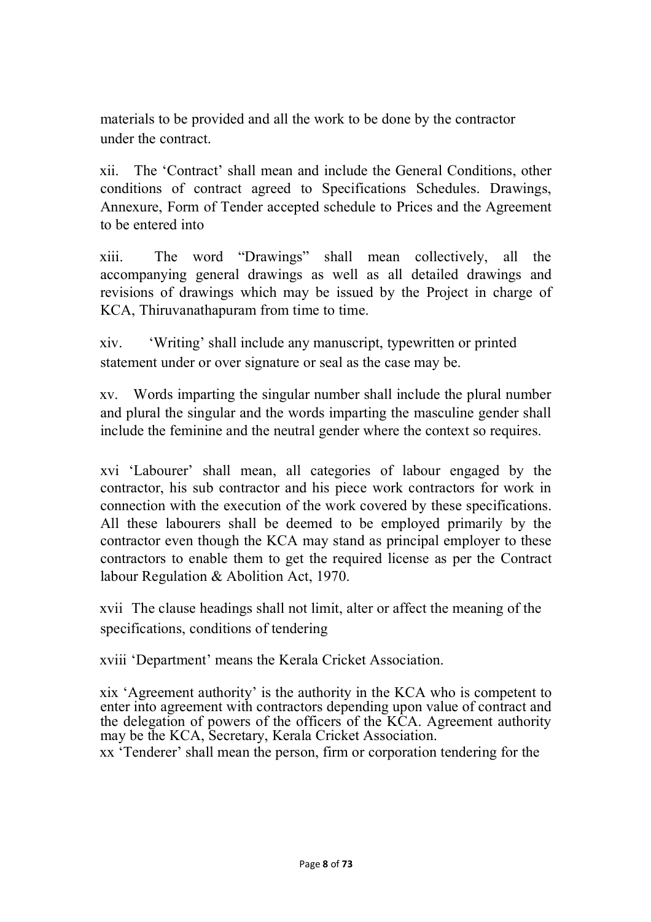materials to be provided and all the work to be done by the contractor under the contract.

xii. The 'Contract' shall mean and include the General Conditions, other conditions of contract agreed to Specifications Schedules. Drawings, Annexure, Form of Tender accepted schedule to Prices and the Agreement to be entered into

xiii. The word "Drawings" shall mean collectively, all the accompanying general drawings as well as all detailed drawings and revisions of drawings which may be issued by the Project in charge of KCA, Thiruvanathapuram from time to time.

xiv. 'Writing' shall include any manuscript, typewritten or printed statement under or over signature or seal as the case may be.

xv. Words imparting the singular number shall include the plural number and plural the singular and the words imparting the masculine gender shall include the feminine and the neutral gender where the context so requires.

xvi 'Labourer' shall mean, all categories of labour engaged by the contractor, his sub contractor and his piece work contractors for work in connection with the execution of the work covered by these specifications. All these labourers shall be deemed to be employed primarily by the contractor even though the KCA may stand as principal employer to these contractors to enable them to get the required license as per the Contract labour Regulation & Abolition Act, 1970.

xvii The clause headings shall not limit, alter or affect the meaning of the specifications, conditions of tendering

xviii 'Department' means the Kerala Cricket Association.

xix 'Agreement authority' is the authority in the KCA who is competent to enter into agreement with contractors depending upon value of contract and the delegation of powers of the officers of the KCA. Agreement authority may be the KCA, Secretary, Kerala Cricket Association.

xx 'Tenderer' shall mean the person, firm or corporation tendering for the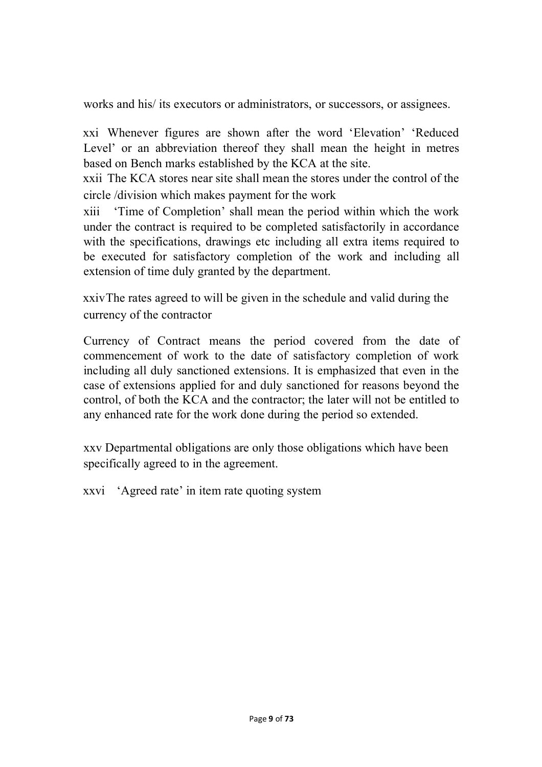works and his/ its executors or administrators, or successors, or assignees.

xxi Whenever figures are shown after the word 'Elevation' 'Reduced Level' or an abbreviation thereof they shall mean the height in metres based on Bench marks established by the KCA at the site.

xxii The KCA stores near site shall mean the stores under the control of the circle /division which makes payment for the work

xiii 'Time of Completion' shall mean the period within which the work under the contract is required to be completed satisfactorily in accordance with the specifications, drawings etc including all extra items required to be executed for satisfactory completion of the work and including all extension of time duly granted by the department.

xxivThe rates agreed to will be given in the schedule and valid during the currency of the contractor

Currency of Contract means the period covered from the date of commencement of work to the date of satisfactory completion of work including all duly sanctioned extensions. It is emphasized that even in the case of extensions applied for and duly sanctioned for reasons beyond the control, of both the KCA and the contractor; the later will not be entitled to any enhanced rate for the work done during the period so extended.

xxv Departmental obligations are only those obligations which have been specifically agreed to in the agreement.

xxvi 'Agreed rate' in item rate quoting system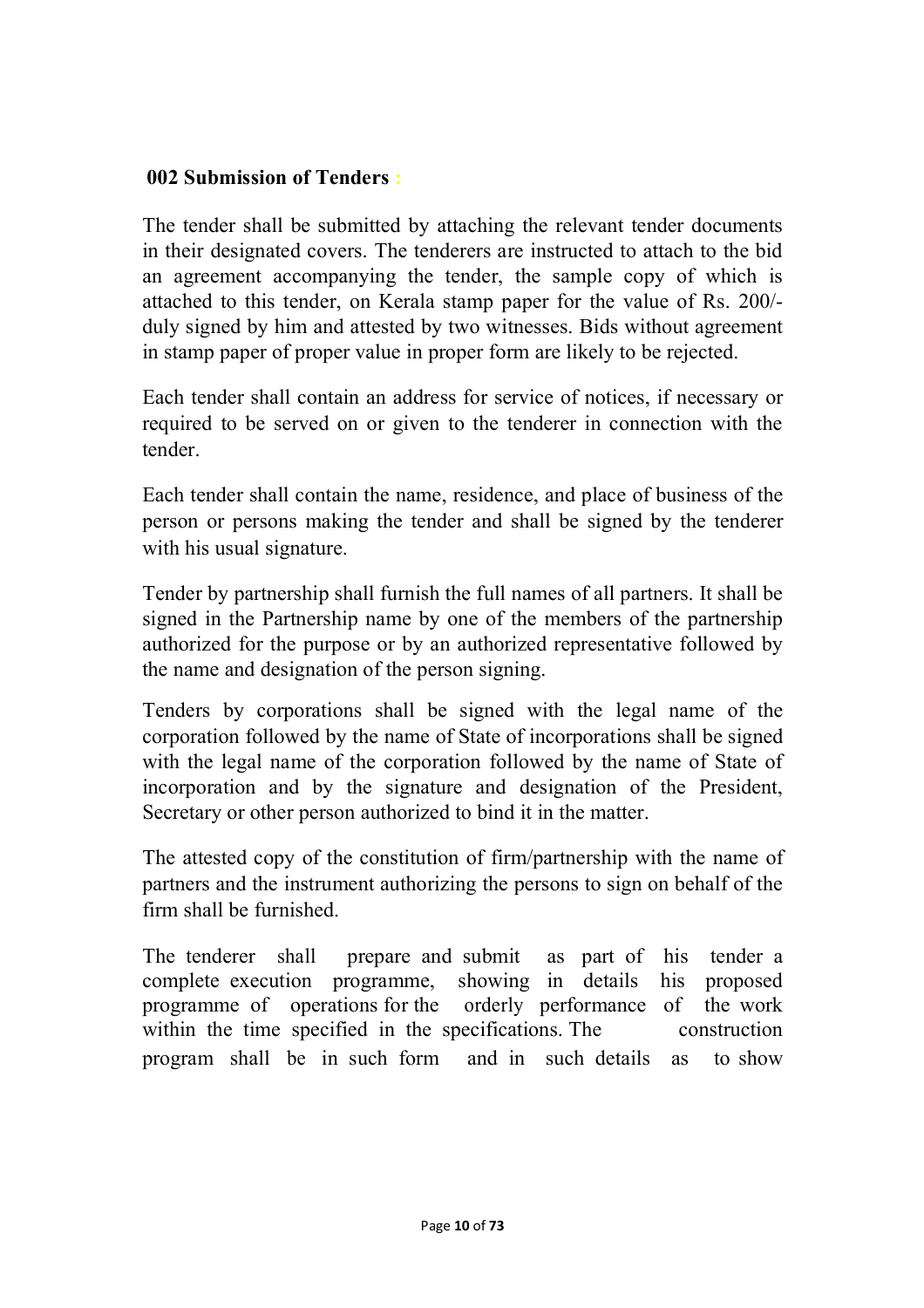**002 Submission of Tenders :**

The tender shall be submitted by attaching the relevant tender documents in their designated covers. The tenderers are instructed to attach to the bid an agreement accompanying the tender, the sample copy of which is attached to this tender, on Kerala stamp paper for the value of Rs. 200/- duly signed by him and attested by two witnesses. Bids without agreement in stamp paper of proper value in proper form are likely to be rejected.

Each tender shall contain an address for service of notices, if necessary or required to be served on or given to the tenderer in connection with the tender.

Each tender shall contain the name, residence, and place of business of the person or persons making the tender and shall be signed by the tenderer with his usual signature.

Tender by partnership shall furnish the full names of all partners. It shall be signed in the Partnership name by one of the members of the partnership authorized for the purpose or by an authorized representative followed by the name and designation of the person signing.

Tenders by corporations shall be signed with the legal name of the corporation followed by the name of State of incorporations shall be signed with the legal name of the corporation followed by the name of State of incorporation and by the signature and designation of the President, Secretary or other person authorized to bind it in the matter.

The attested copy of the constitution of firm/partnership with the name of partners and the instrument authorizing the persons to sign on behalf of the firm shall be furnished.

The tenderer shall prepare and submit as part of his tender a complete execution programme, showing in details his proposed programme of operations for the orderly performance of the work within the time specified in the specifications. The construction program shall be in such form and in such details as to show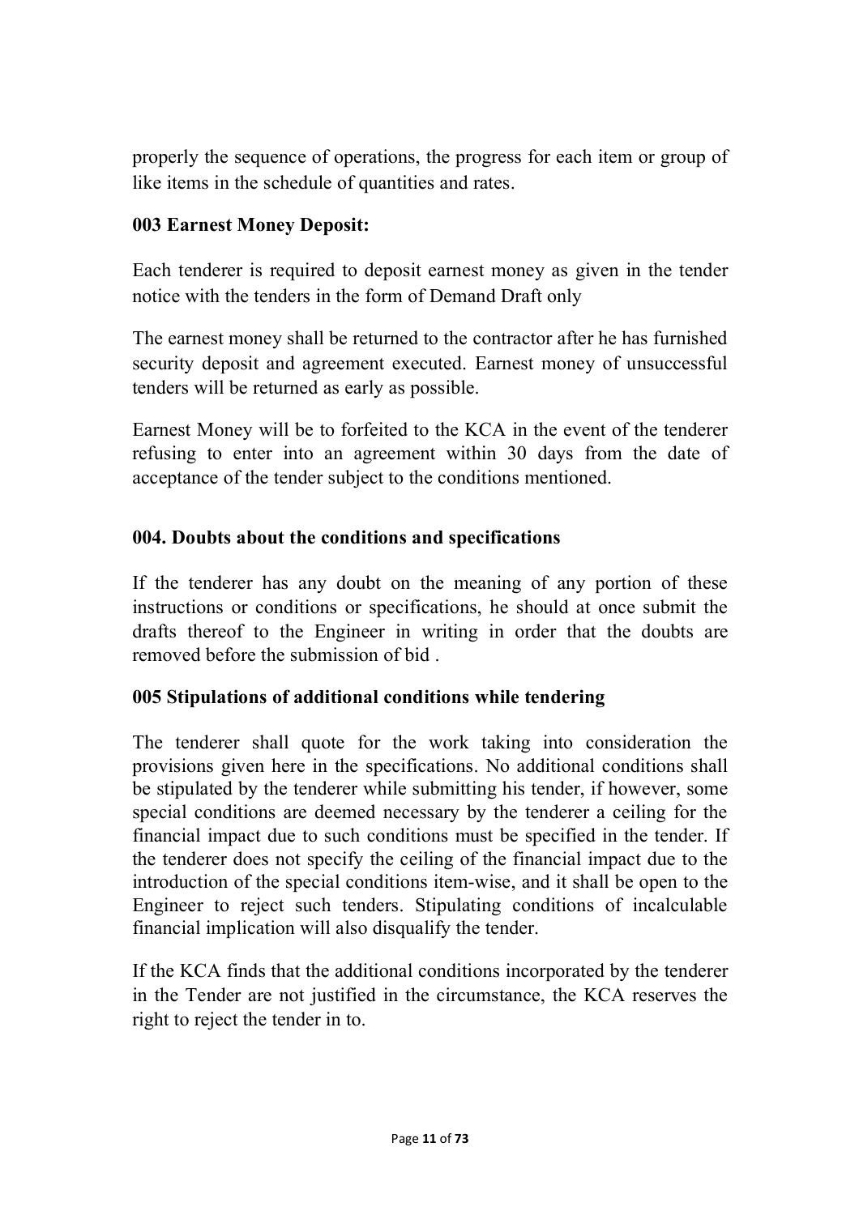properly the sequence of operations, the progress for each item or group of like items in the schedule of quantities and rates.

### 003 Earnest Money Deposit:

Each tenderer is required to deposit earnest money as given in the tender notice with the tenders in the form of Demand Draft only

The earnest money shall be returned to the contractor after he has furnished security deposit and agreement executed. Earnest money of unsuccessful tenders will be returned as early as possible.

Earnest Money will be to forfeited to the KCA in the event of the tenderer refusing to enter into an agreement within 30 days from the date of acceptance of the tender subject to the conditions mentioned.

### 004. Doubts about the conditions and specifications

If the tenderer has any doubt on the meaning of any portion of these instructions or conditions or specifications, he should at once submit the drafts thereof to the Engineer in writing in order that the doubts are removed before the submission of bid .

### 005 Stipulations of additional conditions while tendering

The tenderer shall quote for the work taking into consideration the provisions given here in the specifications. No additional conditions shall be stipulated by the tenderer while submitting his tender, if however, some special conditions are deemed necessary by the tenderer a ceiling for the financial impact due to such conditions must be specified in the tender. If the tenderer does not specify the ceiling of the financial impact due to the introduction of the special conditions item-wise, and it shall be open to the Engineer to reject such tenders. Stipulating conditions of incalculable financial implication will also disqualify the tender.

If the KCA finds that the additional conditions incorporated by the tenderer in the Tender are not justified in the circumstance, the KCA reserves the right to reject the tender in to.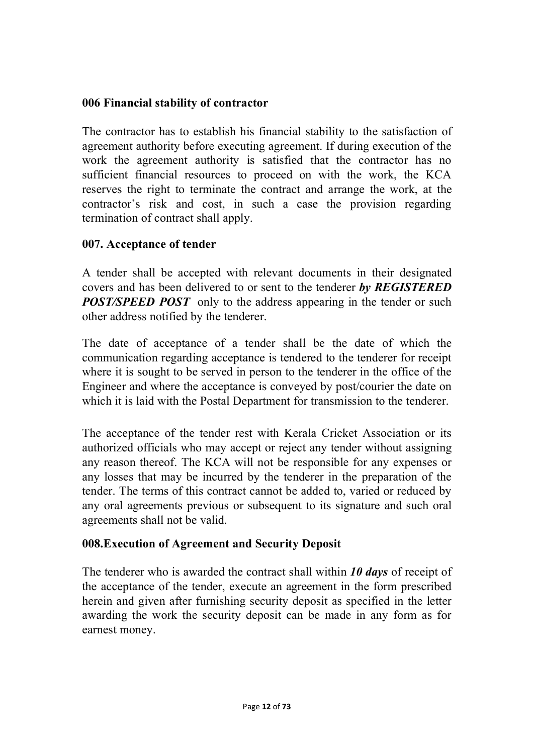### 006 Financial stability of contractor

The contractor has to establish his financial stability to the satisfaction of agreement authority before executing agreement. If during execution of the work the agreement authority is satisfied that the contractor has no sufficient financial resources to proceed on with the work, the KCA reserves the right to terminate the contract and arrange the work, at the contractor's risk and cost, in such a case the provision regarding termination of contract shall apply.

### 007. Acceptance of tender

A tender shall be accepted with relevant documents in their designated covers and has been delivered to or sent to the tenderer ***by REGISTERED POST/SPEED POST*** only to the address appearing in the tender or such other address notified by the tenderer.

The date of acceptance of a tender shall be the date of which the communication regarding acceptance is tendered to the tenderer for receipt where it is sought to be served in person to the tenderer in the office of the Engineer and where the acceptance is conveyed by post/courier the date on which it is laid with the Postal Department for transmission to the tenderer.

The acceptance of the tender rest with Kerala Cricket Association or its authorized officials who may accept or reject any tender without assigning any reason thereof. The KCA will not be responsible for any expenses or any losses that may be incurred by the tenderer in the preparation of the tender. The terms of this contract cannot be added to, varied or reduced by any oral agreements previous or subsequent to its signature and such oral agreements shall not be valid.

### 008.Execution of Agreement and Security Deposit

The tenderer who is awarded the contract shall within ***10 days*** of receipt of the acceptance of the tender, execute an agreement in the form prescribed herein and given after furnishing security deposit as specified in the letter awarding the work the security deposit can be made in any form as for earnest money.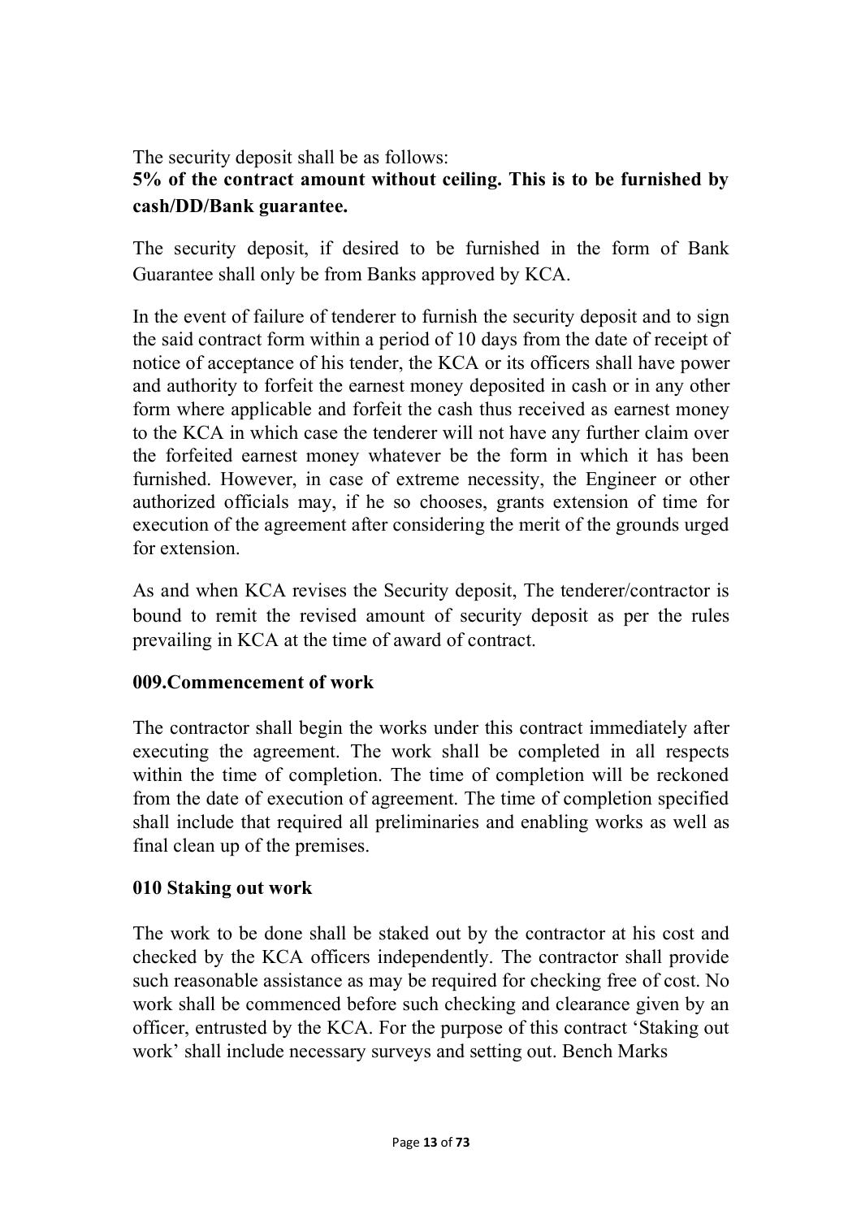The security deposit shall be as follows:

**5% of the contract amount without ceiling. This is to be furnished by cash/DD/Bank guarantee.**

The security deposit, if desired to be furnished in the form of Bank Guarantee shall only be from Banks approved by KCA.

In the event of failure of tenderer to furnish the security deposit and to sign the said contract form within a period of 10 days from the date of receipt of notice of acceptance of his tender, the KCA or its officers shall have power and authority to forfeit the earnest money deposited in cash or in any other form where applicable and forfeit the cash thus received as earnest money to the KCA in which case the tenderer will not have any further claim over the forfeited earnest money whatever be the form in which it has been furnished. However, in case of extreme necessity, the Engineer or other authorized officials may, if he so chooses, grants extension of time for execution of the agreement after considering the merit of the grounds urged for extension.

As and when KCA revises the Security deposit, The tenderer/contractor is bound to remit the revised amount of security deposit as per the rules prevailing in KCA at the time of award of contract.

**009.Commencement of work**

The contractor shall begin the works under this contract immediately after executing the agreement. The work shall be completed in all respects within the time of completion. The time of completion will be reckoned from the date of execution of agreement. The time of completion specified shall include that required all preliminaries and enabling works as well as final clean up of the premises.

**010 Staking out work**

The work to be done shall be staked out by the contractor at his cost and checked by the KCA officers independently. The contractor shall provide such reasonable assistance as may be required for checking free of cost. No work shall be commenced before such checking and clearance given by an officer, entrusted by the KCA. For the purpose of this contract 'Staking out work' shall include necessary surveys and setting out. Bench Marks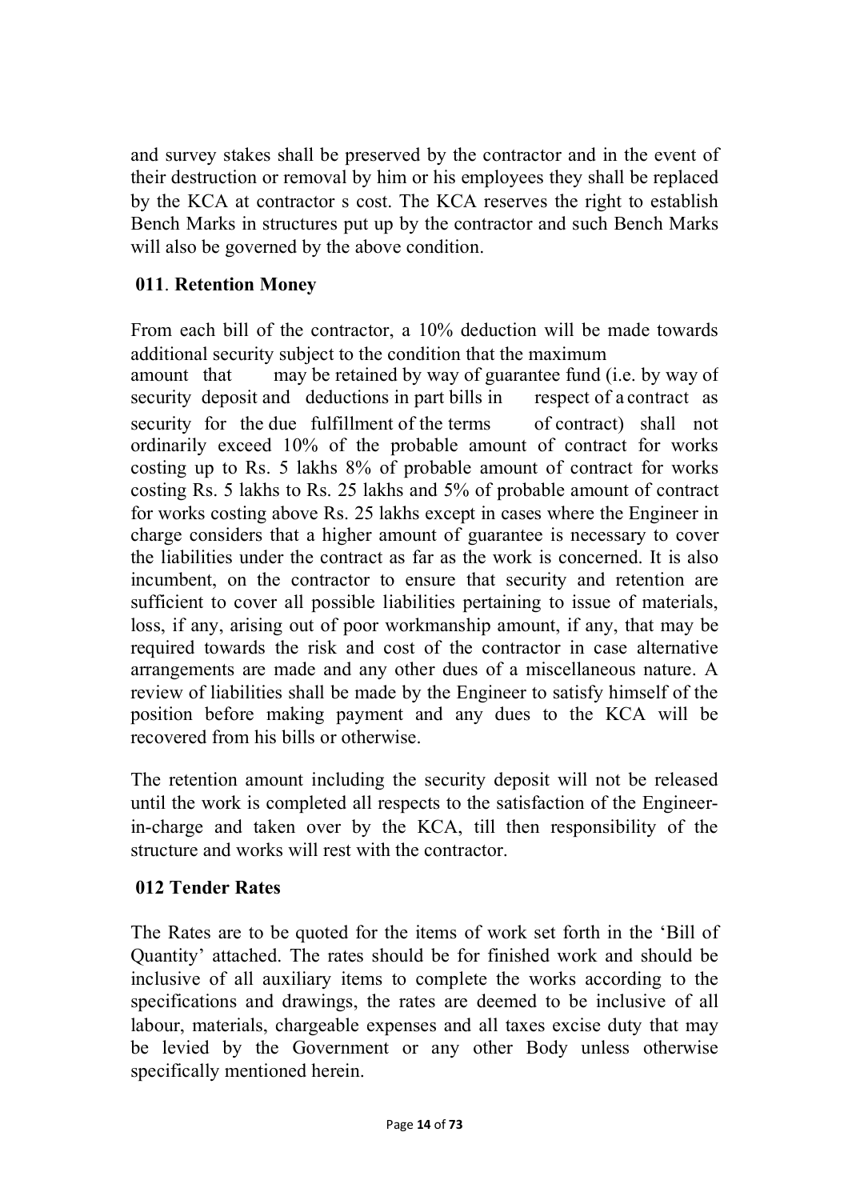and survey stakes shall be preserved by the contractor and in the event of their destruction or removal by him or his employees they shall be replaced by the KCA at contractor s cost. The KCA reserves the right to establish Bench Marks in structures put up by the contractor and such Bench Marks will also be governed by the above condition.

### 011. Retention Money

From each bill of the contractor, a 10% deduction will be made towards additional security subject to the condition that the maximum amount that may be retained by way of guarantee fund (i.e. by way of security deposit and deductions in part bills in respect of a contract as security for the due fulfillment of the terms of contract) shall not ordinarily exceed 10% of the probable amount of contract for works costing up to Rs. 5 lakhs 8% of probable amount of contract for works costing Rs. 5 lakhs to Rs. 25 lakhs and 5% of probable amount of contract for works costing above Rs. 25 lakhs except in cases where the Engineer in charge considers that a higher amount of guarantee is necessary to cover the liabilities under the contract as far as the work is concerned. It is also incumbent, on the contractor to ensure that security and retention are sufficient to cover all possible liabilities pertaining to issue of materials, loss, if any, arising out of poor workmanship amount, if any, that may be required towards the risk and cost of the contractor in case alternative arrangements are made and any other dues of a miscellaneous nature. A review of liabilities shall be made by the Engineer to satisfy himself of the position before making payment and any dues to the KCA will be recovered from his bills or otherwise.

The retention amount including the security deposit will not be released until the work is completed all respects to the satisfaction of the Engineer-in-charge and taken over by the KCA, till then responsibility of the structure and works will rest with the contractor.

### 012 Tender Rates

The Rates are to be quoted for the items of work set forth in the 'Bill of Quantity' attached. The rates should be for finished work and should be inclusive of all auxiliary items to complete the works according to the specifications and drawings, the rates are deemed to be inclusive of all labour, materials, chargeable expenses and all taxes excise duty that may be levied by the Government or any other Body unless otherwise specifically mentioned herein.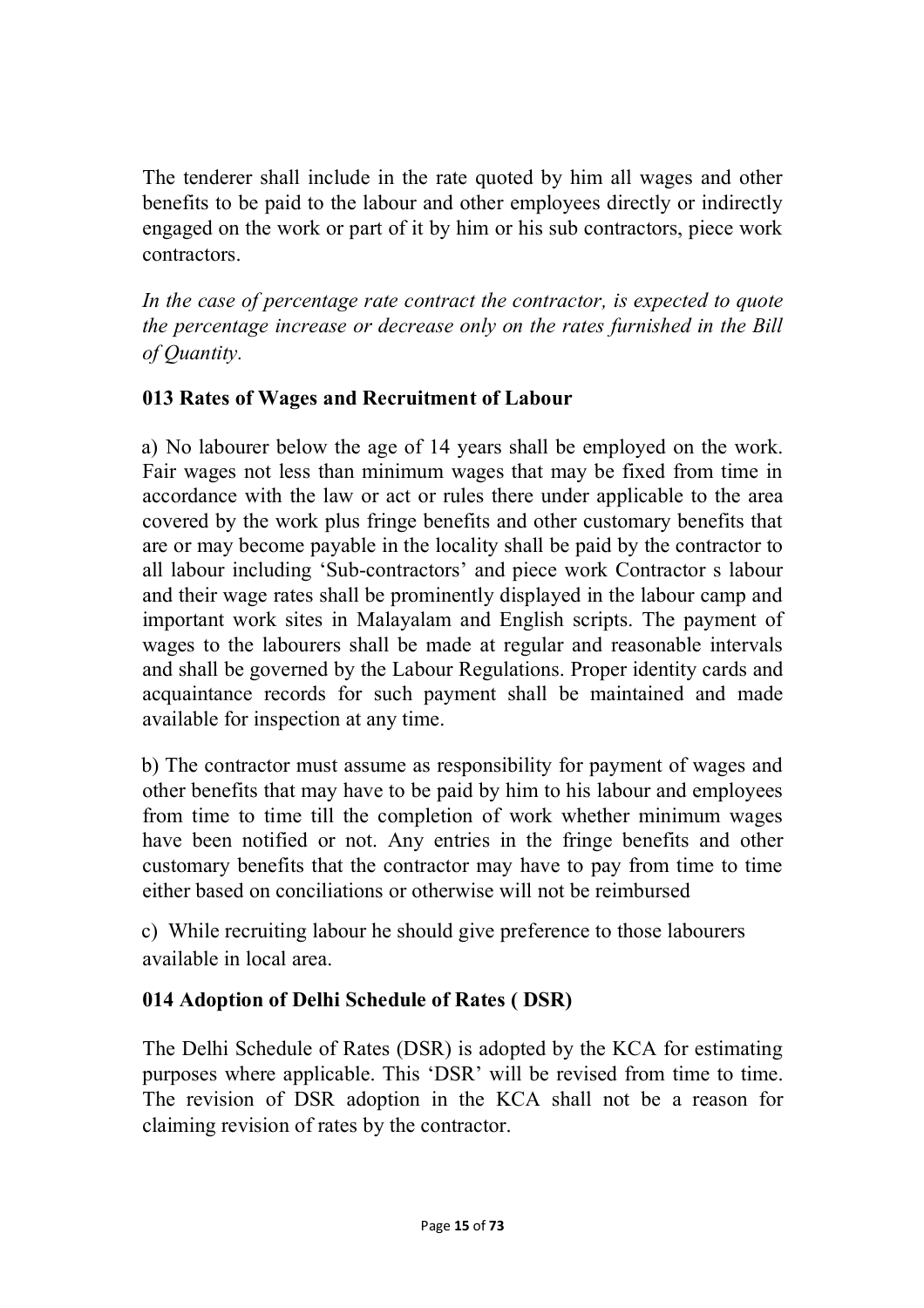The tenderer shall include in the rate quoted by him all wages and other benefits to be paid to the labour and other employees directly or indirectly engaged on the work or part of it by him or his sub contractors, piece work contractors.

*In the case of percentage rate contract the contractor, is expected to quote the percentage increase or decrease only on the rates furnished in the Bill of Quantity.*

**013 Rates of Wages and Recruitment of Labour**

a) No labourer below the age of 14 years shall be employed on the work. Fair wages not less than minimum wages that may be fixed from time in accordance with the law or act or rules there under applicable to the area covered by the work plus fringe benefits and other customary benefits that are or may become payable in the locality shall be paid by the contractor to all labour including 'Sub-contractors' and piece work Contractor s labour and their wage rates shall be prominently displayed in the labour camp and important work sites in Malayalam and English scripts. The payment of wages to the labourers shall be made at regular and reasonable intervals and shall be governed by the Labour Regulations. Proper identity cards and acquaintance records for such payment shall be maintained and made available for inspection at any time.

b) The contractor must assume as responsibility for payment of wages and other benefits that may have to be paid by him to his labour and employees from time to time till the completion of work whether minimum wages have been notified or not. Any entries in the fringe benefits and other customary benefits that the contractor may have to pay from time to time either based on conciliations or otherwise will not be reimbursed

c) While recruiting labour he should give preference to those labourers available in local area.

**014 Adoption of Delhi Schedule of Rates ( DSR)**

The Delhi Schedule of Rates (DSR) is adopted by the KCA for estimating purposes where applicable. This 'DSR' will be revised from time to time. The revision of DSR adoption in the KCA shall not be a reason for claiming revision of rates by the contractor.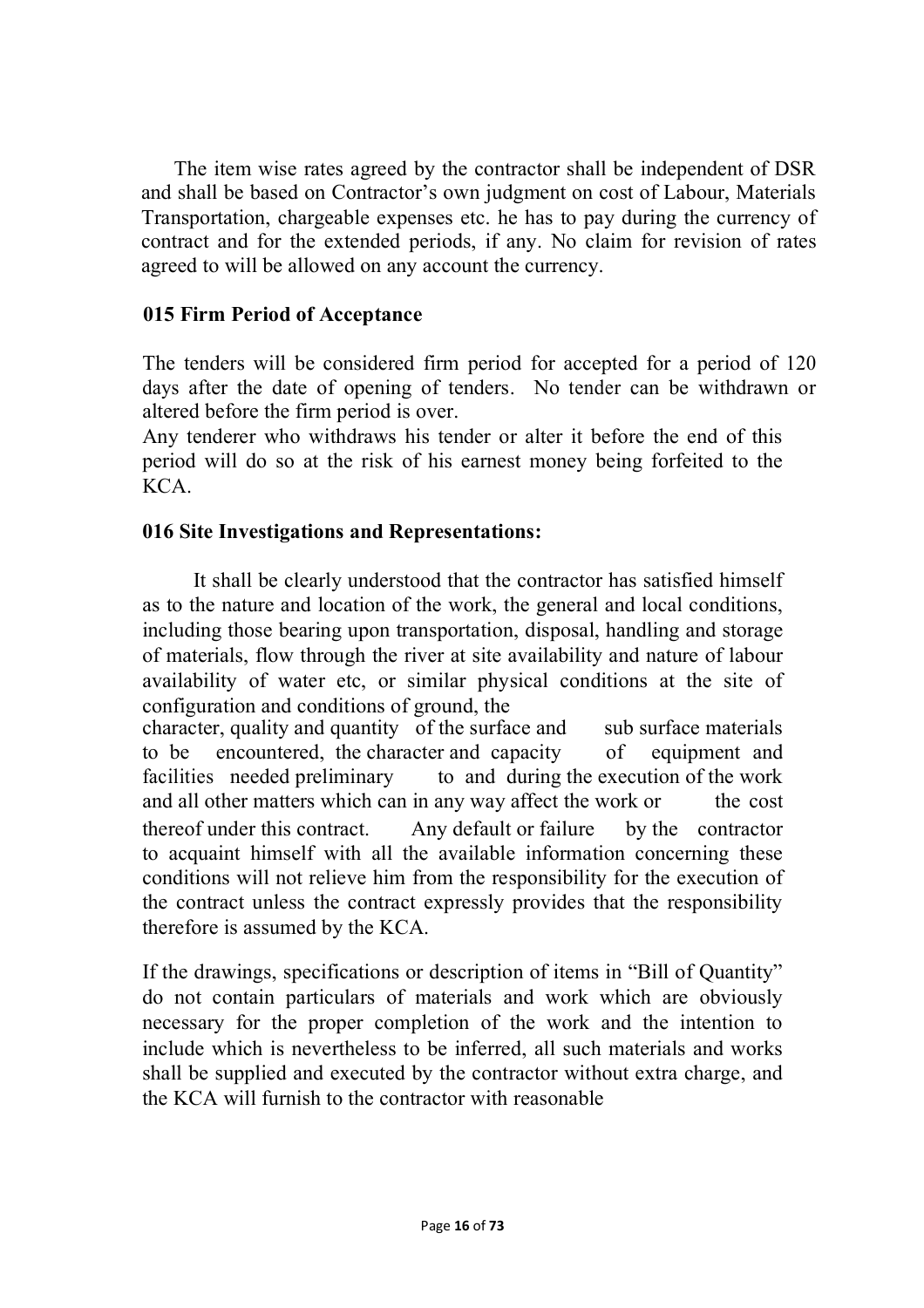The item wise rates agreed by the contractor shall be independent of DSR and shall be based on Contractor's own judgment on cost of Labour, Materials Transportation, chargeable expenses etc. he has to pay during the currency of contract and for the extended periods, if any. No claim for revision of rates agreed to will be allowed on any account the currency.

**015 Firm Period of Acceptance**

The tenders will be considered firm period for accepted for a period of 120 days after the date of opening of tenders. No tender can be withdrawn or altered before the firm period is over.

Any tenderer who withdraws his tender or alter it before the end of this period will do so at the risk of his earnest money being forfeited to the KCA.

**016 Site Investigations and Representations:**

It shall be clearly understood that the contractor has satisfied himself as to the nature and location of the work, the general and local conditions, including those bearing upon transportation, disposal, handling and storage of materials, flow through the river at site availability and nature of labour availability of water etc, or similar physical conditions at the site of configuration and conditions of ground, the character, quality and quantity of the surface and sub surface materials to be encountered, the character and capacity of equipment and facilities needed preliminary to and during the execution of the work and all other matters which can in any way affect the work or the cost thereof under this contract. Any default or failure by the contractor to acquaint himself with all the available information concerning these conditions will not relieve him from the responsibility for the execution of the contract unless the contract expressly provides that the responsibility therefore is assumed by the KCA.

If the drawings, specifications or description of items in "Bill of Quantity" do not contain particulars of materials and work which are obviously necessary for the proper completion of the work and the intention to include which is nevertheless to be inferred, all such materials and works shall be supplied and executed by the contractor without extra charge, and the KCA will furnish to the contractor with reasonable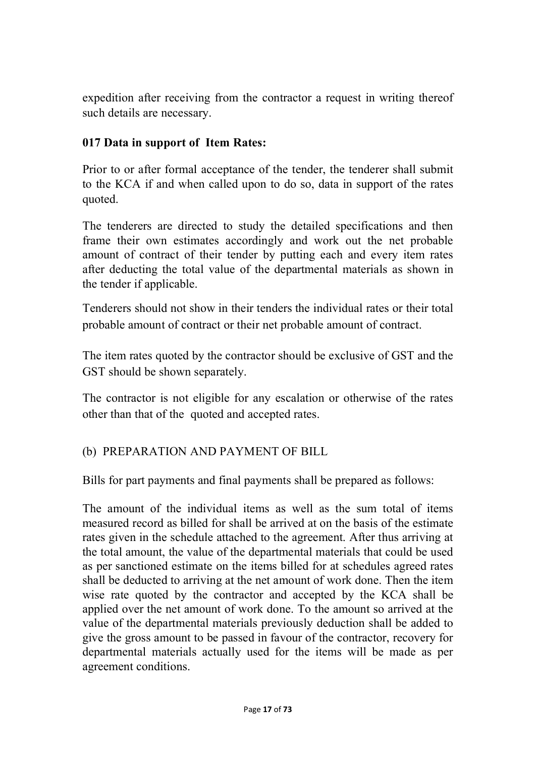expedition after receiving from the contractor a request in writing thereof such details are necessary.

**017 Data in support of Item Rates:**

Prior to or after formal acceptance of the tender, the tenderer shall submit to the KCA if and when called upon to do so, data in support of the rates quoted.

The tenderers are directed to study the detailed specifications and then frame their own estimates accordingly and work out the net probable amount of contract of their tender by putting each and every item rates after deducting the total value of the departmental materials as shown in the tender if applicable.

Tenderers should not show in their tenders the individual rates or their total probable amount of contract or their net probable amount of contract.

The item rates quoted by the contractor should be exclusive of GST and the GST should be shown separately.

The contractor is not eligible for any escalation or otherwise of the rates other than that of the quoted and accepted rates.

(b) PREPARATION AND PAYMENT OF BILL

Bills for part payments and final payments shall be prepared as follows:

The amount of the individual items as well as the sum total of items measured record as billed for shall be arrived at on the basis of the estimate rates given in the schedule attached to the agreement. After thus arriving at the total amount, the value of the departmental materials that could be used as per sanctioned estimate on the items billed for at schedules agreed rates shall be deducted to arriving at the net amount of work done. Then the item wise rate quoted by the contractor and accepted by the KCA shall be applied over the net amount of work done. To the amount so arrived at the value of the departmental materials previously deduction shall be added to give the gross amount to be passed in favour of the contractor, recovery for departmental materials actually used for the items will be made as per agreement conditions.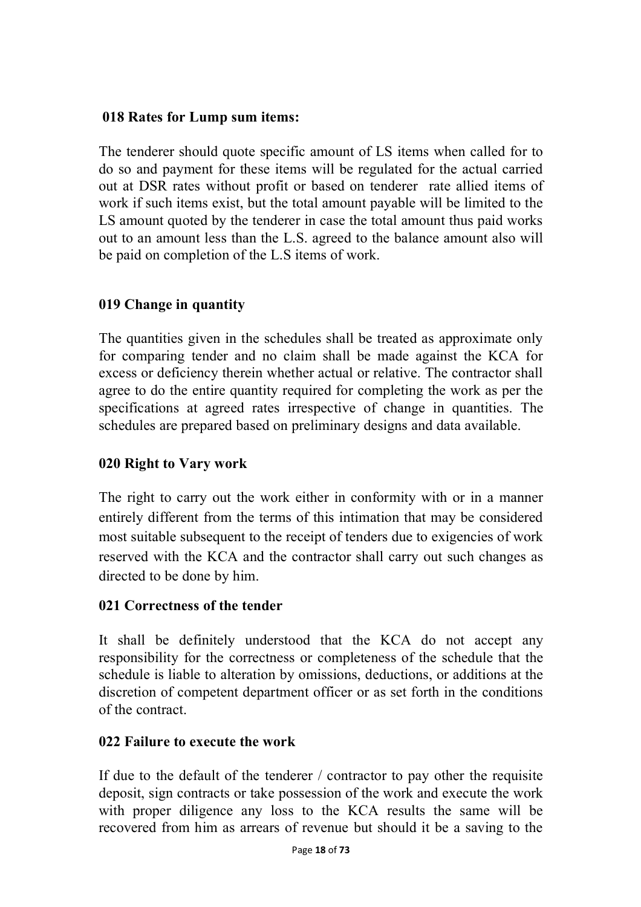**018 Rates for Lump sum items:**

The tenderer should quote specific amount of LS items when called for to do so and payment for these items will be regulated for the actual carried out at DSR rates without profit or based on tenderer rate allied items of work if such items exist, but the total amount payable will be limited to the LS amount quoted by the tenderer in case the total amount thus paid works out to an amount less than the L.S. agreed to the balance amount also will be paid on completion of the L.S items of work.

**019 Change in quantity**

The quantities given in the schedules shall be treated as approximate only for comparing tender and no claim shall be made against the KCA for excess or deficiency therein whether actual or relative. The contractor shall agree to do the entire quantity required for completing the work as per the specifications at agreed rates irrespective of change in quantities. The schedules are prepared based on preliminary designs and data available.

**020 Right to Vary work**

The right to carry out the work either in conformity with or in a manner entirely different from the terms of this intimation that may be considered most suitable subsequent to the receipt of tenders due to exigencies of work reserved with the KCA and the contractor shall carry out such changes as directed to be done by him.

**021 Correctness of the tender**

It shall be definitely understood that the KCA do not accept any responsibility for the correctness or completeness of the schedule that the schedule is liable to alteration by omissions, deductions, or additions at the discretion of competent department officer or as set forth in the conditions of the contract.

**022 Failure to execute the work**

If due to the default of the tenderer / contractor to pay other the requisite deposit, sign contracts or take possession of the work and execute the work with proper diligence any loss to the KCA results the same will be recovered from him as arrears of revenue but should it be a saving to the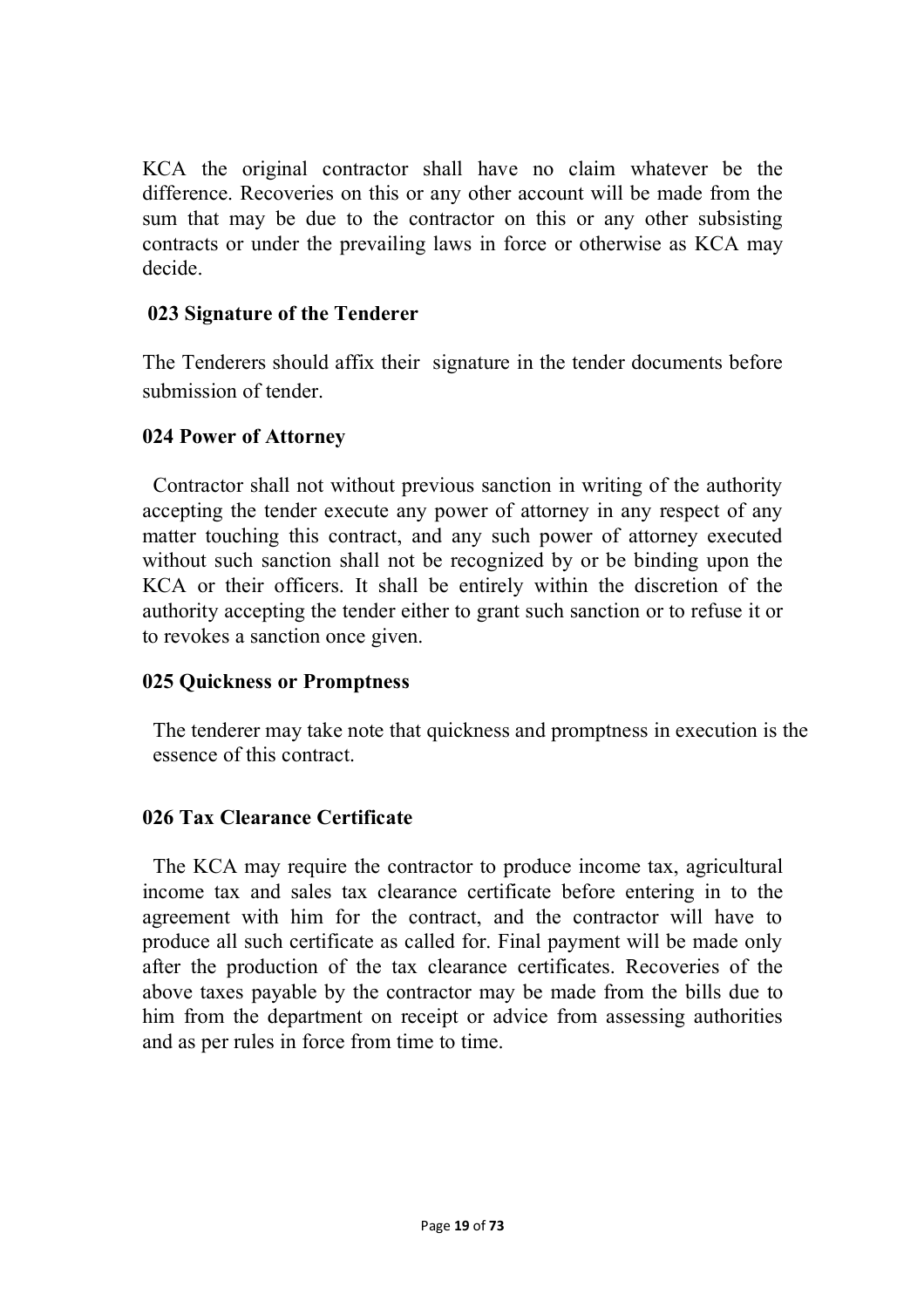KCA the original contractor shall have no claim whatever be the difference. Recoveries on this or any other account will be made from the sum that may be due to the contractor on this or any other subsisting contracts or under the prevailing laws in force or otherwise as KCA may decide.

**023 Signature of the Tenderer**

The Tenderers should affix their signature in the tender documents before submission of tender.

**024 Power of Attorney**

Contractor shall not without previous sanction in writing of the authority accepting the tender execute any power of attorney in any respect of any matter touching this contract, and any such power of attorney executed without such sanction shall not be recognized by or be binding upon the KCA or their officers. It shall be entirely within the discretion of the authority accepting the tender either to grant such sanction or to refuse it or to revokes a sanction once given.

**025 Quickness or Promptness**

The tenderer may take note that quickness and promptness in execution is the essence of this contract.

**026 Tax Clearance Certificate**

The KCA may require the contractor to produce income tax, agricultural income tax and sales tax clearance certificate before entering in to the agreement with him for the contract, and the contractor will have to produce all such certificate as called for. Final payment will be made only after the production of the tax clearance certificates. Recoveries of the above taxes payable by the contractor may be made from the bills due to him from the department on receipt or advice from assessing authorities and as per rules in force from time to time.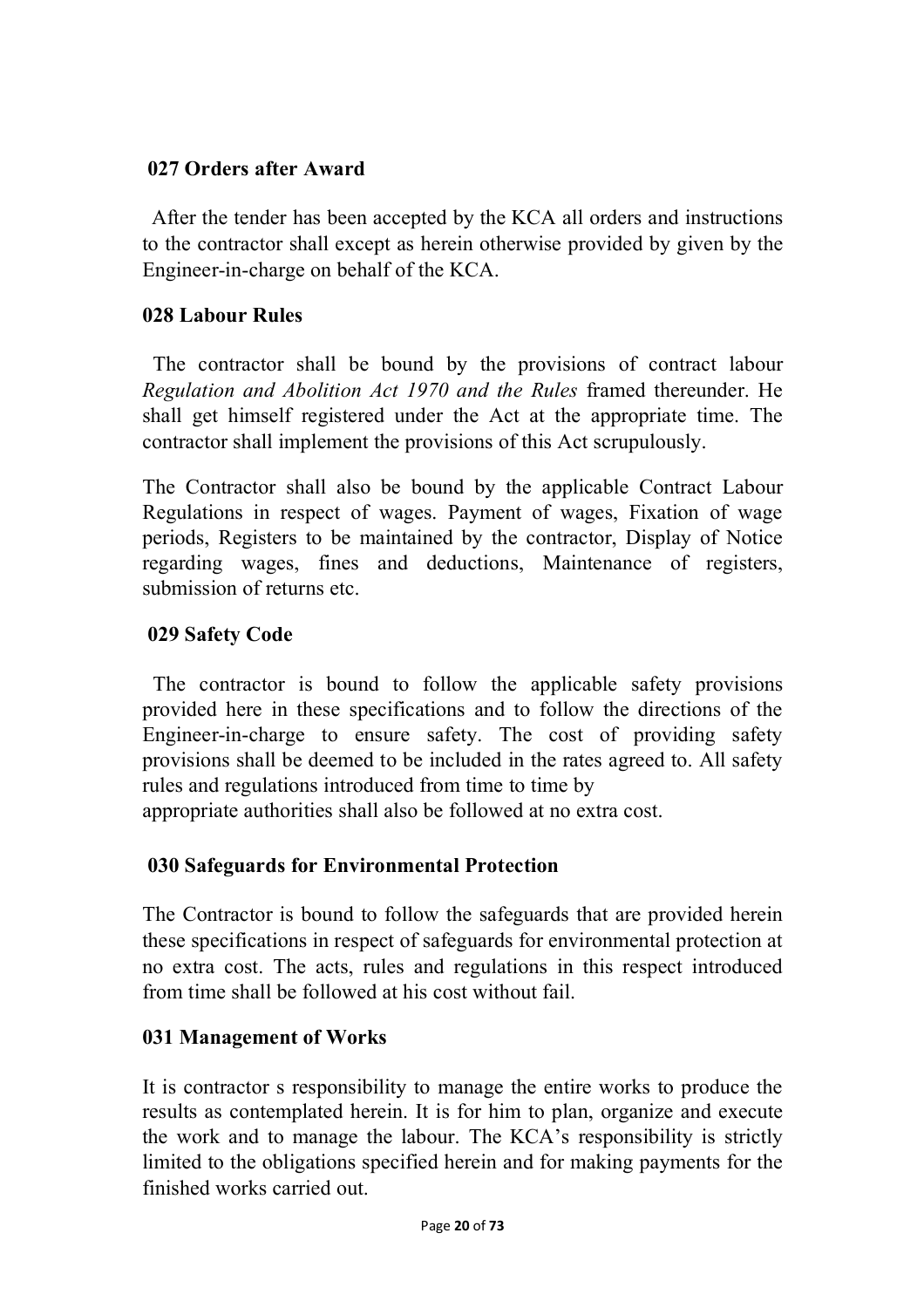**027 Orders after Award**

After the tender has been accepted by the KCA all orders and instructions to the contractor shall except as herein otherwise provided by given by the Engineer-in-charge on behalf of the KCA.

**028 Labour Rules**

The contractor shall be bound by the provisions of contract labour *Regulation and Abolition Act 1970 and the Rules* framed thereunder. He shall get himself registered under the Act at the appropriate time. The contractor shall implement the provisions of this Act scrupulously.

The Contractor shall also be bound by the applicable Contract Labour Regulations in respect of wages. Payment of wages, Fixation of wage periods, Registers to be maintained by the contractor, Display of Notice regarding wages, fines and deductions, Maintenance of registers, submission of returns etc.

**029 Safety Code**

The contractor is bound to follow the applicable safety provisions provided here in these specifications and to follow the directions of the Engineer-in-charge to ensure safety. The cost of providing safety provisions shall be deemed to be included in the rates agreed to. All safety rules and regulations introduced from time to time by appropriate authorities shall also be followed at no extra cost.

**030 Safeguards for Environmental Protection**

The Contractor is bound to follow the safeguards that are provided herein these specifications in respect of safeguards for environmental protection at no extra cost. The acts, rules and regulations in this respect introduced from time shall be followed at his cost without fail.

**031 Management of Works**

It is contractor s responsibility to manage the entire works to produce the results as contemplated herein. It is for him to plan, organize and execute the work and to manage the labour. The KCA's responsibility is strictly limited to the obligations specified herein and for making payments for the finished works carried out.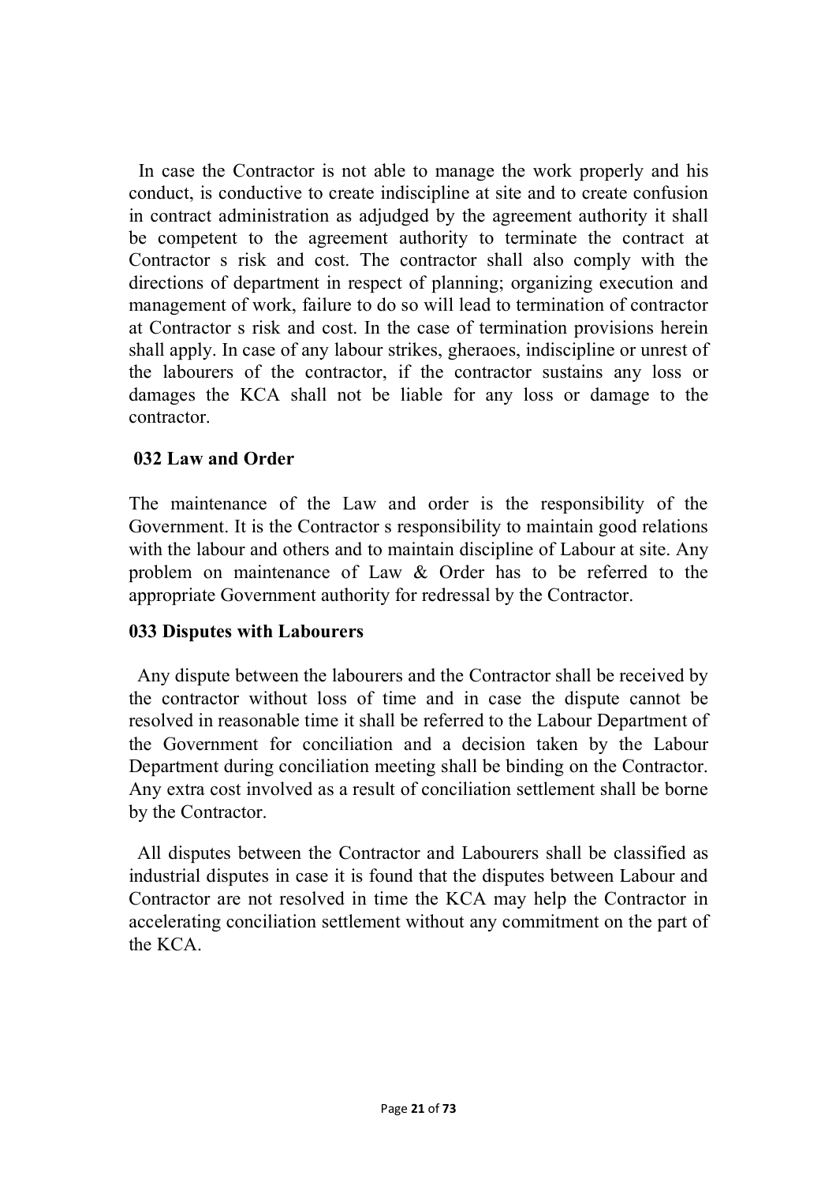In case the Contractor is not able to manage the work properly and his conduct, is conductive to create indiscipline at site and to create confusion in contract administration as adjudged by the agreement authority it shall be competent to the agreement authority to terminate the contract at Contractor s risk and cost. The contractor shall also comply with the directions of department in respect of planning; organizing execution and management of work, failure to do so will lead to termination of contractor at Contractor s risk and cost. In the case of termination provisions herein shall apply. In case of any labour strikes, gheraoes, indiscipline or unrest of the labourers of the contractor, if the contractor sustains any loss or damages the KCA shall not be liable for any loss or damage to the contractor.

**032 Law and Order**

The maintenance of the Law and order is the responsibility of the Government. It is the Contractor s responsibility to maintain good relations with the labour and others and to maintain discipline of Labour at site. Any problem on maintenance of Law & Order has to be referred to the appropriate Government authority for redressal by the Contractor.

**033 Disputes with Labourers**

Any dispute between the labourers and the Contractor shall be received by the contractor without loss of time and in case the dispute cannot be resolved in reasonable time it shall be referred to the Labour Department of the Government for conciliation and a decision taken by the Labour Department during conciliation meeting shall be binding on the Contractor. Any extra cost involved as a result of conciliation settlement shall be borne by the Contractor.

All disputes between the Contractor and Labourers shall be classified as industrial disputes in case it is found that the disputes between Labour and Contractor are not resolved in time the KCA may help the Contractor in accelerating conciliation settlement without any commitment on the part of the KCA.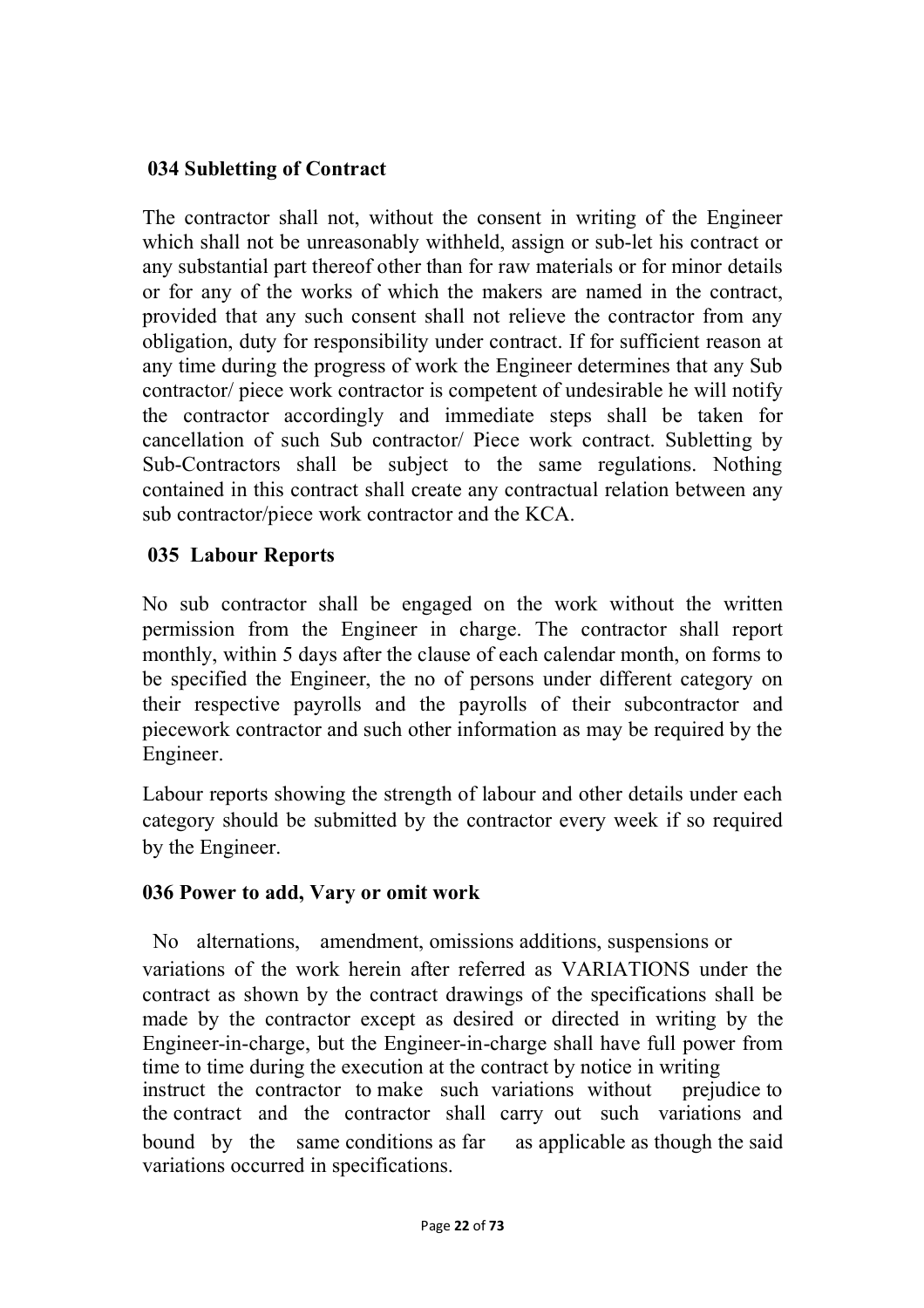### 034 Subletting of Contract

The contractor shall not, without the consent in writing of the Engineer which shall not be unreasonably withheld, assign or sub-let his contract or any substantial part thereof other than for raw materials or for minor details or for any of the works of which the makers are named in the contract, provided that any such consent shall not relieve the contractor from any obligation, duty for responsibility under contract. If for sufficient reason at any time during the progress of work the Engineer determines that any Sub contractor/ piece work contractor is competent of undesirable he will notify the contractor accordingly and immediate steps shall be taken for cancellation of such Sub contractor/ Piece work contract. Subletting by Sub-Contractors shall be subject to the same regulations. Nothing contained in this contract shall create any contractual relation between any sub contractor/piece work contractor and the KCA.

### 035 Labour Reports

No sub contractor shall be engaged on the work without the written permission from the Engineer in charge. The contractor shall report monthly, within 5 days after the clause of each calendar month, on forms to be specified the Engineer, the no of persons under different category on their respective payrolls and the payrolls of their subcontractor and piecework contractor and such other information as may be required by the Engineer.

Labour reports showing the strength of labour and other details under each category should be submitted by the contractor every week if so required by the Engineer.

### 036 Power to add, Vary or omit work

No alternations, amendment, omissions additions, suspensions or variations of the work herein after referred as VARIATIONS under the contract as shown by the contract drawings of the specifications shall be made by the contractor except as desired or directed in writing by the Engineer-in-charge, but the Engineer-in-charge shall have full power from time to time during the execution at the contract by notice in writing instruct the contractor to make such variations without prejudice to the contract and the contractor shall carry out such variations and bound by the same conditions as far as applicable as though the said variations occurred in specifications.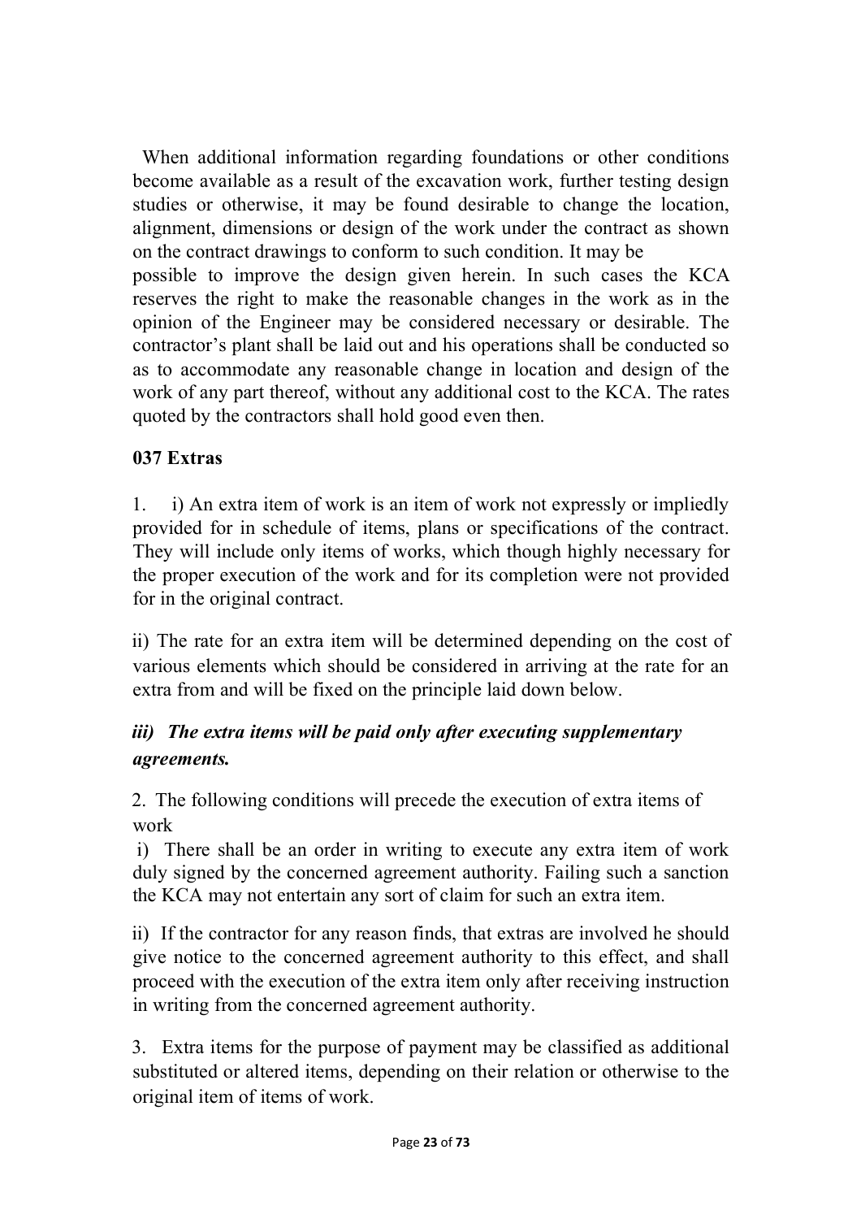When additional information regarding foundations or other conditions become available as a result of the excavation work, further testing design studies or otherwise, it may be found desirable to change the location, alignment, dimensions or design of the work under the contract as shown on the contract drawings to conform to such condition. It may be possible to improve the design given herein. In such cases the KCA reserves the right to make the reasonable changes in the work as in the opinion of the Engineer may be considered necessary or desirable. The contractor's plant shall be laid out and his operations shall be conducted so as to accommodate any reasonable change in location and design of the work of any part thereof, without any additional cost to the KCA. The rates quoted by the contractors shall hold good even then.

**037 Extras**

1. i) An extra item of work is an item of work not expressly or impliedly provided for in schedule of items, plans or specifications of the contract. They will include only items of works, which though highly necessary for the proper execution of the work and for its completion were not provided for in the original contract.

ii) The rate for an extra item will be determined depending on the cost of various elements which should be considered in arriving at the rate for an extra from and will be fixed on the principle laid down below.

***iii) The extra items will be paid only after executing supplementary agreements.***

2. The following conditions will precede the execution of extra items of work

i) There shall be an order in writing to execute any extra item of work duly signed by the concerned agreement authority. Failing such a sanction the KCA may not entertain any sort of claim for such an extra item.

ii) If the contractor for any reason finds, that extras are involved he should give notice to the concerned agreement authority to this effect, and shall proceed with the execution of the extra item only after receiving instruction in writing from the concerned agreement authority.

3. Extra items for the purpose of payment may be classified as additional substituted or altered items, depending on their relation or otherwise to the original item of items of work.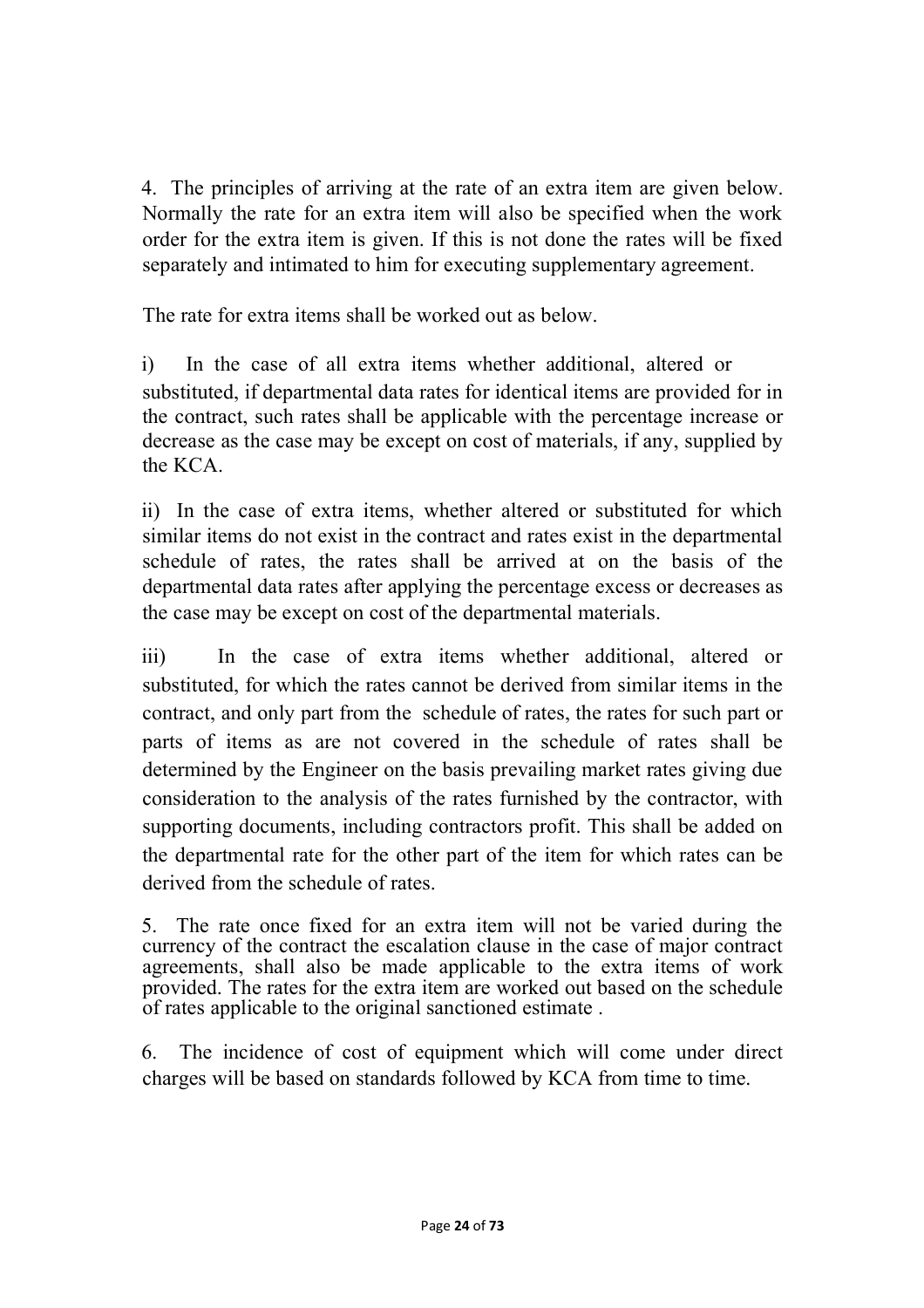4. The principles of arriving at the rate of an extra item are given below. Normally the rate for an extra item will also be specified when the work order for the extra item is given. If this is not done the rates will be fixed separately and intimated to him for executing supplementary agreement.

The rate for extra items shall be worked out as below.

i) In the case of all extra items whether additional, altered or substituted, if departmental data rates for identical items are provided for in the contract, such rates shall be applicable with the percentage increase or decrease as the case may be except on cost of materials, if any, supplied by the KCA.

ii) In the case of extra items, whether altered or substituted for which similar items do not exist in the contract and rates exist in the departmental schedule of rates, the rates shall be arrived at on the basis of the departmental data rates after applying the percentage excess or decreases as the case may be except on cost of the departmental materials.

iii) In the case of extra items whether additional, altered or substituted, for which the rates cannot be derived from similar items in the contract, and only part from the schedule of rates, the rates for such part or parts of items as are not covered in the schedule of rates shall be determined by the Engineer on the basis prevailing market rates giving due consideration to the analysis of the rates furnished by the contractor, with supporting documents, including contractors profit. This shall be added on the departmental rate for the other part of the item for which rates can be derived from the schedule of rates.

5. The rate once fixed for an extra item will not be varied during the currency of the contract the escalation clause in the case of major contract agreements, shall also be made applicable to the extra items of work provided. The rates for the extra item are worked out based on the schedule of rates applicable to the original sanctioned estimate .

6. The incidence of cost of equipment which will come under direct charges will be based on standards followed by KCA from time to time.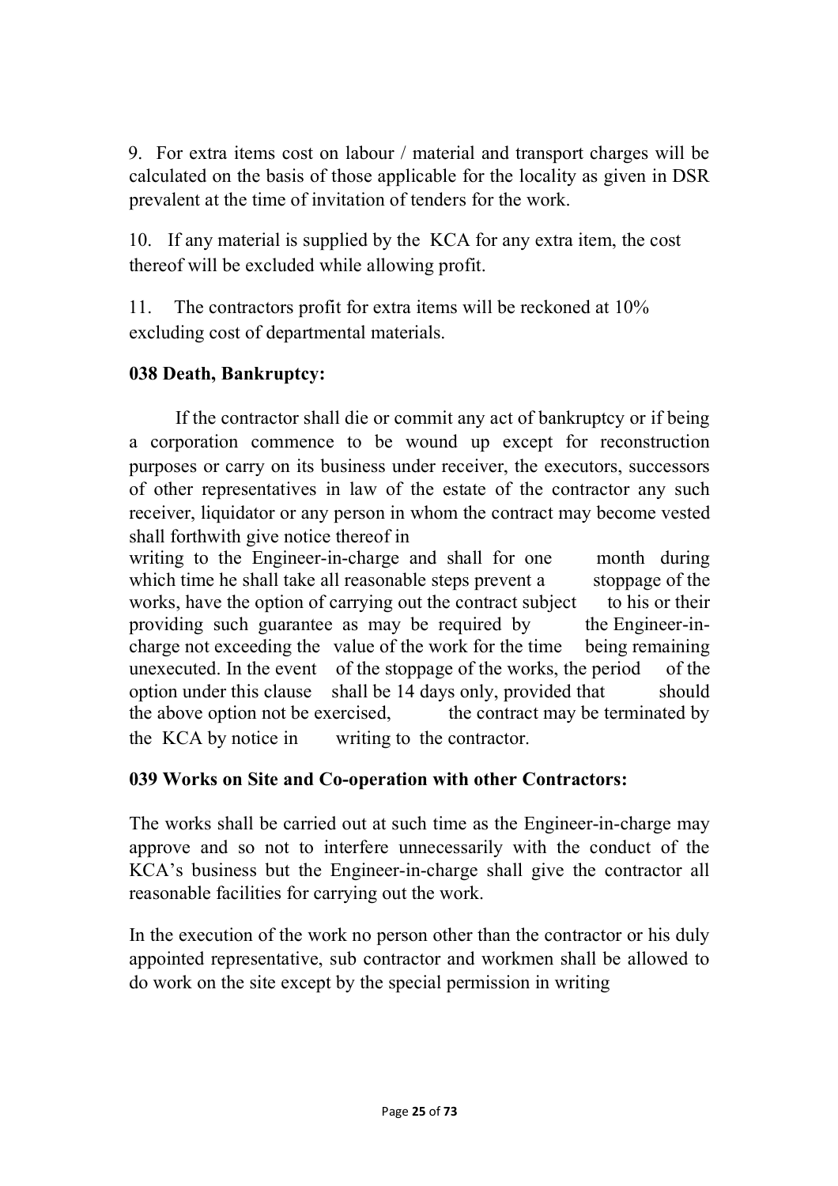9. For extra items cost on labour / material and transport charges will be calculated on the basis of those applicable for the locality as given in DSR prevalent at the time of invitation of tenders for the work.

10. If any material is supplied by the KCA for any extra item, the cost thereof will be excluded while allowing profit.

11. The contractors profit for extra items will be reckoned at 10% excluding cost of departmental materials.

**038 Death, Bankruptcy:**

If the contractor shall die or commit any act of bankruptcy or if being a corporation commence to be wound up except for reconstruction purposes or carry on its business under receiver, the executors, successors of other representatives in law of the estate of the contractor any such receiver, liquidator or any person in whom the contract may become vested shall forthwith give notice thereof in writing to the Engineer-in-charge and shall for one month during which time he shall take all reasonable steps prevent a stoppage of the works, have the option of carrying out the contract subject to his or their providing such guarantee as may be required by the Engineer-in-charge not exceeding the value of the work for the time being remaining unexecuted. In the event of the stoppage of the works, the period of the option under this clause shall be 14 days only, provided that should the above option not be exercised, the contract may be terminated by the KCA by notice in writing to the contractor.

**039 Works on Site and Co-operation with other Contractors:**

The works shall be carried out at such time as the Engineer-in-charge may approve and so not to interfere unnecessarily with the conduct of the KCA's business but the Engineer-in-charge shall give the contractor all reasonable facilities for carrying out the work.

In the execution of the work no person other than the contractor or his duly appointed representative, sub contractor and workmen shall be allowed to do work on the site except by the special permission in writing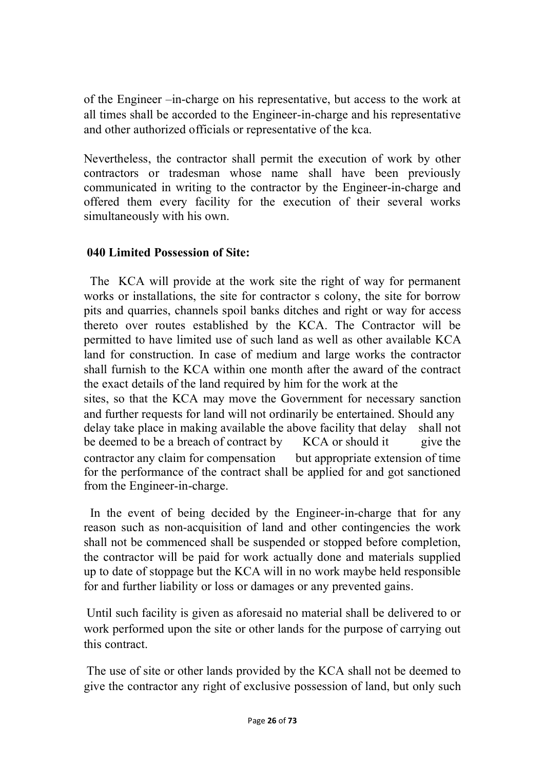of the Engineer –in-charge on his representative, but access to the work at all times shall be accorded to the Engineer-in-charge and his representative and other authorized officials or representative of the kca.

Nevertheless, the contractor shall permit the execution of work by other contractors or tradesman whose name shall have been previously communicated in writing to the contractor by the Engineer-in-charge and offered them every facility for the execution of their several works simultaneously with his own.

**040 Limited Possession of Site:**

The KCA will provide at the work site the right of way for permanent works or installations, the site for contractor s colony, the site for borrow pits and quarries, channels spoil banks ditches and right or way for access thereto over routes established by the KCA. The Contractor will be permitted to have limited use of such land as well as other available KCA land for construction. In case of medium and large works the contractor shall furnish to the KCA within one month after the award of the contract the exact details of the land required by him for the work at the sites, so that the KCA may move the Government for necessary sanction and further requests for land will not ordinarily be entertained. Should any delay take place in making available the above facility that delay shall not be deemed to be a breach of contract by KCA or should it give the contractor any claim for compensation but appropriate extension of time for the performance of the contract shall be applied for and got sanctioned from the Engineer-in-charge.

In the event of being decided by the Engineer-in-charge that for any reason such as non-acquisition of land and other contingencies the work shall not be commenced shall be suspended or stopped before completion, the contractor will be paid for work actually done and materials supplied up to date of stoppage but the KCA will in no work maybe held responsible for and further liability or loss or damages or any prevented gains.

Until such facility is given as aforesaid no material shall be delivered to or work performed upon the site or other lands for the purpose of carrying out this contract.

The use of site or other lands provided by the KCA shall not be deemed to give the contractor any right of exclusive possession of land, but only such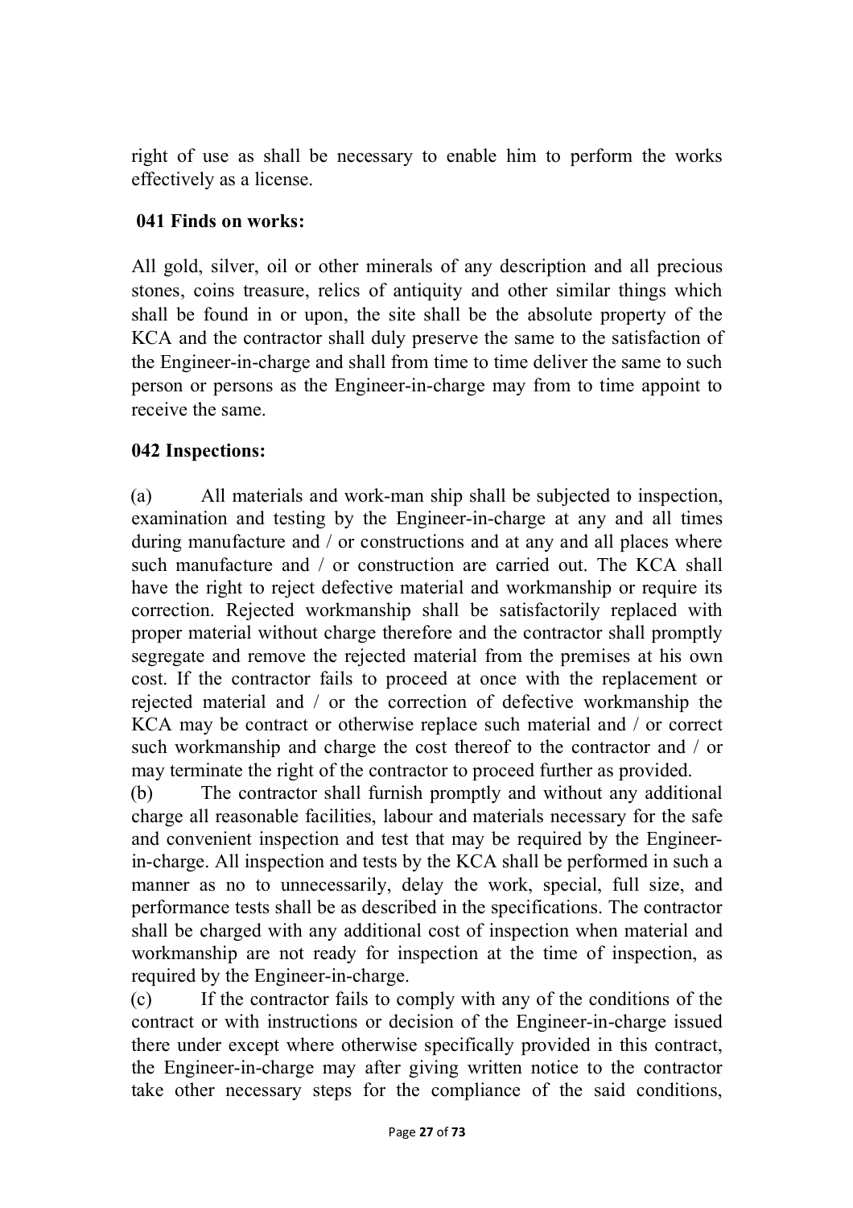right of use as shall be necessary to enable him to perform the works effectively as a license.

### 041 Finds on works:

All gold, silver, oil or other minerals of any description and all precious stones, coins treasure, relics of antiquity and other similar things which shall be found in or upon, the site shall be the absolute property of the KCA and the contractor shall duly preserve the same to the satisfaction of the Engineer-in-charge and shall from time to time deliver the same to such person or persons as the Engineer-in-charge may from to time appoint to receive the same.

### 042 Inspections:

(a) All materials and work-man ship shall be subjected to inspection, examination and testing by the Engineer-in-charge at any and all times during manufacture and / or constructions and at any and all places where such manufacture and / or construction are carried out. The KCA shall have the right to reject defective material and workmanship or require its correction. Rejected workmanship shall be satisfactorily replaced with proper material without charge therefore and the contractor shall promptly segregate and remove the rejected material from the premises at his own cost. If the contractor fails to proceed at once with the replacement or rejected material and / or the correction of defective workmanship the KCA may be contract or otherwise replace such material and / or correct such workmanship and charge the cost thereof to the contractor and / or may terminate the right of the contractor to proceed further as provided.

(b) The contractor shall furnish promptly and without any additional charge all reasonable facilities, labour and materials necessary for the safe and convenient inspection and test that may be required by the Engineer-in-charge. All inspection and tests by the KCA shall be performed in such a manner as no to unnecessarily, delay the work, special, full size, and performance tests shall be as described in the specifications. The contractor shall be charged with any additional cost of inspection when material and workmanship are not ready for inspection at the time of inspection, as required by the Engineer-in-charge.

(c) If the contractor fails to comply with any of the conditions of the contract or with instructions or decision of the Engineer-in-charge issued there under except where otherwise specifically provided in this contract, the Engineer-in-charge may after giving written notice to the contractor take other necessary steps for the compliance of the said conditions,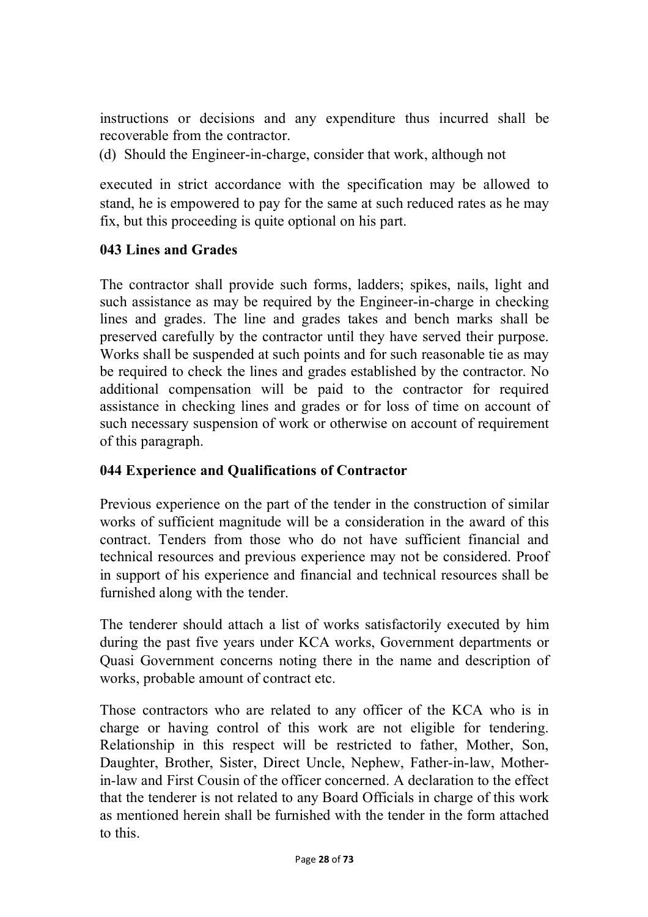instructions or decisions and any expenditure thus incurred shall be recoverable from the contractor.

(d) Should the Engineer-in-charge, consider that work, although not executed in strict accordance with the specification may be allowed to stand, he is empowered to pay for the same at such reduced rates as he may fix, but this proceeding is quite optional on his part.

### 043 Lines and Grades

The contractor shall provide such forms, ladders; spikes, nails, light and such assistance as may be required by the Engineer-in-charge in checking lines and grades. The line and grades takes and bench marks shall be preserved carefully by the contractor until they have served their purpose. Works shall be suspended at such points and for such reasonable tie as may be required to check the lines and grades established by the contractor. No additional compensation will be paid to the contractor for required assistance in checking lines and grades or for loss of time on account of such necessary suspension of work or otherwise on account of requirement of this paragraph.

### 044 Experience and Qualifications of Contractor

Previous experience on the part of the tender in the construction of similar works of sufficient magnitude will be a consideration in the award of this contract. Tenders from those who do not have sufficient financial and technical resources and previous experience may not be considered. Proof in support of his experience and financial and technical resources shall be furnished along with the tender.

The tenderer should attach a list of works satisfactorily executed by him during the past five years under KCA works, Government departments or Quasi Government concerns noting there in the name and description of works, probable amount of contract etc.

Those contractors who are related to any officer of the KCA who is in charge or having control of this work are not eligible for tendering. Relationship in this respect will be restricted to father, Mother, Son, Daughter, Brother, Sister, Direct Uncle, Nephew, Father-in-law, Mother-in-law and First Cousin of the officer concerned. A declaration to the effect that the tenderer is not related to any Board Officials in charge of this work as mentioned herein shall be furnished with the tender in the form attached to this.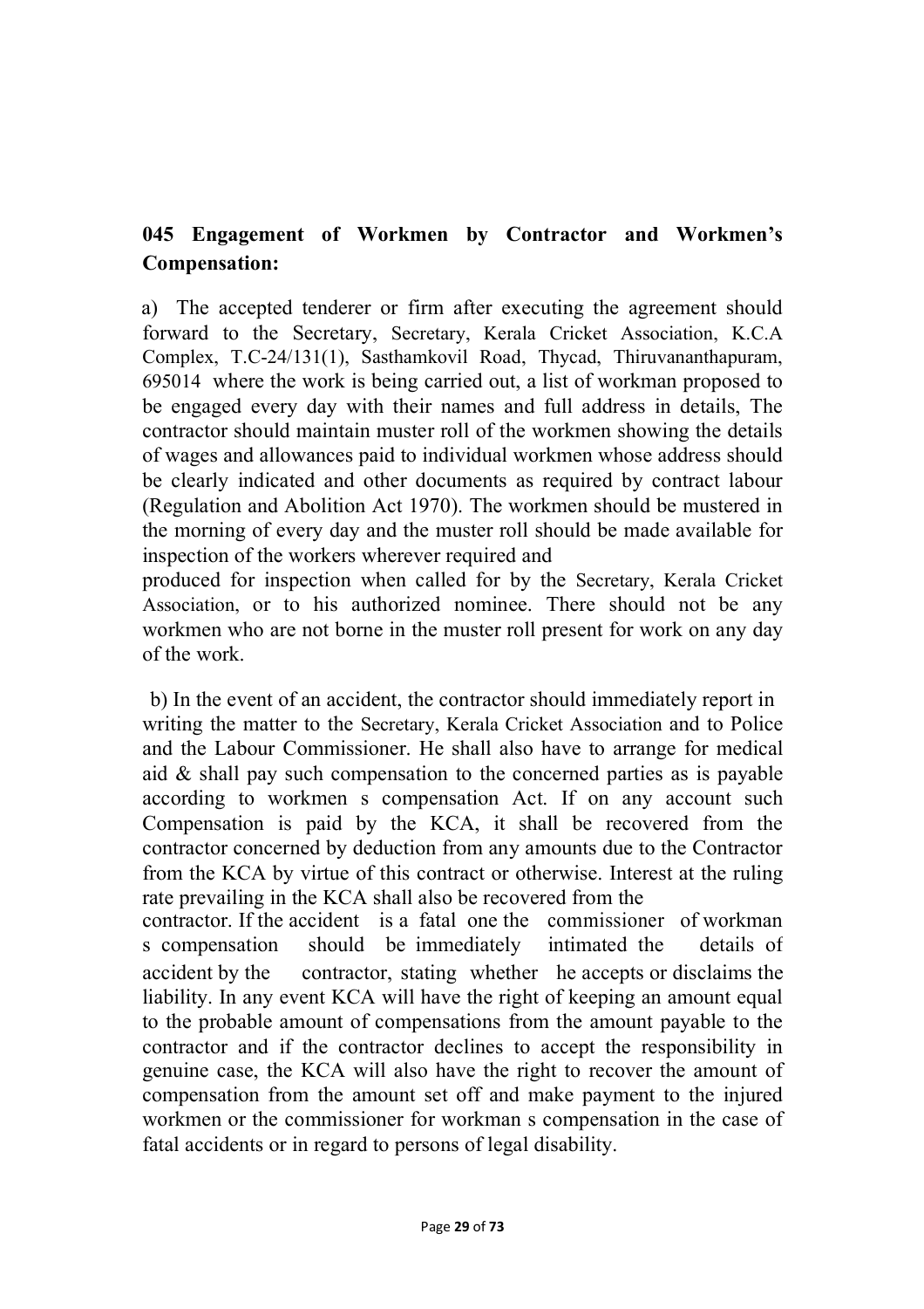**045 Engagement of Workmen by Contractor and Workmen's Compensation:**

a) The accepted tenderer or firm after executing the agreement should forward to the Secretary, Secretary, Kerala Cricket Association, K.C.A Complex, T.C-24/131(1), Sasthamkovil Road, Thycad, Thiruvananthapuram, 695014 where the work is being carried out, a list of workman proposed to be engaged every day with their names and full address in details, The contractor should maintain muster roll of the workmen showing the details of wages and allowances paid to individual workmen whose address should be clearly indicated and other documents as required by contract labour (Regulation and Abolition Act 1970). The workmen should be mustered in the morning of every day and the muster roll should be made available for inspection of the workers wherever required and produced for inspection when called for by the Secretary, Kerala Cricket Association, or to his authorized nominee. There should not be any workmen who are not borne in the muster roll present for work on any day of the work.

b) In the event of an accident, the contractor should immediately report in writing the matter to the Secretary, Kerala Cricket Association and to Police and the Labour Commissioner. He shall also have to arrange for medical aid & shall pay such compensation to the concerned parties as is payable according to workmen s compensation Act. If on any account such Compensation is paid by the KCA, it shall be recovered from the contractor concerned by deduction from any amounts due to the Contractor from the KCA by virtue of this contract or otherwise. Interest at the ruling rate prevailing in the KCA shall also be recovered from the contractor. If the accident is a fatal one the commissioner of workman s compensation should be immediately intimated the details of accident by the contractor, stating whether he accepts or disclaims the liability. In any event KCA will have the right of keeping an amount equal to the probable amount of compensations from the amount payable to the contractor and if the contractor declines to accept the responsibility in genuine case, the KCA will also have the right to recover the amount of compensation from the amount set off and make payment to the injured workmen or the commissioner for workman s compensation in the case of fatal accidents or in regard to persons of legal disability.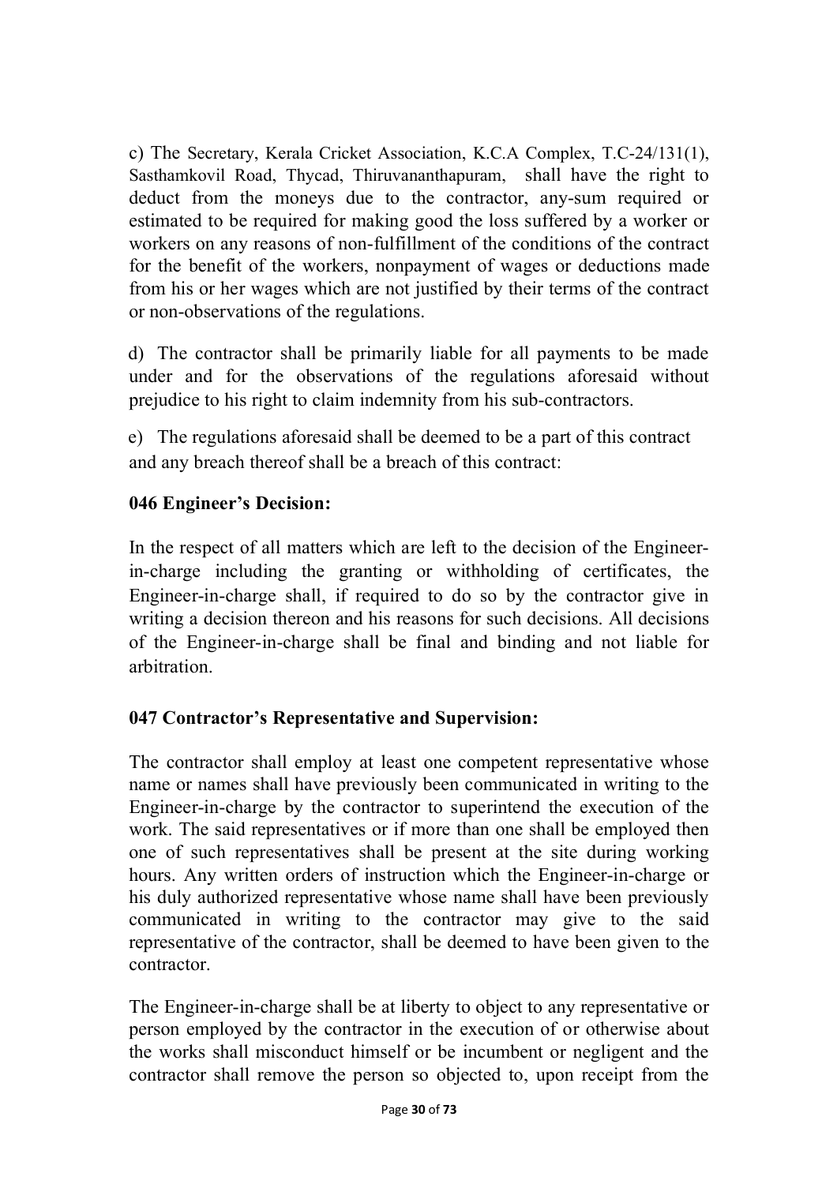c) The Secretary, Kerala Cricket Association, K.C.A Complex, T.C-24/131(1), Sasthamkovil Road, Thycad, Thiruvananthapuram, shall have the right to deduct from the moneys due to the contractor, any-sum required or estimated to be required for making good the loss suffered by a worker or workers on any reasons of non-fulfillment of the conditions of the contract for the benefit of the workers, nonpayment of wages or deductions made from his or her wages which are not justified by their terms of the contract or non-observations of the regulations.

d) The contractor shall be primarily liable for all payments to be made under and for the observations of the regulations aforesaid without prejudice to his right to claim indemnity from his sub-contractors.

e) The regulations aforesaid shall be deemed to be a part of this contract and any breach thereof shall be a breach of this contract:

**046 Engineer's Decision:**

In the respect of all matters which are left to the decision of the Engineer-in-charge including the granting or withholding of certificates, the Engineer-in-charge shall, if required to do so by the contractor give in writing a decision thereon and his reasons for such decisions. All decisions of the Engineer-in-charge shall be final and binding and not liable for arbitration.

**047 Contractor's Representative and Supervision:**

The contractor shall employ at least one competent representative whose name or names shall have previously been communicated in writing to the Engineer-in-charge by the contractor to superintend the execution of the work. The said representatives or if more than one shall be employed then one of such representatives shall be present at the site during working hours. Any written orders of instruction which the Engineer-in-charge or his duly authorized representative whose name shall have been previously communicated in writing to the contractor may give to the said representative of the contractor, shall be deemed to have been given to the contractor.

The Engineer-in-charge shall be at liberty to object to any representative or person employed by the contractor in the execution of or otherwise about the works shall misconduct himself or be incumbent or negligent and the contractor shall remove the person so objected to, upon receipt from the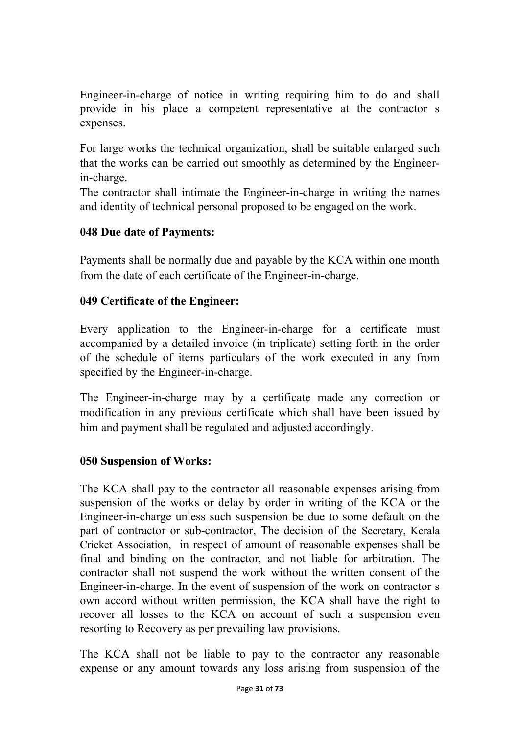Engineer-in-charge of notice in writing requiring him to do and shall provide in his place a competent representative at the contractor s expenses.

For large works the technical organization, shall be suitable enlarged such that the works can be carried out smoothly as determined by the Engineer-in-charge.

The contractor shall intimate the Engineer-in-charge in writing the names and identity of technical personal proposed to be engaged on the work.

**048 Due date of Payments:**

Payments shall be normally due and payable by the KCA within one month from the date of each certificate of the Engineer-in-charge.

**049 Certificate of the Engineer:**

Every application to the Engineer-in-charge for a certificate must accompanied by a detailed invoice (in triplicate) setting forth in the order of the schedule of items particulars of the work executed in any from specified by the Engineer-in-charge.

The Engineer-in-charge may by a certificate made any correction or modification in any previous certificate which shall have been issued by him and payment shall be regulated and adjusted accordingly.

**050 Suspension of Works:**

The KCA shall pay to the contractor all reasonable expenses arising from suspension of the works or delay by order in writing of the KCA or the Engineer-in-charge unless such suspension be due to some default on the part of contractor or sub-contractor, The decision of the Secretary, Kerala Cricket Association, in respect of amount of reasonable expenses shall be final and binding on the contractor, and not liable for arbitration. The contractor shall not suspend the work without the written consent of the Engineer-in-charge. In the event of suspension of the work on contractor s own accord without written permission, the KCA shall have the right to recover all losses to the KCA on account of such a suspension even resorting to Recovery as per prevailing law provisions.

The KCA shall not be liable to pay to the contractor any reasonable expense or any amount towards any loss arising from suspension of the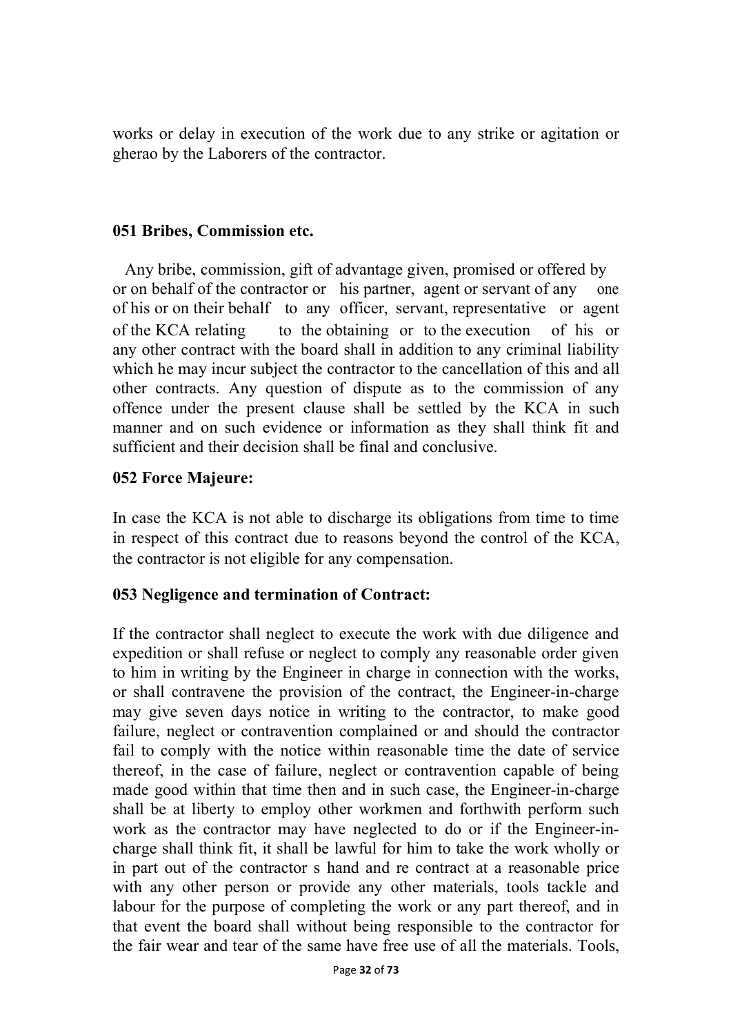works or delay in execution of the work due to any strike or agitation or gherao by the Laborers of the contractor.

**051 Bribes, Commission etc.**

Any bribe, commission, gift of advantage given, promised or offered by or on behalf of the contractor or his partner, agent or servant of any one of his or on their behalf to any officer, servant, representative or agent of the KCA relating to the obtaining or to the execution of his or any other contract with the board shall in addition to any criminal liability which he may incur subject the contractor to the cancellation of this and all other contracts. Any question of dispute as to the commission of any offence under the present clause shall be settled by the KCA in such manner and on such evidence or information as they shall think fit and sufficient and their decision shall be final and conclusive.

**052 Force Majeure:**

In case the KCA is not able to discharge its obligations from time to time in respect of this contract due to reasons beyond the control of the KCA, the contractor is not eligible for any compensation.

**053 Negligence and termination of Contract:**

If the contractor shall neglect to execute the work with due diligence and expedition or shall refuse or neglect to comply any reasonable order given to him in writing by the Engineer in charge in connection with the works, or shall contravene the provision of the contract, the Engineer-in-charge may give seven days notice in writing to the contractor, to make good failure, neglect or contravention complained or and should the contractor fail to comply with the notice within reasonable time the date of service thereof, in the case of failure, neglect or contravention capable of being made good within that time then and in such case, the Engineer-in-charge shall be at liberty to employ other workmen and forthwith perform such work as the contractor may have neglected to do or if the Engineer-in-charge shall think fit, it shall be lawful for him to take the work wholly or in part out of the contractor s hand and re contract at a reasonable price with any other person or provide any other materials, tools tackle and labour for the purpose of completing the work or any part thereof, and in that event the board shall without being responsible to the contractor for the fair wear and tear of the same have free use of all the materials. Tools,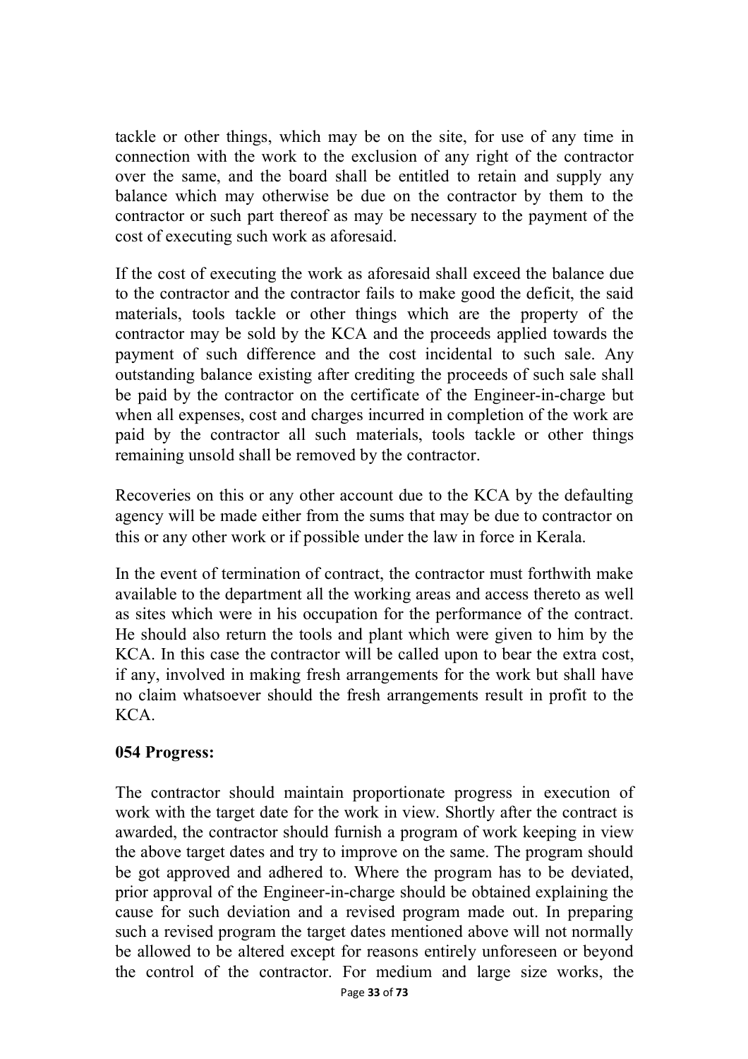tackle or other things, which may be on the site, for use of any time in connection with the work to the exclusion of any right of the contractor over the same, and the board shall be entitled to retain and supply any balance which may otherwise be due on the contractor by them to the contractor or such part thereof as may be necessary to the payment of the cost of executing such work as aforesaid.

If the cost of executing the work as aforesaid shall exceed the balance due to the contractor and the contractor fails to make good the deficit, the said materials, tools tackle or other things which are the property of the contractor may be sold by the KCA and the proceeds applied towards the payment of such difference and the cost incidental to such sale. Any outstanding balance existing after crediting the proceeds of such sale shall be paid by the contractor on the certificate of the Engineer-in-charge but when all expenses, cost and charges incurred in completion of the work are paid by the contractor all such materials, tools tackle or other things remaining unsold shall be removed by the contractor.

Recoveries on this or any other account due to the KCA by the defaulting agency will be made either from the sums that may be due to contractor on this or any other work or if possible under the law in force in Kerala.

In the event of termination of contract, the contractor must forthwith make available to the department all the working areas and access thereto as well as sites which were in his occupation for the performance of the contract. He should also return the tools and plant which were given to him by the KCA. In this case the contractor will be called upon to bear the extra cost, if any, involved in making fresh arrangements for the work but shall have no claim whatsoever should the fresh arrangements result in profit to the KCA.

**054 Progress:**

The contractor should maintain proportionate progress in execution of work with the target date for the work in view. Shortly after the contract is awarded, the contractor should furnish a program of work keeping in view the above target dates and try to improve on the same. The program should be got approved and adhered to. Where the program has to be deviated, prior approval of the Engineer-in-charge should be obtained explaining the cause for such deviation and a revised program made out. In preparing such a revised program the target dates mentioned above will not normally be allowed to be altered except for reasons entirely unforeseen or beyond the control of the contractor. For medium and large size works, the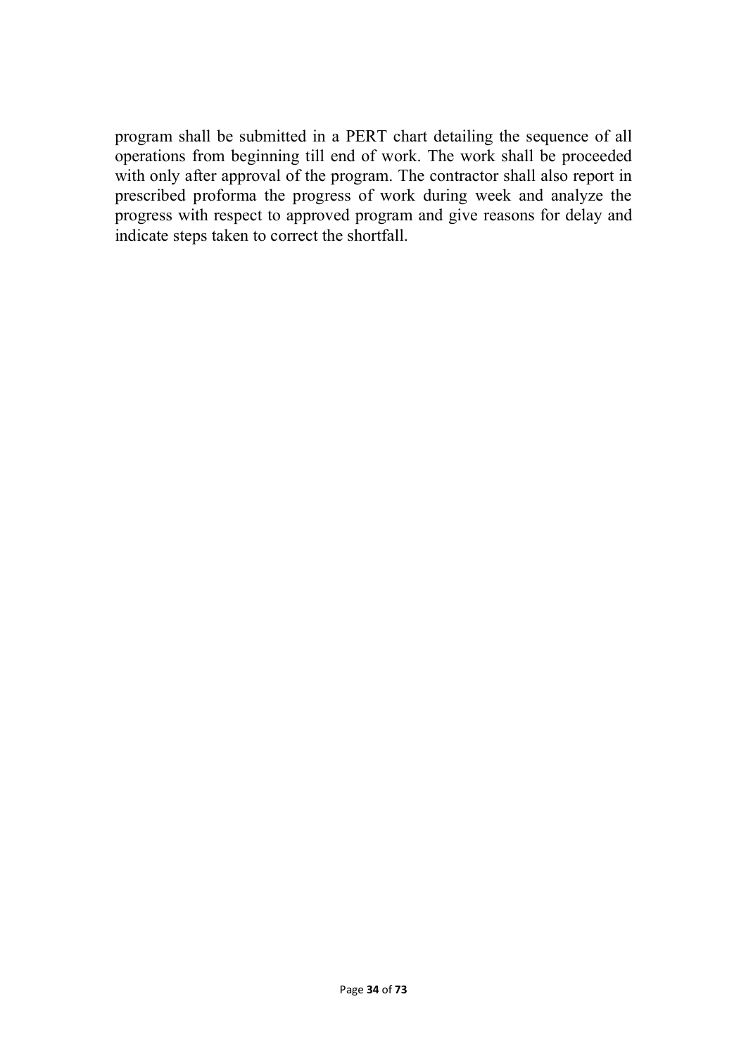program shall be submitted in a PERT chart detailing the sequence of all operations from beginning till end of work. The work shall be proceeded with only after approval of the program. The contractor shall also report in prescribed proforma the progress of work during week and analyze the progress with respect to approved program and give reasons for delay and indicate steps taken to correct the shortfall.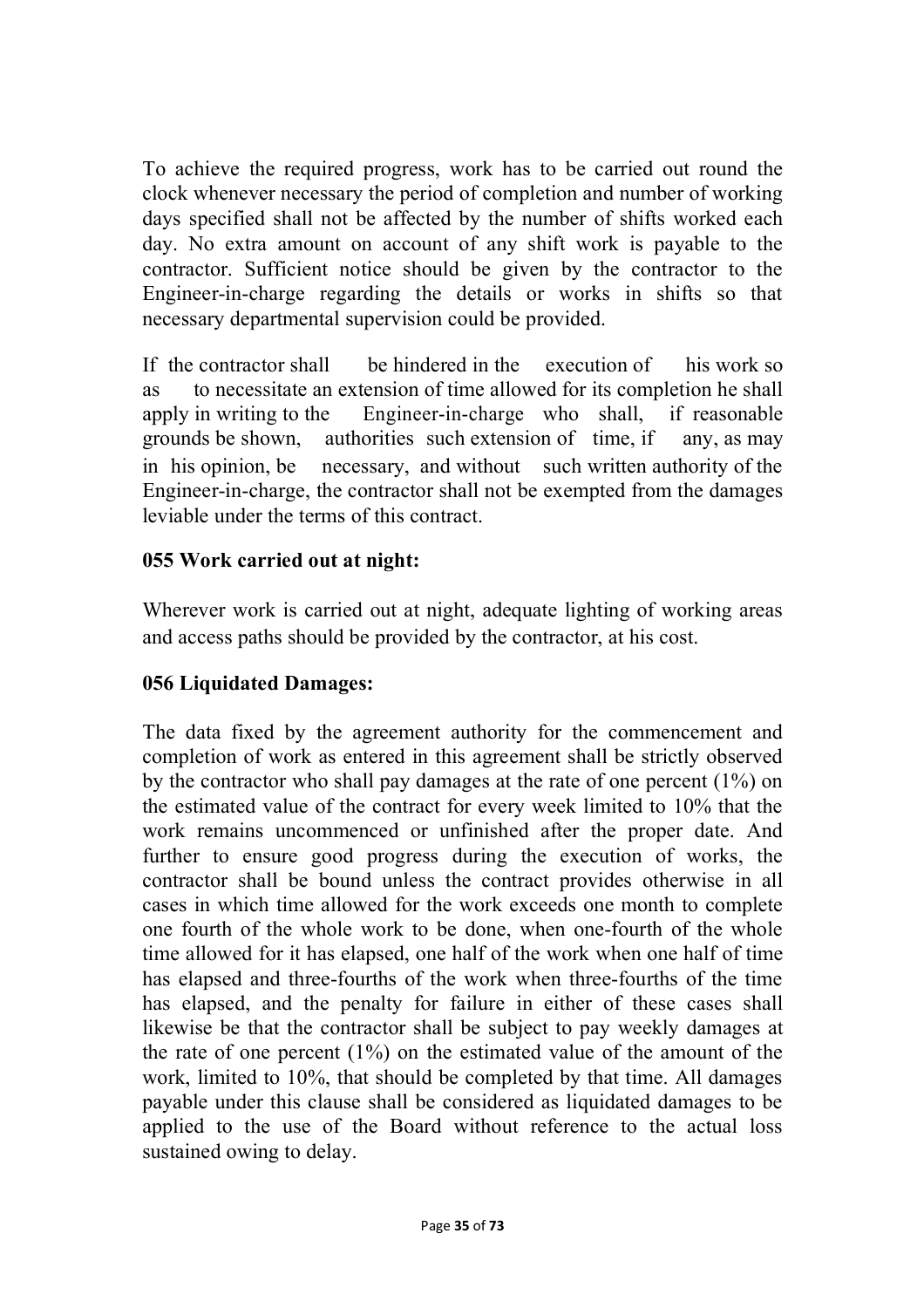To achieve the required progress, work has to be carried out round the clock whenever necessary the period of completion and number of working days specified shall not be affected by the number of shifts worked each day. No extra amount on account of any shift work is payable to the contractor. Sufficient notice should be given by the contractor to the Engineer-in-charge regarding the details or works in shifts so that necessary departmental supervision could be provided.

If the contractor shall be hindered in the execution of his work so as to necessitate an extension of time allowed for its completion he shall apply in writing to the Engineer-in-charge who shall, if reasonable grounds be shown, authorities such extension of time, if any, as may in his opinion, be necessary, and without such written authority of the Engineer-in-charge, the contractor shall not be exempted from the damages leviable under the terms of this contract.

**055 Work carried out at night:**

Wherever work is carried out at night, adequate lighting of working areas and access paths should be provided by the contractor, at his cost.

**056 Liquidated Damages:**

The data fixed by the agreement authority for the commencement and completion of work as entered in this agreement shall be strictly observed by the contractor who shall pay damages at the rate of one percent (1%) on the estimated value of the contract for every week limited to 10% that the work remains uncommenced or unfinished after the proper date. And further to ensure good progress during the execution of works, the contractor shall be bound unless the contract provides otherwise in all cases in which time allowed for the work exceeds one month to complete one fourth of the whole work to be done, when one-fourth of the whole time allowed for it has elapsed, one half of the work when one half of time has elapsed and three-fourths of the work when three-fourths of the time has elapsed, and the penalty for failure in either of these cases shall likewise be that the contractor shall be subject to pay weekly damages at the rate of one percent (1%) on the estimated value of the amount of the work, limited to 10%, that should be completed by that time. All damages payable under this clause shall be considered as liquidated damages to be applied to the use of the Board without reference to the actual loss sustained owing to delay.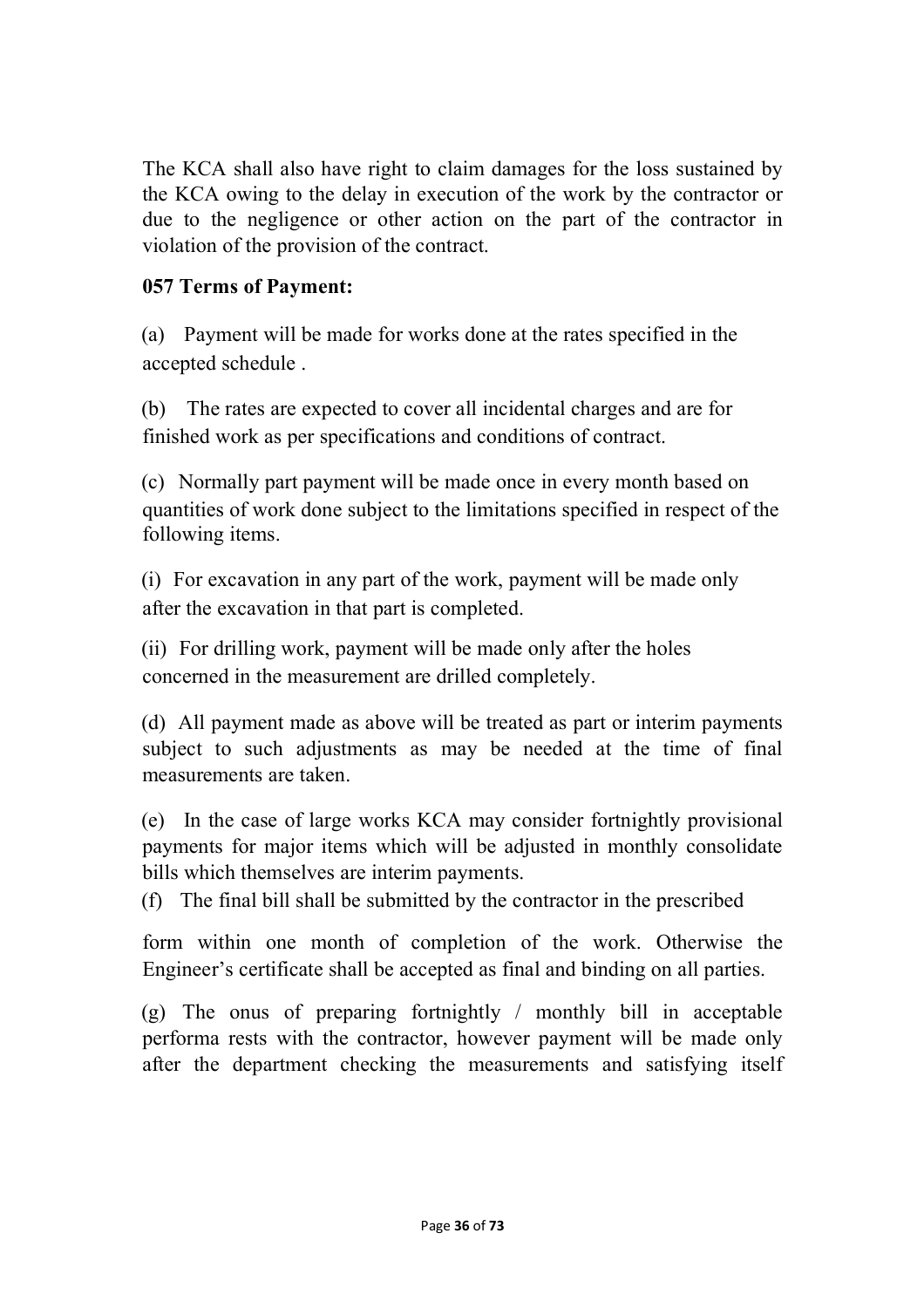The KCA shall also have right to claim damages for the loss sustained by the KCA owing to the delay in execution of the work by the contractor or due to the negligence or other action on the part of the contractor in violation of the provision of the contract.

**057 Terms of Payment:**

(a) Payment will be made for works done at the rates specified in the accepted schedule .

(b) The rates are expected to cover all incidental charges and are for finished work as per specifications and conditions of contract.

(c) Normally part payment will be made once in every month based on quantities of work done subject to the limitations specified in respect of the following items.

(i) For excavation in any part of the work, payment will be made only after the excavation in that part is completed.

(ii) For drilling work, payment will be made only after the holes concerned in the measurement are drilled completely.

(d) All payment made as above will be treated as part or interim payments subject to such adjustments as may be needed at the time of final measurements are taken.

(e) In the case of large works KCA may consider fortnightly provisional payments for major items which will be adjusted in monthly consolidate bills which themselves are interim payments.

(f) The final bill shall be submitted by the contractor in the prescribed form within one month of completion of the work. Otherwise the Engineer's certificate shall be accepted as final and binding on all parties.

(g) The onus of preparing fortnightly / monthly bill in acceptable performa rests with the contractor, however payment will be made only after the department checking the measurements and satisfying itself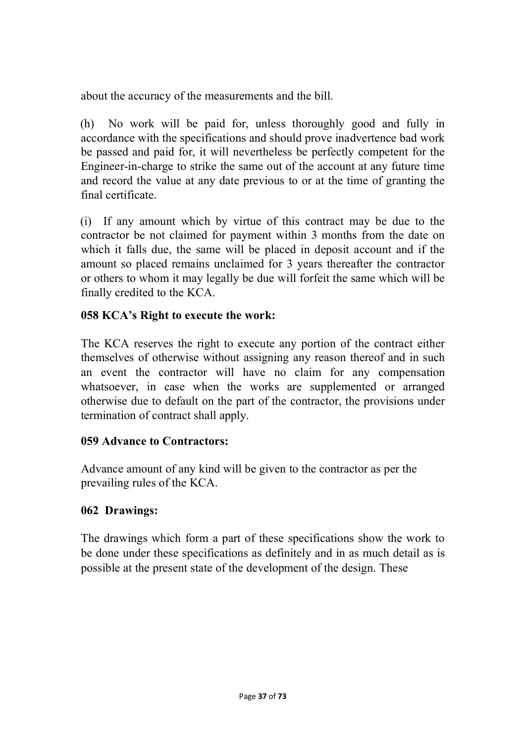about the accuracy of the measurements and the bill.

(h) No work will be paid for, unless thoroughly good and fully in accordance with the specifications and should prove inadvertence bad work be passed and paid for, it will nevertheless be perfectly competent for the Engineer-in-charge to strike the same out of the account at any future time and record the value at any date previous to or at the time of granting the final certificate.

(i) If any amount which by virtue of this contract may be due to the contractor be not claimed for payment within 3 months from the date on which it falls due, the same will be placed in deposit account and if the amount so placed remains unclaimed for 3 years thereafter the contractor or others to whom it may legally be due will forfeit the same which will be finally credited to the KCA.

**058 KCA's Right to execute the work:**

The KCA reserves the right to execute any portion of the contract either themselves of otherwise without assigning any reason thereof and in such an event the contractor will have no claim for any compensation whatsoever, in case when the works are supplemented or arranged otherwise due to default on the part of the contractor, the provisions under termination of contract shall apply.

**059 Advance to Contractors:**

Advance amount of any kind will be given to the contractor as per the prevailing rules of the KCA.

**062 Drawings:**

The drawings which form a part of these specifications show the work to be done under these specifications as definitely and in as much detail as is possible at the present state of the development of the design. These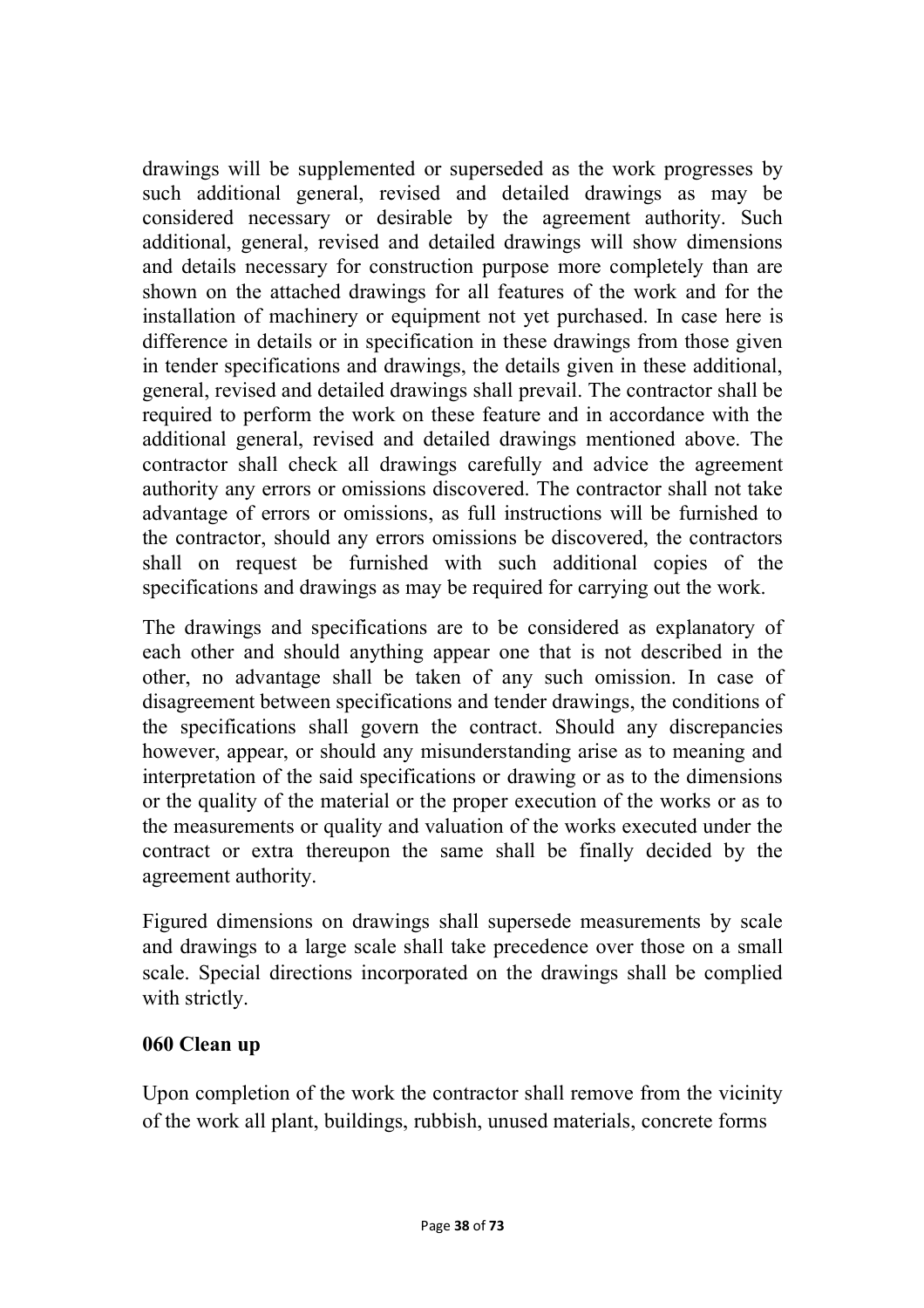drawings will be supplemented or superseded as the work progresses by such additional general, revised and detailed drawings as may be considered necessary or desirable by the agreement authority. Such additional, general, revised and detailed drawings will show dimensions and details necessary for construction purpose more completely than are shown on the attached drawings for all features of the work and for the installation of machinery or equipment not yet purchased. In case here is difference in details or in specification in these drawings from those given in tender specifications and drawings, the details given in these additional, general, revised and detailed drawings shall prevail. The contractor shall be required to perform the work on these feature and in accordance with the additional general, revised and detailed drawings mentioned above. The contractor shall check all drawings carefully and advice the agreement authority any errors or omissions discovered. The contractor shall not take advantage of errors or omissions, as full instructions will be furnished to the contractor, should any errors omissions be discovered, the contractors shall on request be furnished with such additional copies of the specifications and drawings as may be required for carrying out the work.

The drawings and specifications are to be considered as explanatory of each other and should anything appear one that is not described in the other, no advantage shall be taken of any such omission. In case of disagreement between specifications and tender drawings, the conditions of the specifications shall govern the contract. Should any discrepancies however, appear, or should any misunderstanding arise as to meaning and interpretation of the said specifications or drawing or as to the dimensions or the quality of the material or the proper execution of the works or as to the measurements or quality and valuation of the works executed under the contract or extra thereupon the same shall be finally decided by the agreement authority.

Figured dimensions on drawings shall supersede measurements by scale and drawings to a large scale shall take precedence over those on a small scale. Special directions incorporated on the drawings shall be complied with strictly.

**060 Clean up**

Upon completion of the work the contractor shall remove from the vicinity of the work all plant, buildings, rubbish, unused materials, concrete forms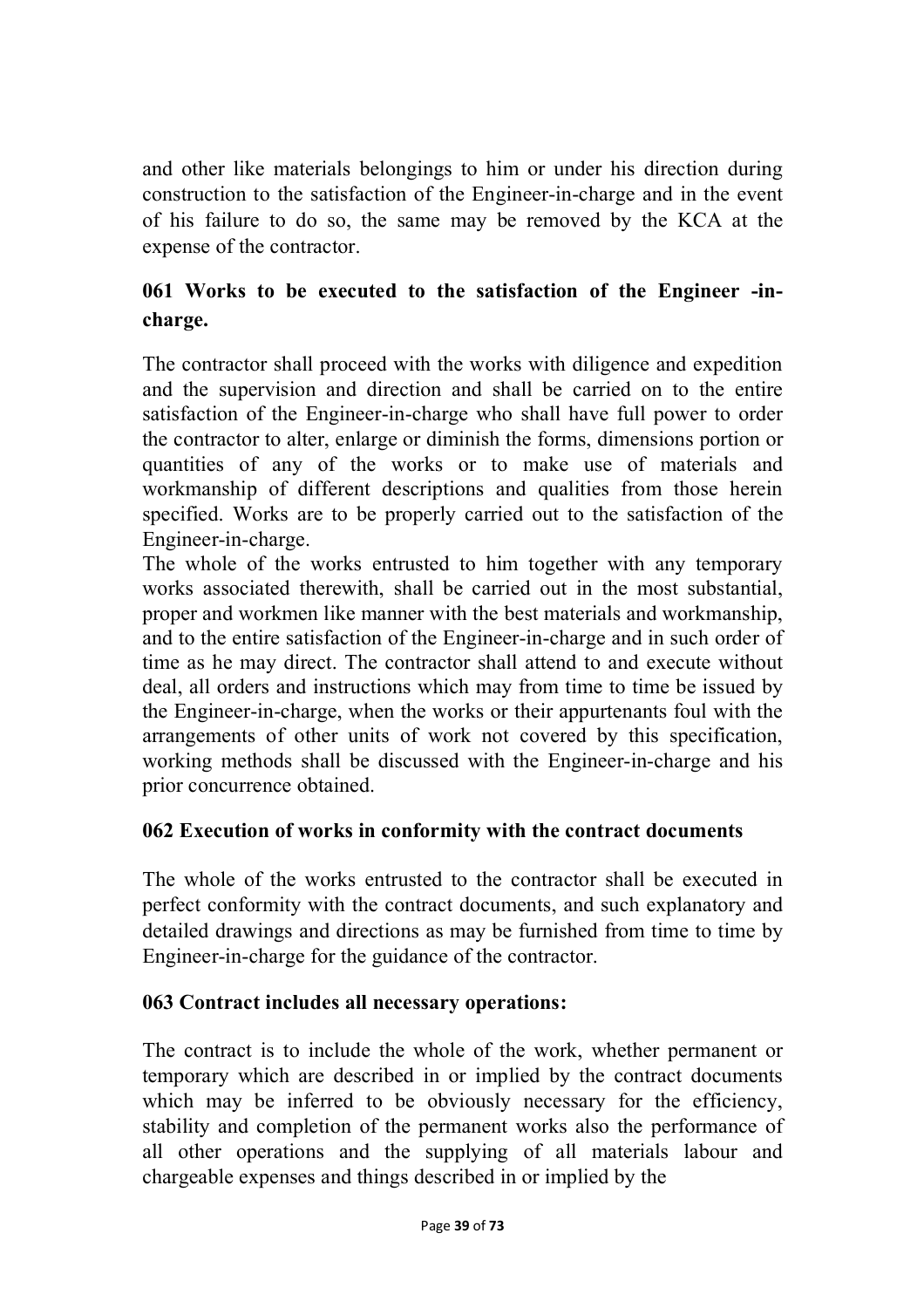and other like materials belongings to him or under his direction during construction to the satisfaction of the Engineer-in-charge and in the event of his failure to do so, the same may be removed by the KCA at the expense of the contractor.

### 061 Works to be executed to the satisfaction of the Engineer -in-charge.

The contractor shall proceed with the works with diligence and expedition and the supervision and direction and shall be carried on to the entire satisfaction of the Engineer-in-charge who shall have full power to order the contractor to alter, enlarge or diminish the forms, dimensions portion or quantities of any of the works or to make use of materials and workmanship of different descriptions and qualities from those herein specified. Works are to be properly carried out to the satisfaction of the Engineer-in-charge.

The whole of the works entrusted to him together with any temporary works associated therewith, shall be carried out in the most substantial, proper and workmen like manner with the best materials and workmanship, and to the entire satisfaction of the Engineer-in-charge and in such order of time as he may direct. The contractor shall attend to and execute without deal, all orders and instructions which may from time to time be issued by the Engineer-in-charge, when the works or their appurtenants foul with the arrangements of other units of work not covered by this specification, working methods shall be discussed with the Engineer-in-charge and his prior concurrence obtained.

### 062 Execution of works in conformity with the contract documents

The whole of the works entrusted to the contractor shall be executed in perfect conformity with the contract documents, and such explanatory and detailed drawings and directions as may be furnished from time to time by Engineer-in-charge for the guidance of the contractor.

### 063 Contract includes all necessary operations:

The contract is to include the whole of the work, whether permanent or temporary which are described in or implied by the contract documents which may be inferred to be obviously necessary for the efficiency, stability and completion of the permanent works also the performance of all other operations and the supplying of all materials labour and chargeable expenses and things described in or implied by the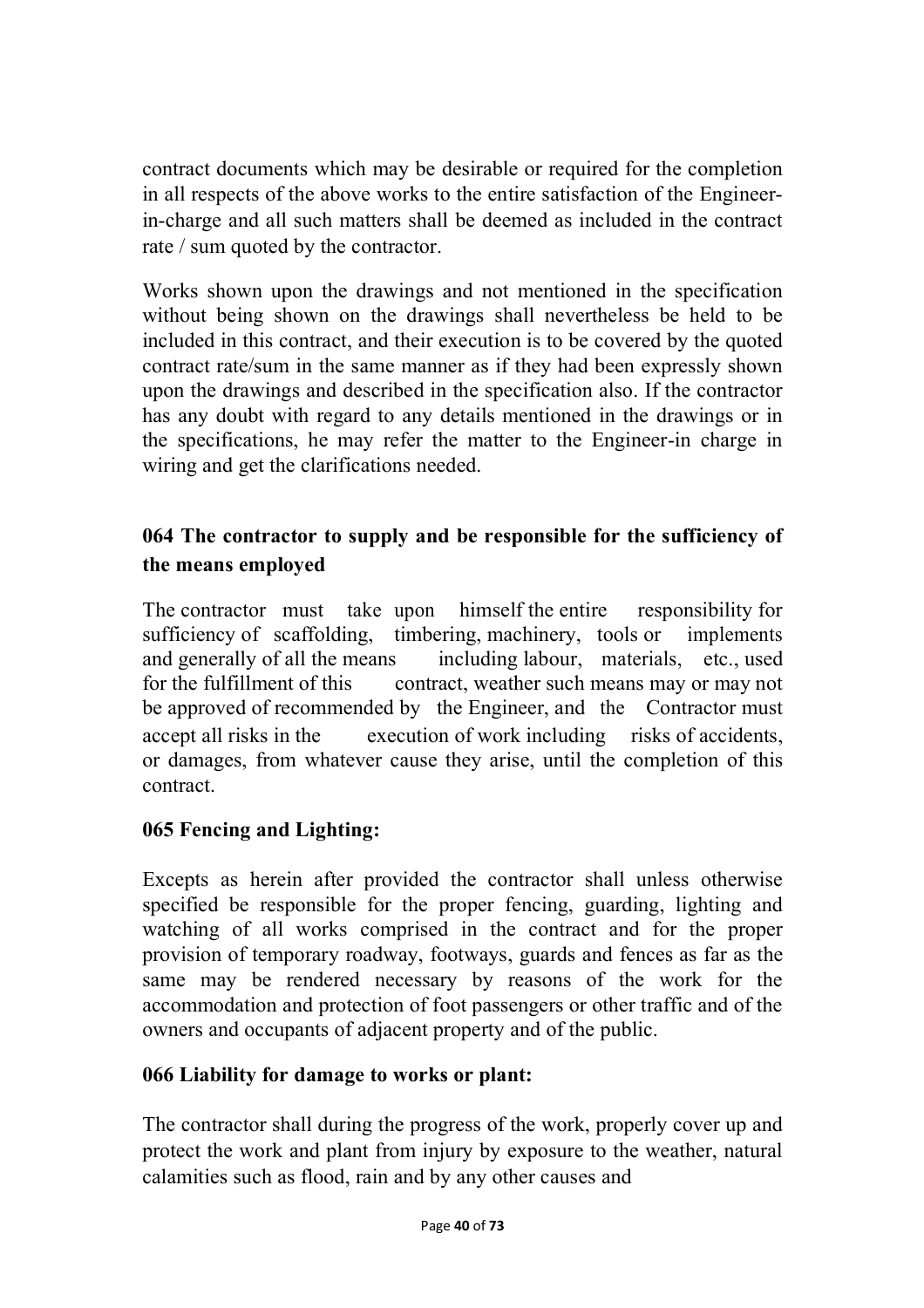contract documents which may be desirable or required for the completion in all respects of the above works to the entire satisfaction of the Engineer-in-charge and all such matters shall be deemed as included in the contract rate / sum quoted by the contractor.

Works shown upon the drawings and not mentioned in the specification without being shown on the drawings shall nevertheless be held to be included in this contract, and their execution is to be covered by the quoted contract rate/sum in the same manner as if they had been expressly shown upon the drawings and described in the specification also. If the contractor has any doubt with regard to any details mentioned in the drawings or in the specifications, he may refer the matter to the Engineer-in charge in wiring and get the clarifications needed.

### 064 The contractor to supply and be responsible for the sufficiency of the means employed

The contractor must take upon himself the entire responsibility for sufficiency of scaffolding, timbering, machinery, tools or implements and generally of all the means including labour, materials, etc., used for the fulfillment of this contract, weather such means may or may not be approved of recommended by the Engineer, and the Contractor must accept all risks in the execution of work including risks of accidents, or damages, from whatever cause they arise, until the completion of this contract.

### 065 Fencing and Lighting:

Excepts as herein after provided the contractor shall unless otherwise specified be responsible for the proper fencing, guarding, lighting and watching of all works comprised in the contract and for the proper provision of temporary roadway, footways, guards and fences as far as the same may be rendered necessary by reasons of the work for the accommodation and protection of foot passengers or other traffic and of the owners and occupants of adjacent property and of the public.

### 066 Liability for damage to works or plant:

The contractor shall during the progress of the work, properly cover up and protect the work and plant from injury by exposure to the weather, natural calamities such as flood, rain and by any other causes and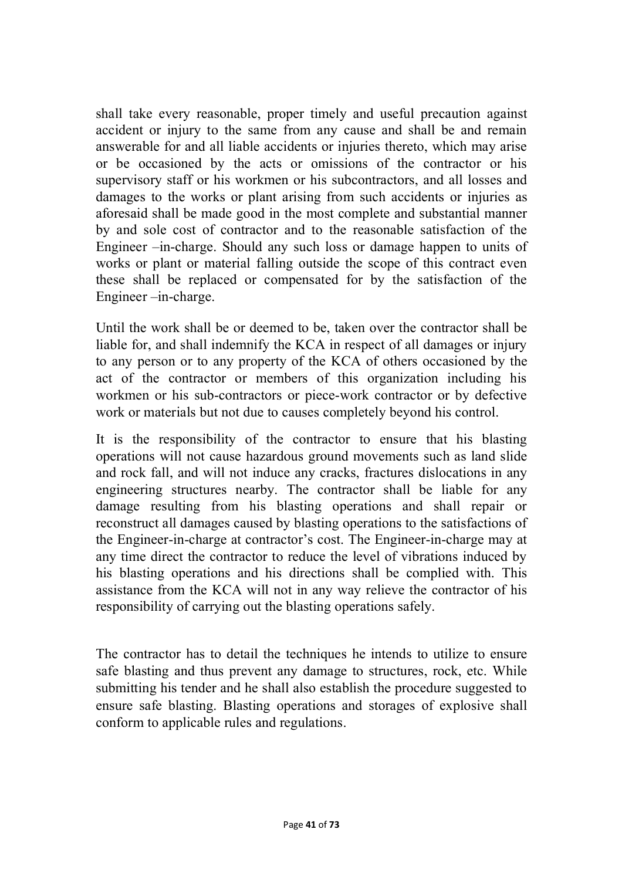shall take every reasonable, proper timely and useful precaution against accident or injury to the same from any cause and shall be and remain answerable for and all liable accidents or injuries thereto, which may arise or be occasioned by the acts or omissions of the contractor or his supervisory staff or his workmen or his subcontractors, and all losses and damages to the works or plant arising from such accidents or injuries as aforesaid shall be made good in the most complete and substantial manner by and sole cost of contractor and to the reasonable satisfaction of the Engineer –in-charge. Should any such loss or damage happen to units of works or plant or material falling outside the scope of this contract even these shall be replaced or compensated for by the satisfaction of the Engineer –in-charge.

Until the work shall be or deemed to be, taken over the contractor shall be liable for, and shall indemnify the KCA in respect of all damages or injury to any person or to any property of the KCA of others occasioned by the act of the contractor or members of this organization including his workmen or his sub-contractors or piece-work contractor or by defective work or materials but not due to causes completely beyond his control.

It is the responsibility of the contractor to ensure that his blasting operations will not cause hazardous ground movements such as land slide and rock fall, and will not induce any cracks, fractures dislocations in any engineering structures nearby. The contractor shall be liable for any damage resulting from his blasting operations and shall repair or reconstruct all damages caused by blasting operations to the satisfactions of the Engineer-in-charge at contractor's cost. The Engineer-in-charge may at any time direct the contractor to reduce the level of vibrations induced by his blasting operations and his directions shall be complied with. This assistance from the KCA will not in any way relieve the contractor of his responsibility of carrying out the blasting operations safely.

The contractor has to detail the techniques he intends to utilize to ensure safe blasting and thus prevent any damage to structures, rock, etc. While submitting his tender and he shall also establish the procedure suggested to ensure safe blasting. Blasting operations and storages of explosive shall conform to applicable rules and regulations.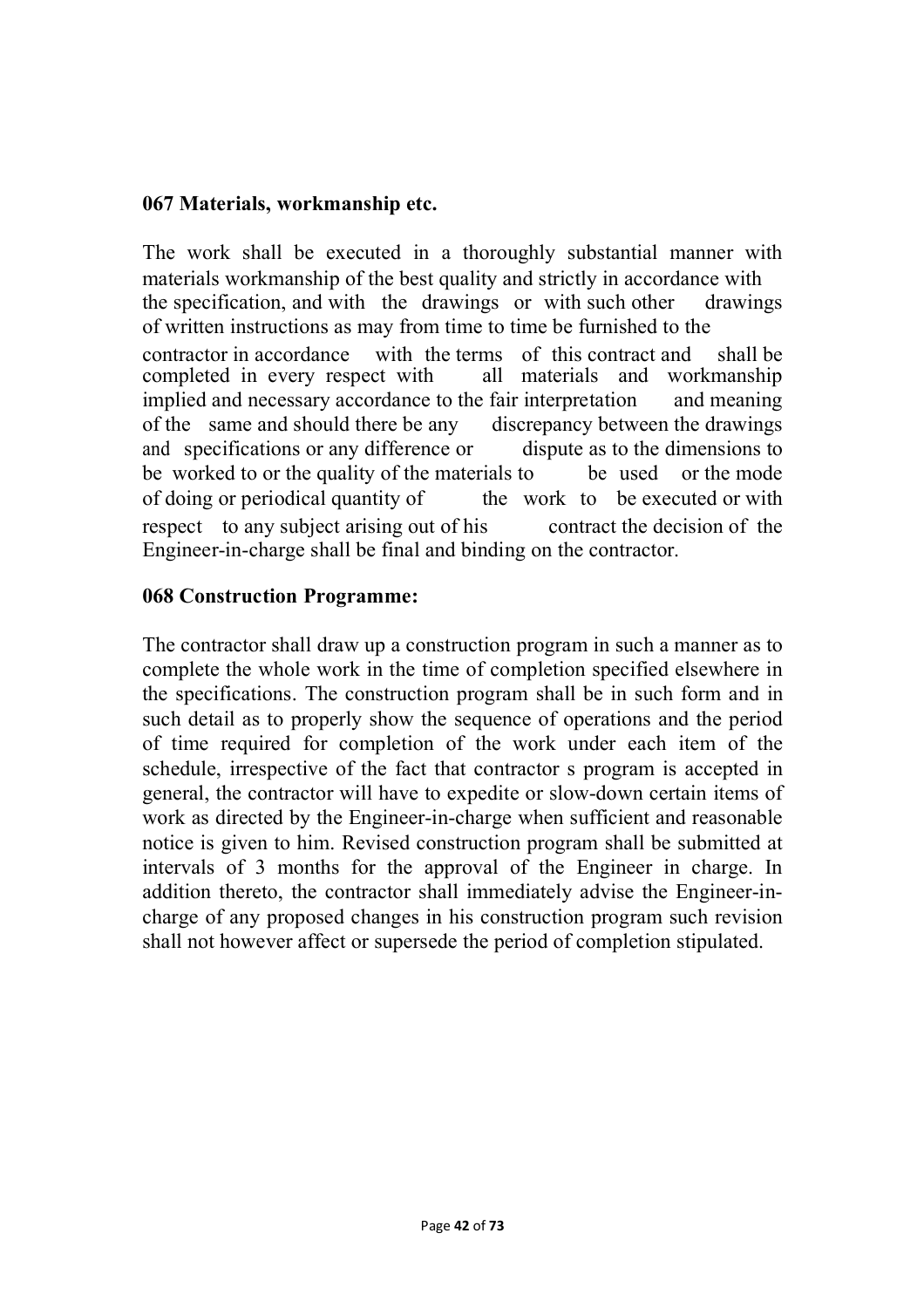**067 Materials, workmanship etc.**

The work shall be executed in a thoroughly substantial manner with materials workmanship of the best quality and strictly in accordance with the specification, and with the drawings or with such other drawings of written instructions as may from time to time be furnished to the contractor in accordance with the terms of this contract and shall be completed in every respect with all materials and workmanship implied and necessary accordance to the fair interpretation and meaning of the same and should there be any discrepancy between the drawings and specifications or any difference or dispute as to the dimensions to be worked to or the quality of the materials to be used or the mode of doing or periodical quantity of the work to be executed or with respect to any subject arising out of his contract the decision of the Engineer-in-charge shall be final and binding on the contractor.

**068 Construction Programme:**

The contractor shall draw up a construction program in such a manner as to complete the whole work in the time of completion specified elsewhere in the specifications. The construction program shall be in such form and in such detail as to properly show the sequence of operations and the period of time required for completion of the work under each item of the schedule, irrespective of the fact that contractor s program is accepted in general, the contractor will have to expedite or slow-down certain items of work as directed by the Engineer-in-charge when sufficient and reasonable notice is given to him. Revised construction program shall be submitted at intervals of 3 months for the approval of the Engineer in charge. In addition thereto, the contractor shall immediately advise the Engineer-in-charge of any proposed changes in his construction program such revision shall not however affect or supersede the period of completion stipulated.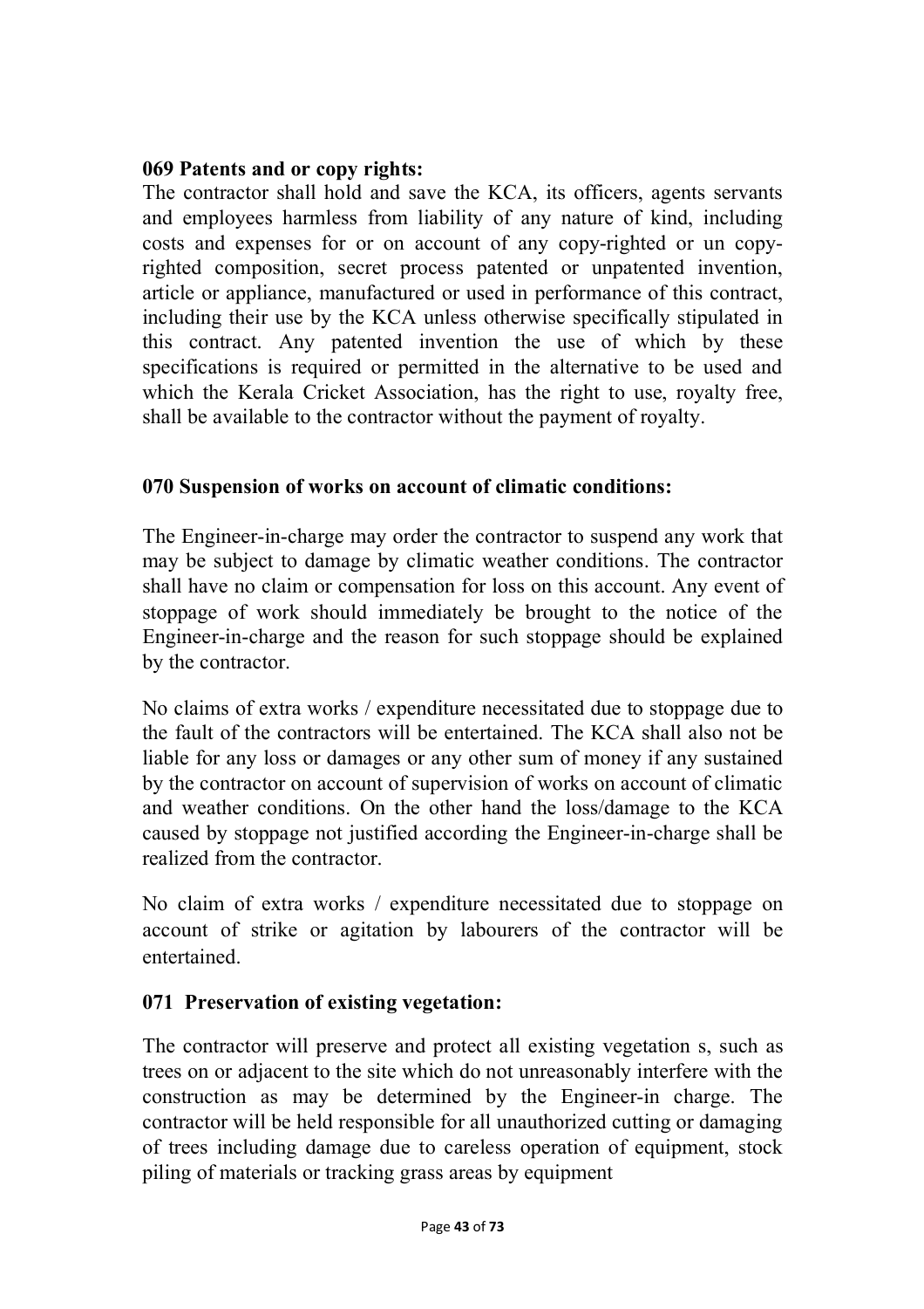**069 Patents and or copy rights:**

The contractor shall hold and save the KCA, its officers, agents servants and employees harmless from liability of any nature of kind, including costs and expenses for or on account of any copy-righted or un copy-righted composition, secret process patented or unpatented invention, article or appliance, manufactured or used in performance of this contract, including their use by the KCA unless otherwise specifically stipulated in this contract. Any patented invention the use of which by these specifications is required or permitted in the alternative to be used and which the Kerala Cricket Association, has the right to use, royalty free, shall be available to the contractor without the payment of royalty.

**070 Suspension of works on account of climatic conditions:**

The Engineer-in-charge may order the contractor to suspend any work that may be subject to damage by climatic weather conditions. The contractor shall have no claim or compensation for loss on this account. Any event of stoppage of work should immediately be brought to the notice of the Engineer-in-charge and the reason for such stoppage should be explained by the contractor.

No claims of extra works / expenditure necessitated due to stoppage due to the fault of the contractors will be entertained. The KCA shall also not be liable for any loss or damages or any other sum of money if any sustained by the contractor on account of supervision of works on account of climatic and weather conditions. On the other hand the loss/damage to the KCA caused by stoppage not justified according the Engineer-in-charge shall be realized from the contractor.

No claim of extra works / expenditure necessitated due to stoppage on account of strike or agitation by labourers of the contractor will be entertained.

**071 Preservation of existing vegetation:**

The contractor will preserve and protect all existing vegetation s, such as trees on or adjacent to the site which do not unreasonably interfere with the construction as may be determined by the Engineer-in charge. The contractor will be held responsible for all unauthorized cutting or damaging of trees including damage due to careless operation of equipment, stock piling of materials or tracking grass areas by equipment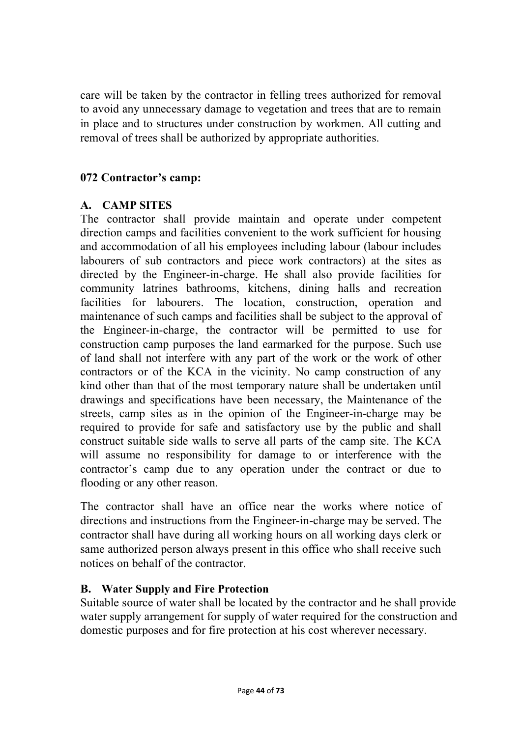care will be taken by the contractor in felling trees authorized for removal to avoid any unnecessary damage to vegetation and trees that are to remain in place and to structures under construction by workmen. All cutting and removal of trees shall be authorized by appropriate authorities.

### 072 Contractor's camp:

#### A. CAMP SITES

The contractor shall provide maintain and operate under competent direction camps and facilities convenient to the work sufficient for housing and accommodation of all his employees including labour (labour includes labourers of sub contractors and piece work contractors) at the sites as directed by the Engineer-in-charge. He shall also provide facilities for community latrines bathrooms, kitchens, dining halls and recreation facilities for labourers. The location, construction, operation and maintenance of such camps and facilities shall be subject to the approval of the Engineer-in-charge, the contractor will be permitted to use for construction camp purposes the land earmarked for the purpose. Such use of land shall not interfere with any part of the work or the work of other contractors or of the KCA in the vicinity. No camp construction of any kind other than that of the most temporary nature shall be undertaken until drawings and specifications have been necessary, the Maintenance of the streets, camp sites as in the opinion of the Engineer-in-charge may be required to provide for safe and satisfactory use by the public and shall construct suitable side walls to serve all parts of the camp site. The KCA will assume no responsibility for damage to or interference with the contractor's camp due to any operation under the contract or due to flooding or any other reason.

The contractor shall have an office near the works where notice of directions and instructions from the Engineer-in-charge may be served. The contractor shall have during all working hours on all working days clerk or same authorized person always present in this office who shall receive such notices on behalf of the contractor.

#### B. Water Supply and Fire Protection

Suitable source of water shall be located by the contractor and he shall provide water supply arrangement for supply of water required for the construction and domestic purposes and for fire protection at his cost wherever necessary.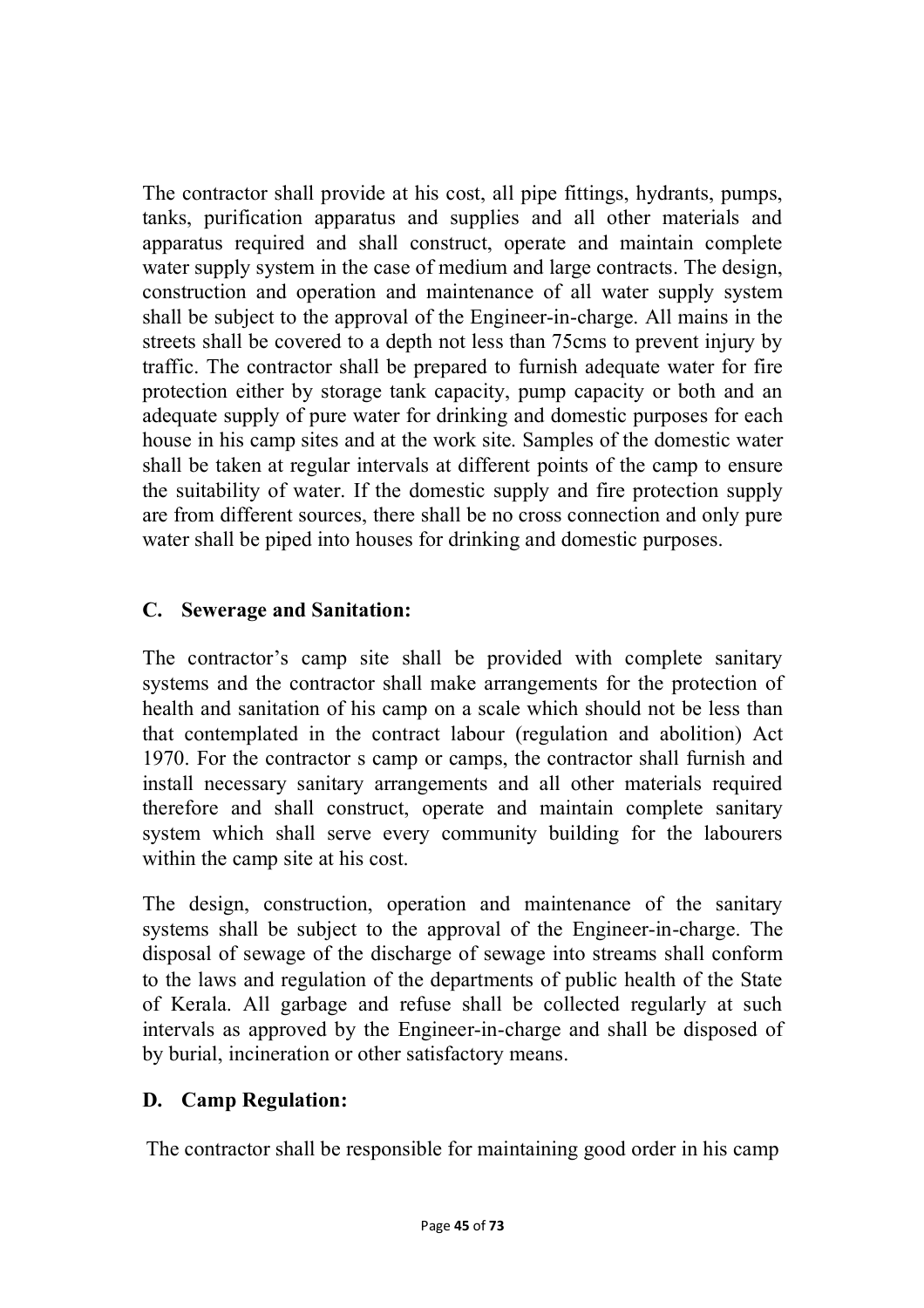The contractor shall provide at his cost, all pipe fittings, hydrants, pumps, tanks, purification apparatus and supplies and all other materials and apparatus required and shall construct, operate and maintain complete water supply system in the case of medium and large contracts. The design, construction and operation and maintenance of all water supply system shall be subject to the approval of the Engineer-in-charge. All mains in the streets shall be covered to a depth not less than 75cms to prevent injury by traffic. The contractor shall be prepared to furnish adequate water for fire protection either by storage tank capacity, pump capacity or both and an adequate supply of pure water for drinking and domestic purposes for each house in his camp sites and at the work site. Samples of the domestic water shall be taken at regular intervals at different points of the camp to ensure the suitability of water. If the domestic supply and fire protection supply are from different sources, there shall be no cross connection and only pure water shall be piped into houses for drinking and domestic purposes.

## C. Sewerage and Sanitation:

The contractor's camp site shall be provided with complete sanitary systems and the contractor shall make arrangements for the protection of health and sanitation of his camp on a scale which should not be less than that contemplated in the contract labour (regulation and abolition) Act 1970. For the contractor s camp or camps, the contractor shall furnish and install necessary sanitary arrangements and all other materials required therefore and shall construct, operate and maintain complete sanitary system which shall serve every community building for the labourers within the camp site at his cost.

The design, construction, operation and maintenance of the sanitary systems shall be subject to the approval of the Engineer-in-charge. The disposal of sewage of the discharge of sewage into streams shall conform to the laws and regulation of the departments of public health of the State of Kerala. All garbage and refuse shall be collected regularly at such intervals as approved by the Engineer-in-charge and shall be disposed of by burial, incineration or other satisfactory means.

## D. Camp Regulation:

The contractor shall be responsible for maintaining good order in his camp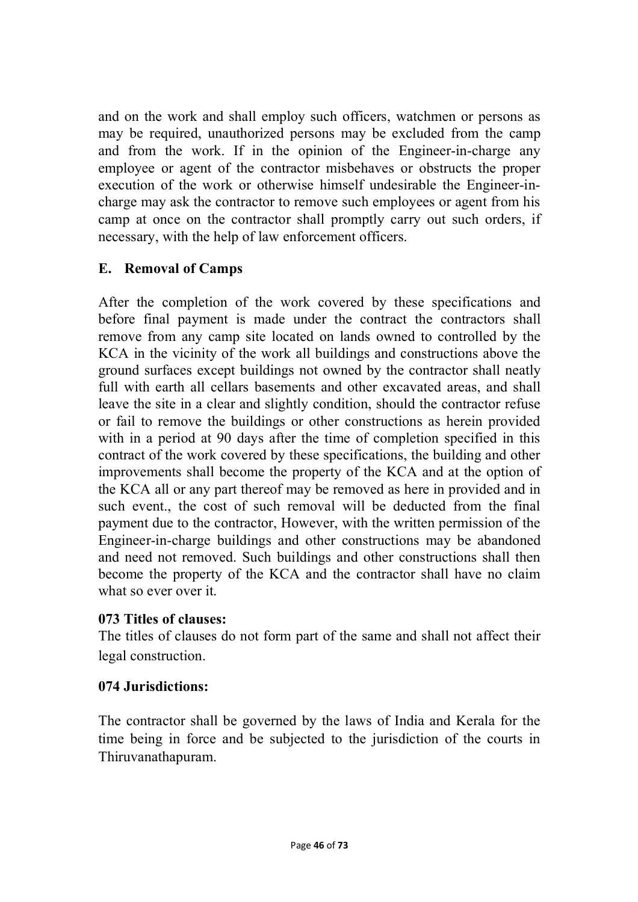and on the work and shall employ such officers, watchmen or persons as may be required, unauthorized persons may be excluded from the camp and from the work. If in the opinion of the Engineer-in-charge any employee or agent of the contractor misbehaves or obstructs the proper execution of the work or otherwise himself undesirable the Engineer-in-charge may ask the contractor to remove such employees or agent from his camp at once on the contractor shall promptly carry out such orders, if necessary, with the help of law enforcement officers.

### E. Removal of Camps

After the completion of the work covered by these specifications and before final payment is made under the contract the contractors shall remove from any camp site located on lands owned to controlled by the KCA in the vicinity of the work all buildings and constructions above the ground surfaces except buildings not owned by the contractor shall neatly full with earth all cellars basements and other excavated areas, and shall leave the site in a clear and slightly condition, should the contractor refuse or fail to remove the buildings or other constructions as herein provided with in a period at 90 days after the time of completion specified in this contract of the work covered by these specifications, the building and other improvements shall become the property of the KCA and at the option of the KCA all or any part thereof may be removed as here in provided and in such event., the cost of such removal will be deducted from the final payment due to the contractor, However, with the written permission of the Engineer-in-charge buildings and other constructions may be abandoned and need not removed. Such buildings and other constructions shall then become the property of the KCA and the contractor shall have no claim what so ever over it.

**073 Titles of clauses:**
The titles of clauses do not form part of the same and shall not affect their legal construction.

**074 Jurisdictions:**

The contractor shall be governed by the laws of India and Kerala for the time being in force and be subjected to the jurisdiction of the courts in Thiruvanathapuram.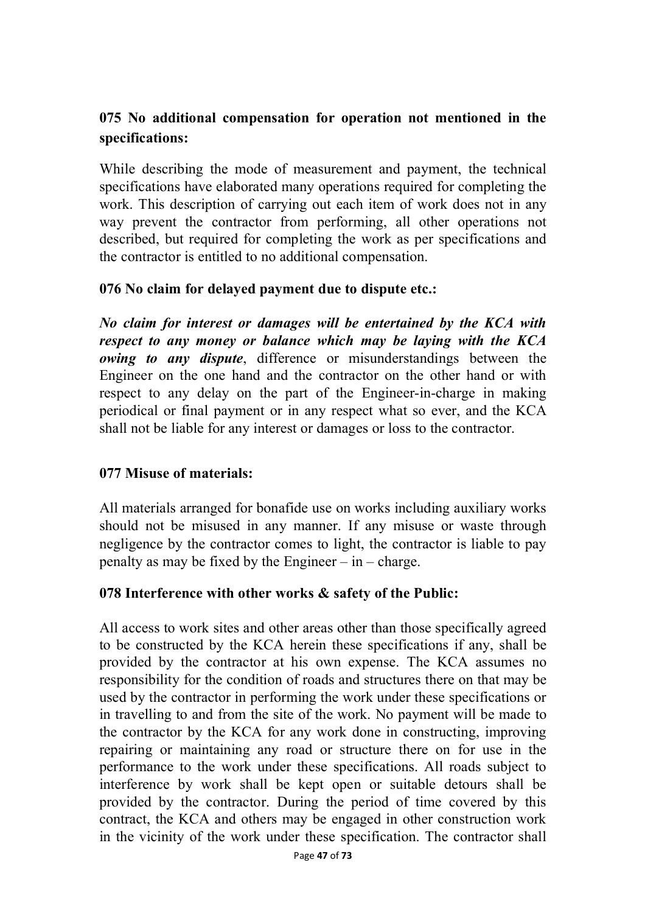**075 No additional compensation for operation not mentioned in the specifications:**

While describing the mode of measurement and payment, the technical specifications have elaborated many operations required for completing the work. This description of carrying out each item of work does not in any way prevent the contractor from performing, all other operations not described, but required for completing the work as per specifications and the contractor is entitled to no additional compensation.

**076 No claim for delayed payment due to dispute etc.:**

***No claim for interest or damages will be entertained by the KCA with respect to any money or balance which may be laying with the KCA owing to any dispute***, difference or misunderstandings between the Engineer on the one hand and the contractor on the other hand or with respect to any delay on the part of the Engineer-in-charge in making periodical or final payment or in any respect what so ever, and the KCA shall not be liable for any interest or damages or loss to the contractor.

**077 Misuse of materials:**

All materials arranged for bonafide use on works including auxiliary works should not be misused in any manner. If any misuse or waste through negligence by the contractor comes to light, the contractor is liable to pay penalty as may be fixed by the Engineer – in – charge.

**078 Interference with other works & safety of the Public:**

All access to work sites and other areas other than those specifically agreed to be constructed by the KCA herein these specifications if any, shall be provided by the contractor at his own expense. The KCA assumes no responsibility for the condition of roads and structures there on that may be used by the contractor in performing the work under these specifications or in travelling to and from the site of the work. No payment will be made to the contractor by the KCA for any work done in constructing, improving repairing or maintaining any road or structure there on for use in the performance to the work under these specifications. All roads subject to interference by work shall be kept open or suitable detours shall be provided by the contractor. During the period of time covered by this contract, the KCA and others may be engaged in other construction work in the vicinity of the work under these specification. The contractor shall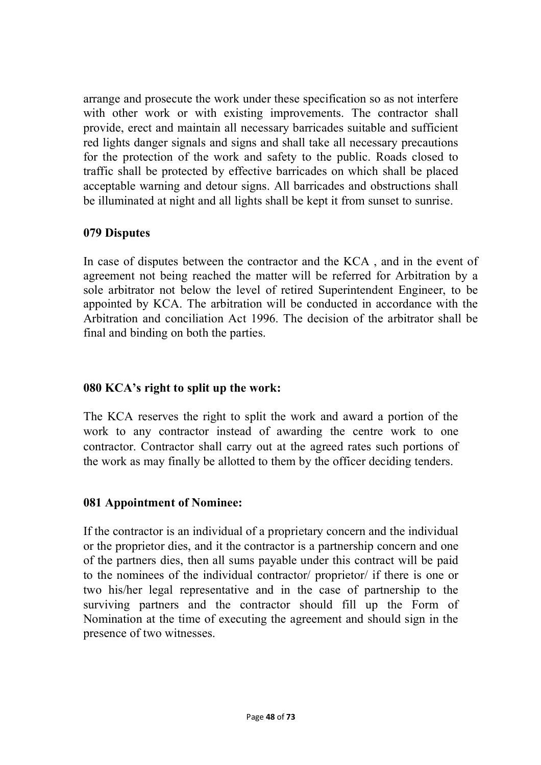arrange and prosecute the work under these specification so as not interfere with other work or with existing improvements. The contractor shall provide, erect and maintain all necessary barricades suitable and sufficient red lights danger signals and signs and shall take all necessary precautions for the protection of the work and safety to the public. Roads closed to traffic shall be protected by effective barricades on which shall be placed acceptable warning and detour signs. All barricades and obstructions shall be illuminated at night and all lights shall be kept it from sunset to sunrise.

**079 Disputes**

In case of disputes between the contractor and the KCA , and in the event of agreement not being reached the matter will be referred for Arbitration by a sole arbitrator not below the level of retired Superintendent Engineer, to be appointed by KCA. The arbitration will be conducted in accordance with the Arbitration and conciliation Act 1996. The decision of the arbitrator shall be final and binding on both the parties.

**080 KCA's right to split up the work:**

The KCA reserves the right to split the work and award a portion of the work to any contractor instead of awarding the centre work to one contractor. Contractor shall carry out at the agreed rates such portions of the work as may finally be allotted to them by the officer deciding tenders.

**081 Appointment of Nominee:**

If the contractor is an individual of a proprietary concern and the individual or the proprietor dies, and it the contractor is a partnership concern and one of the partners dies, then all sums payable under this contract will be paid to the nominees of the individual contractor/ proprietor/ if there is one or two his/her legal representative and in the case of partnership to the surviving partners and the contractor should fill up the Form of Nomination at the time of executing the agreement and should sign in the presence of two witnesses.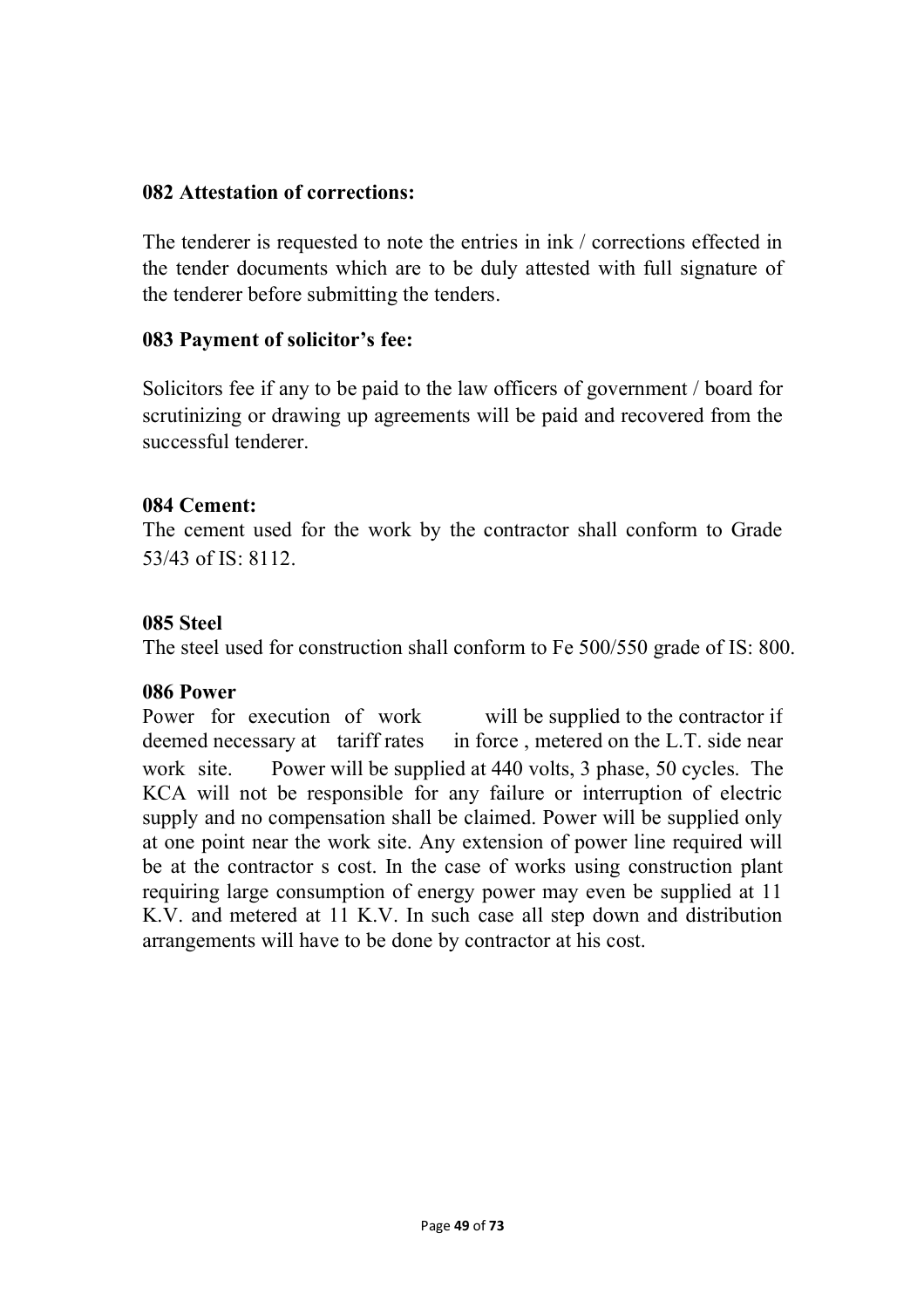**082 Attestation of corrections:**

The tenderer is requested to note the entries in ink / corrections effected in the tender documents which are to be duly attested with full signature of the tenderer before submitting the tenders.

**083 Payment of solicitor's fee:**

Solicitors fee if any to be paid to the law officers of government / board for scrutinizing or drawing up agreements will be paid and recovered from the successful tenderer.

**084 Cement:**

The cement used for the work by the contractor shall conform to Grade 53/43 of IS: 8112.

**085 Steel**

The steel used for construction shall conform to Fe 500/550 grade of IS: 800.

**086 Power**

Power for execution of work will be supplied to the contractor if deemed necessary at tariff rates in force , metered on the L.T. side near work site. Power will be supplied at 440 volts, 3 phase, 50 cycles. The KCA will not be responsible for any failure or interruption of electric supply and no compensation shall be claimed. Power will be supplied only at one point near the work site. Any extension of power line required will be at the contractor s cost. In the case of works using construction plant requiring large consumption of energy power may even be supplied at 11 K.V. and metered at 11 K.V. In such case all step down and distribution arrangements will have to be done by contractor at his cost.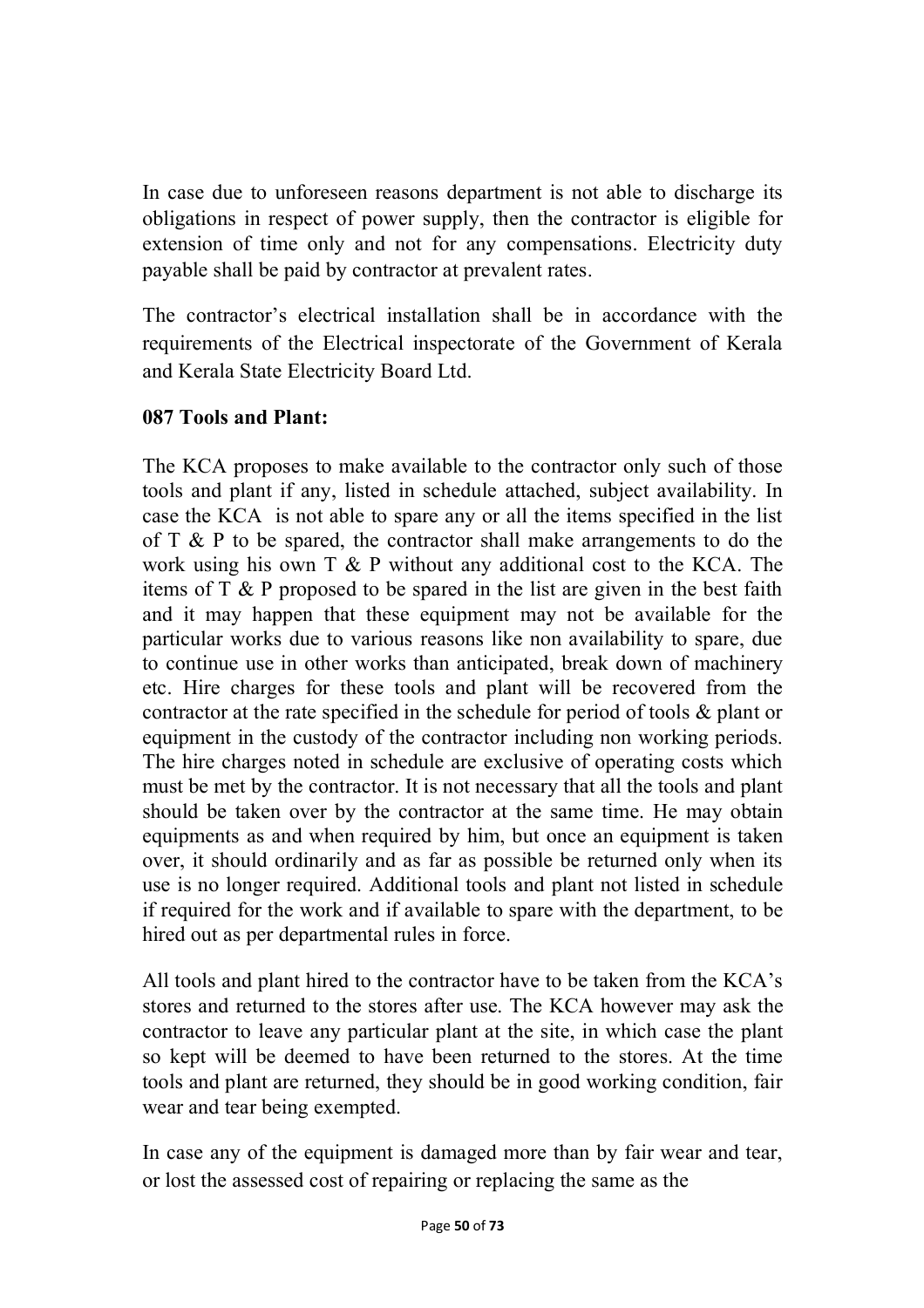In case due to unforeseen reasons department is not able to discharge its obligations in respect of power supply, then the contractor is eligible for extension of time only and not for any compensations. Electricity duty payable shall be paid by contractor at prevalent rates.

The contractor's electrical installation shall be in accordance with the requirements of the Electrical inspectorate of the Government of Kerala and Kerala State Electricity Board Ltd.

**087 Tools and Plant:**

The KCA proposes to make available to the contractor only such of those tools and plant if any, listed in schedule attached, subject availability. In case the KCA is not able to spare any or all the items specified in the list of T & P to be spared, the contractor shall make arrangements to do the work using his own T & P without any additional cost to the KCA. The items of T & P proposed to be spared in the list are given in the best faith and it may happen that these equipment may not be available for the particular works due to various reasons like non availability to spare, due to continue use in other works than anticipated, break down of machinery etc. Hire charges for these tools and plant will be recovered from the contractor at the rate specified in the schedule for period of tools & plant or equipment in the custody of the contractor including non working periods. The hire charges noted in schedule are exclusive of operating costs which must be met by the contractor. It is not necessary that all the tools and plant should be taken over by the contractor at the same time. He may obtain equipments as and when required by him, but once an equipment is taken over, it should ordinarily and as far as possible be returned only when its use is no longer required. Additional tools and plant not listed in schedule if required for the work and if available to spare with the department, to be hired out as per departmental rules in force.

All tools and plant hired to the contractor have to be taken from the KCA's stores and returned to the stores after use. The KCA however may ask the contractor to leave any particular plant at the site, in which case the plant so kept will be deemed to have been returned to the stores. At the time tools and plant are returned, they should be in good working condition, fair wear and tear being exempted.

In case any of the equipment is damaged more than by fair wear and tear, or lost the assessed cost of repairing or replacing the same as the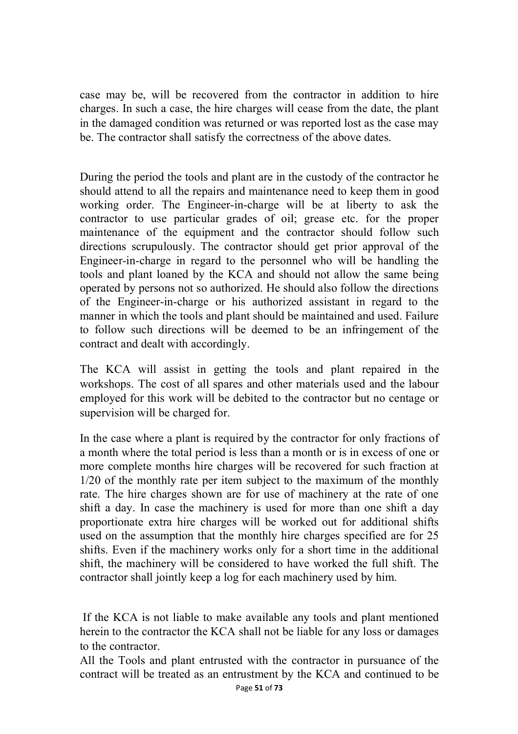case may be, will be recovered from the contractor in addition to hire charges. In such a case, the hire charges will cease from the date, the plant in the damaged condition was returned or was reported lost as the case may be. The contractor shall satisfy the correctness of the above dates.

During the period the tools and plant are in the custody of the contractor he should attend to all the repairs and maintenance need to keep them in good working order. The Engineer-in-charge will be at liberty to ask the contractor to use particular grades of oil; grease etc. for the proper maintenance of the equipment and the contractor should follow such directions scrupulously. The contractor should get prior approval of the Engineer-in-charge in regard to the personnel who will be handling the tools and plant loaned by the KCA and should not allow the same being operated by persons not so authorized. He should also follow the directions of the Engineer-in-charge or his authorized assistant in regard to the manner in which the tools and plant should be maintained and used. Failure to follow such directions will be deemed to be an infringement of the contract and dealt with accordingly.

The KCA will assist in getting the tools and plant repaired in the workshops. The cost of all spares and other materials used and the labour employed for this work will be debited to the contractor but no centage or supervision will be charged for.

In the case where a plant is required by the contractor for only fractions of a month where the total period is less than a month or is in excess of one or more complete months hire charges will be recovered for such fraction at 1/20 of the monthly rate per item subject to the maximum of the monthly rate. The hire charges shown are for use of machinery at the rate of one shift a day. In case the machinery is used for more than one shift a day proportionate extra hire charges will be worked out for additional shifts used on the assumption that the monthly hire charges specified are for 25 shifts. Even if the machinery works only for a short time in the additional shift, the machinery will be considered to have worked the full shift. The contractor shall jointly keep a log for each machinery used by him.

If the KCA is not liable to make available any tools and plant mentioned herein to the contractor the KCA shall not be liable for any loss or damages to the contractor.

All the Tools and plant entrusted with the contractor in pursuance of the contract will be treated as an entrustment by the KCA and continued to be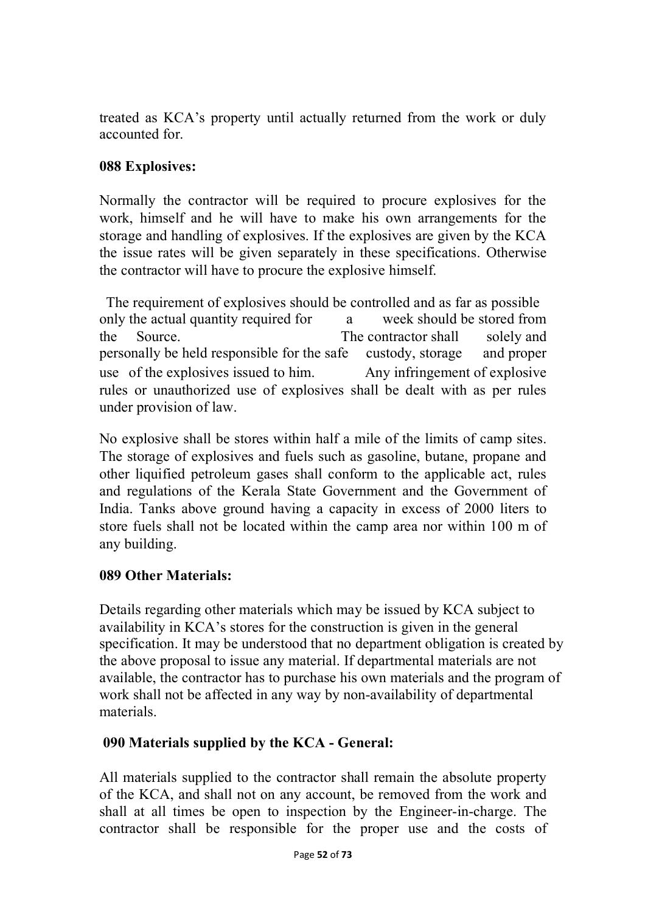treated as KCA's property until actually returned from the work or duly accounted for.

**088 Explosives:**

Normally the contractor will be required to procure explosives for the work, himself and he will have to make his own arrangements for the storage and handling of explosives. If the explosives are given by the KCA the issue rates will be given separately in these specifications. Otherwise the contractor will have to procure the explosive himself.

The requirement of explosives should be controlled and as far as possible only the actual quantity required for a week should be stored from the Source. The contractor shall solely and personally be held responsible for the safe custody, storage and proper use of the explosives issued to him. Any infringement of explosive rules or unauthorized use of explosives shall be dealt with as per rules under provision of law.

No explosive shall be stores within half a mile of the limits of camp sites. The storage of explosives and fuels such as gasoline, butane, propane and other liquified petroleum gases shall conform to the applicable act, rules and regulations of the Kerala State Government and the Government of India. Tanks above ground having a capacity in excess of 2000 liters to store fuels shall not be located within the camp area nor within 100 m of any building.

**089 Other Materials:**

Details regarding other materials which may be issued by KCA subject to availability in KCA's stores for the construction is given in the general specification. It may be understood that no department obligation is created by the above proposal to issue any material. If departmental materials are not available, the contractor has to purchase his own materials and the program of work shall not be affected in any way by non-availability of departmental materials.

**090 Materials supplied by the KCA - General:**

All materials supplied to the contractor shall remain the absolute property of the KCA, and shall not on any account, be removed from the work and shall at all times be open to inspection by the Engineer-in-charge. The contractor shall be responsible for the proper use and the costs of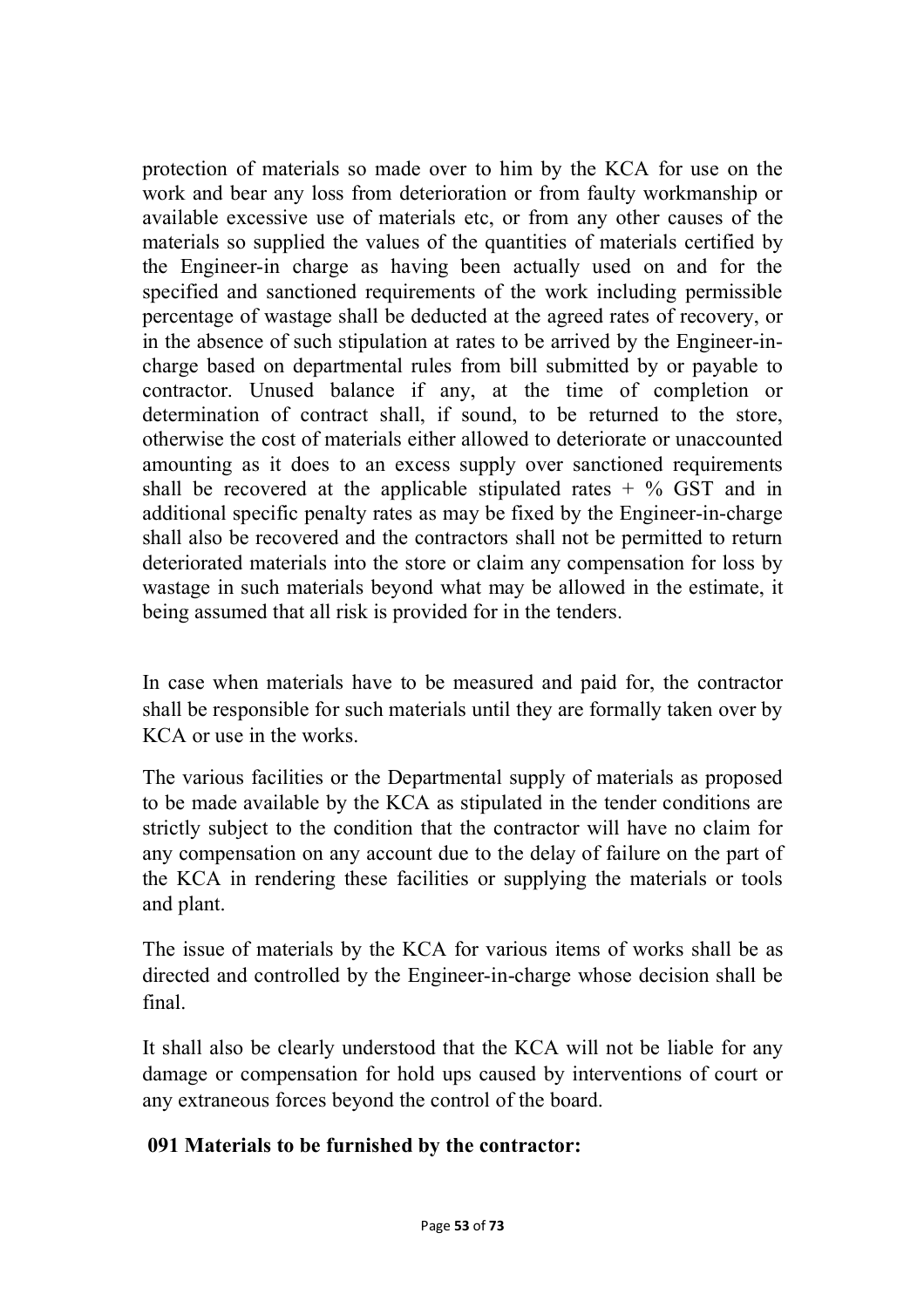protection of materials so made over to him by the KCA for use on the work and bear any loss from deterioration or from faulty workmanship or available excessive use of materials etc, or from any other causes of the materials so supplied the values of the quantities of materials certified by the Engineer-in charge as having been actually used on and for the specified and sanctioned requirements of the work including permissible percentage of wastage shall be deducted at the agreed rates of recovery, or in the absence of such stipulation at rates to be arrived by the Engineer-in-charge based on departmental rules from bill submitted by or payable to contractor. Unused balance if any, at the time of completion or determination of contract shall, if sound, to be returned to the store, otherwise the cost of materials either allowed to deteriorate or unaccounted amounting as it does to an excess supply over sanctioned requirements shall be recovered at the applicable stipulated rates + % GST and in additional specific penalty rates as may be fixed by the Engineer-in-charge shall also be recovered and the contractors shall not be permitted to return deteriorated materials into the store or claim any compensation for loss by wastage in such materials beyond what may be allowed in the estimate, it being assumed that all risk is provided for in the tenders.

In case when materials have to be measured and paid for, the contractor shall be responsible for such materials until they are formally taken over by KCA or use in the works.

The various facilities or the Departmental supply of materials as proposed to be made available by the KCA as stipulated in the tender conditions are strictly subject to the condition that the contractor will have no claim for any compensation on any account due to the delay of failure on the part of the KCA in rendering these facilities or supplying the materials or tools and plant.

The issue of materials by the KCA for various items of works shall be as directed and controlled by the Engineer-in-charge whose decision shall be final.

It shall also be clearly understood that the KCA will not be liable for any damage or compensation for hold ups caused by interventions of court or any extraneous forces beyond the control of the board.

**091 Materials to be furnished by the contractor:**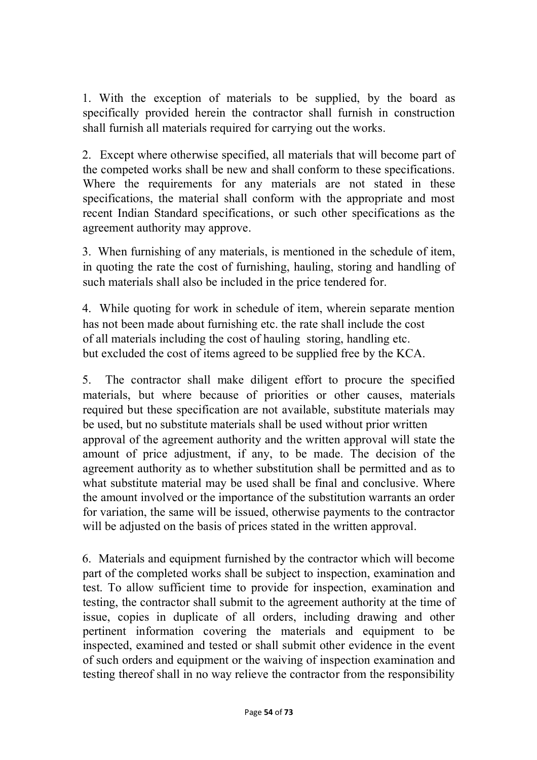1. With the exception of materials to be supplied, by the board as specifically provided herein the contractor shall furnish in construction shall furnish all materials required for carrying out the works.

2. Except where otherwise specified, all materials that will become part of the competed works shall be new and shall conform to these specifications. Where the requirements for any materials are not stated in these specifications, the material shall conform with the appropriate and most recent Indian Standard specifications, or such other specifications as the agreement authority may approve.

3. When furnishing of any materials, is mentioned in the schedule of item, in quoting the rate the cost of furnishing, hauling, storing and handling of such materials shall also be included in the price tendered for.

4. While quoting for work in schedule of item, wherein separate mention has not been made about furnishing etc. the rate shall include the cost of all materials including the cost of hauling storing, handling etc. but excluded the cost of items agreed to be supplied free by the KCA.

5. The contractor shall make diligent effort to procure the specified materials, but where because of priorities or other causes, materials required but these specification are not available, substitute materials may be used, but no substitute materials shall be used without prior written approval of the agreement authority and the written approval will state the amount of price adjustment, if any, to be made. The decision of the agreement authority as to whether substitution shall be permitted and as to what substitute material may be used shall be final and conclusive. Where the amount involved or the importance of the substitution warrants an order for variation, the same will be issued, otherwise payments to the contractor will be adjusted on the basis of prices stated in the written approval.

6. Materials and equipment furnished by the contractor which will become part of the completed works shall be subject to inspection, examination and test. To allow sufficient time to provide for inspection, examination and testing, the contractor shall submit to the agreement authority at the time of issue, copies in duplicate of all orders, including drawing and other pertinent information covering the materials and equipment to be inspected, examined and tested or shall submit other evidence in the event of such orders and equipment or the waiving of inspection examination and testing thereof shall in no way relieve the contractor from the responsibility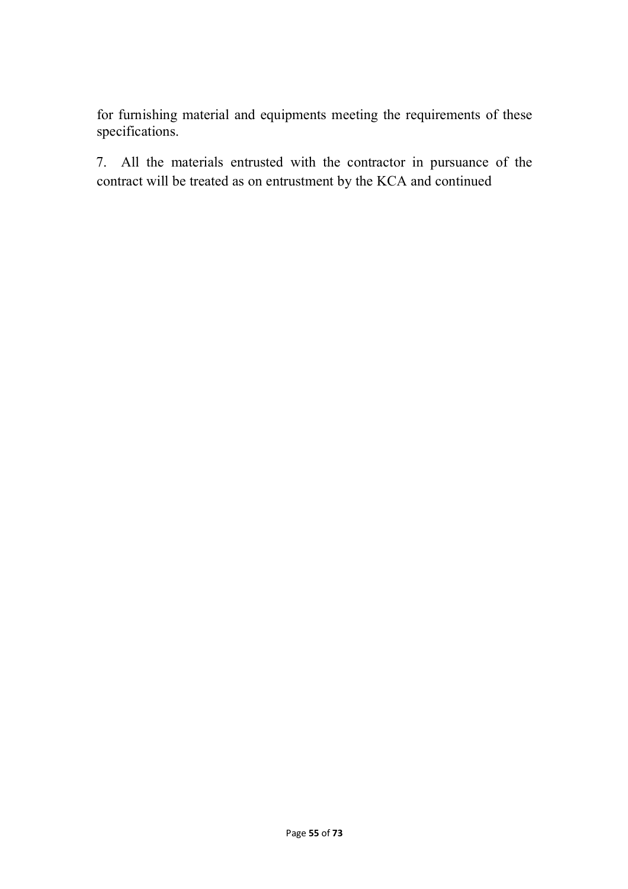for furnishing material and equipments meeting the requirements of these specifications.

7. All the materials entrusted with the contractor in pursuance of the contract will be treated as on entrustment by the KCA and continued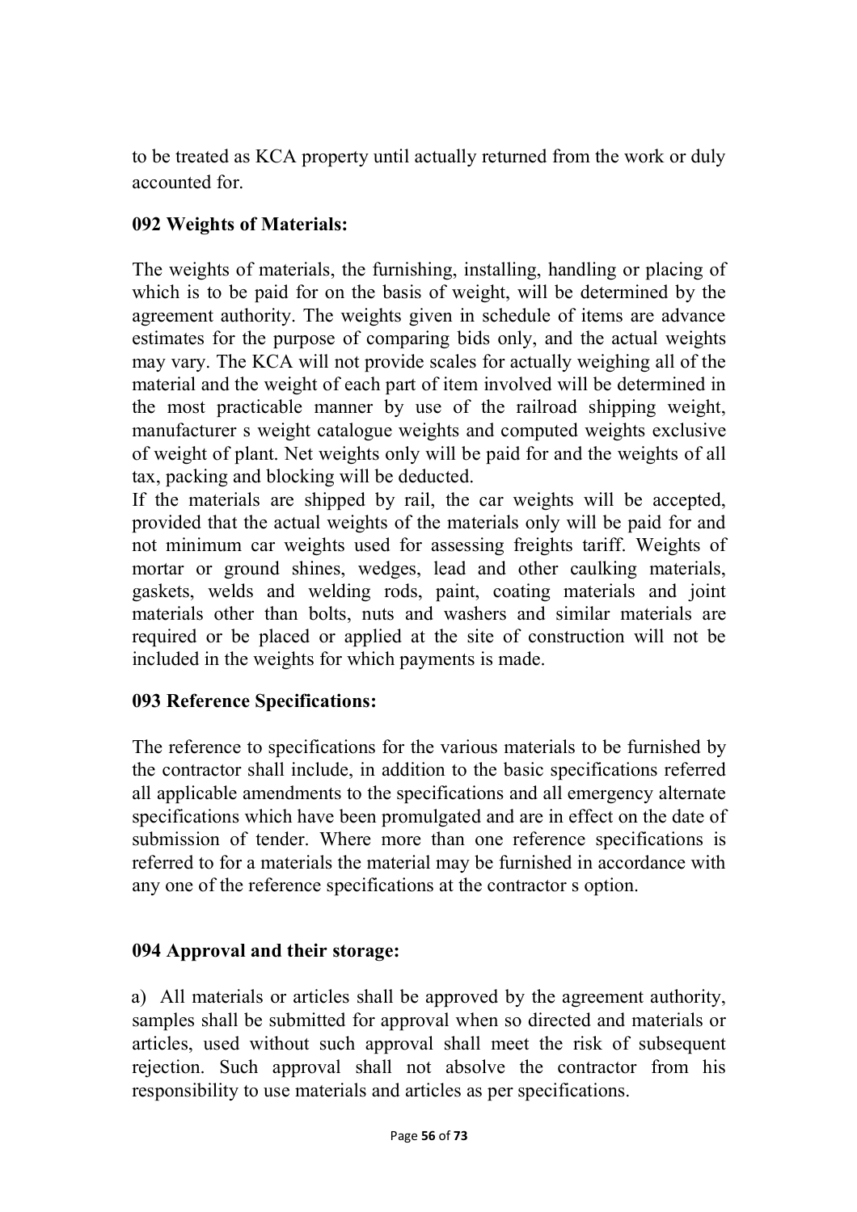to be treated as KCA property until actually returned from the work or duly accounted for.

**092 Weights of Materials:**

The weights of materials, the furnishing, installing, handling or placing of which is to be paid for on the basis of weight, will be determined by the agreement authority. The weights given in schedule of items are advance estimates for the purpose of comparing bids only, and the actual weights may vary. The KCA will not provide scales for actually weighing all of the material and the weight of each part of item involved will be determined in the most practicable manner by use of the railroad shipping weight, manufacturer s weight catalogue weights and computed weights exclusive of weight of plant. Net weights only will be paid for and the weights of all tax, packing and blocking will be deducted.

If the materials are shipped by rail, the car weights will be accepted, provided that the actual weights of the materials only will be paid for and not minimum car weights used for assessing freights tariff. Weights of mortar or ground shines, wedges, lead and other caulking materials, gaskets, welds and welding rods, paint, coating materials and joint materials other than bolts, nuts and washers and similar materials are required or be placed or applied at the site of construction will not be included in the weights for which payments is made.

**093 Reference Specifications:**

The reference to specifications for the various materials to be furnished by the contractor shall include, in addition to the basic specifications referred all applicable amendments to the specifications and all emergency alternate specifications which have been promulgated and are in effect on the date of submission of tender. Where more than one reference specifications is referred to for a materials the material may be furnished in accordance with any one of the reference specifications at the contractor s option.

**094 Approval and their storage:**

a) All materials or articles shall be approved by the agreement authority, samples shall be submitted for approval when so directed and materials or articles, used without such approval shall meet the risk of subsequent rejection. Such approval shall not absolve the contractor from his responsibility to use materials and articles as per specifications.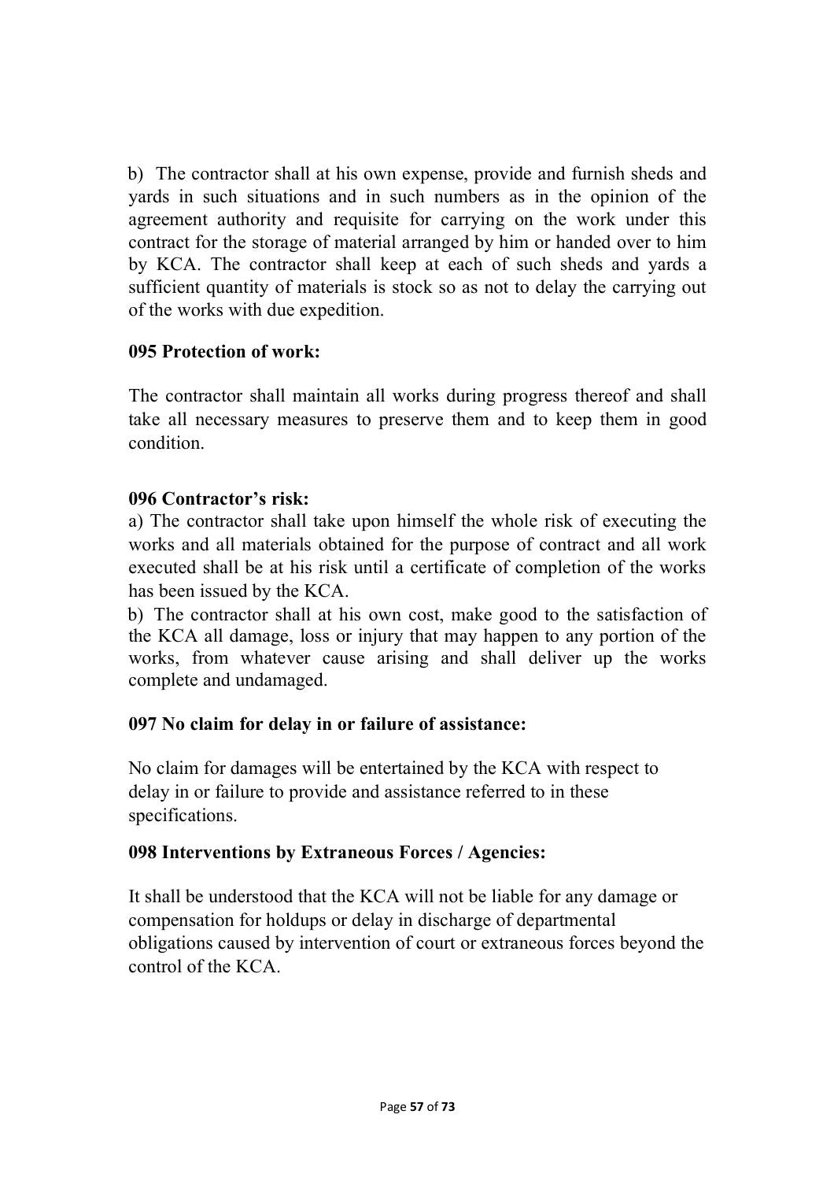b) The contractor shall at his own expense, provide and furnish sheds and yards in such situations and in such numbers as in the opinion of the agreement authority and requisite for carrying on the work under this contract for the storage of material arranged by him or handed over to him by KCA. The contractor shall keep at each of such sheds and yards a sufficient quantity of materials is stock so as not to delay the carrying out of the works with due expedition.

**095 Protection of work:**

The contractor shall maintain all works during progress thereof and shall take all necessary measures to preserve them and to keep them in good condition.

**096 Contractor's risk:**

a) The contractor shall take upon himself the whole risk of executing the works and all materials obtained for the purpose of contract and all work executed shall be at his risk until a certificate of completion of the works has been issued by the KCA.

b) The contractor shall at his own cost, make good to the satisfaction of the KCA all damage, loss or injury that may happen to any portion of the works, from whatever cause arising and shall deliver up the works complete and undamaged.

**097 No claim for delay in or failure of assistance:**

No claim for damages will be entertained by the KCA with respect to delay in or failure to provide and assistance referred to in these specifications.

**098 Interventions by Extraneous Forces / Agencies:**

It shall be understood that the KCA will not be liable for any damage or compensation for holdups or delay in discharge of departmental obligations caused by intervention of court or extraneous forces beyond the control of the KCA.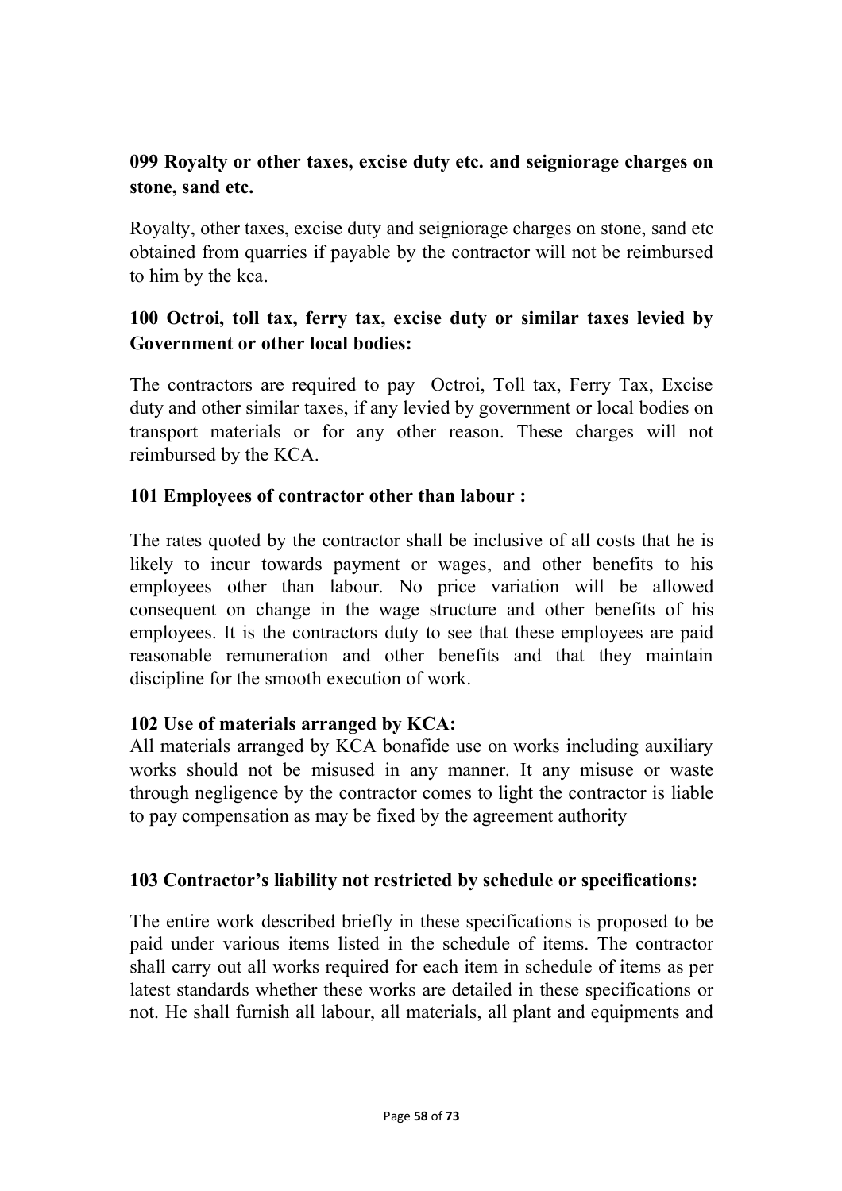**099 Royalty or other taxes, excise duty etc. and seigniorage charges on stone, sand etc.**

Royalty, other taxes, excise duty and seigniorage charges on stone, sand etc obtained from quarries if payable by the contractor will not be reimbursed to him by the kca.

**100 Octroi, toll tax, ferry tax, excise duty or similar taxes levied by Government or other local bodies:**

The contractors are required to pay Octroi, Toll tax, Ferry Tax, Excise duty and other similar taxes, if any levied by government or local bodies on transport materials or for any other reason. These charges will not reimbursed by the KCA.

**101 Employees of contractor other than labour :**

The rates quoted by the contractor shall be inclusive of all costs that he is likely to incur towards payment or wages, and other benefits to his employees other than labour. No price variation will be allowed consequent on change in the wage structure and other benefits of his employees. It is the contractors duty to see that these employees are paid reasonable remuneration and other benefits and that they maintain discipline for the smooth execution of work.

**102 Use of materials arranged by KCA:**

All materials arranged by KCA bonafide use on works including auxiliary works should not be misused in any manner. It any misuse or waste through negligence by the contractor comes to light the contractor is liable to pay compensation as may be fixed by the agreement authority

**103 Contractor's liability not restricted by schedule or specifications:**

The entire work described briefly in these specifications is proposed to be paid under various items listed in the schedule of items. The contractor shall carry out all works required for each item in schedule of items as per latest standards whether these works are detailed in these specifications or not. He shall furnish all labour, all materials, all plant and equipments and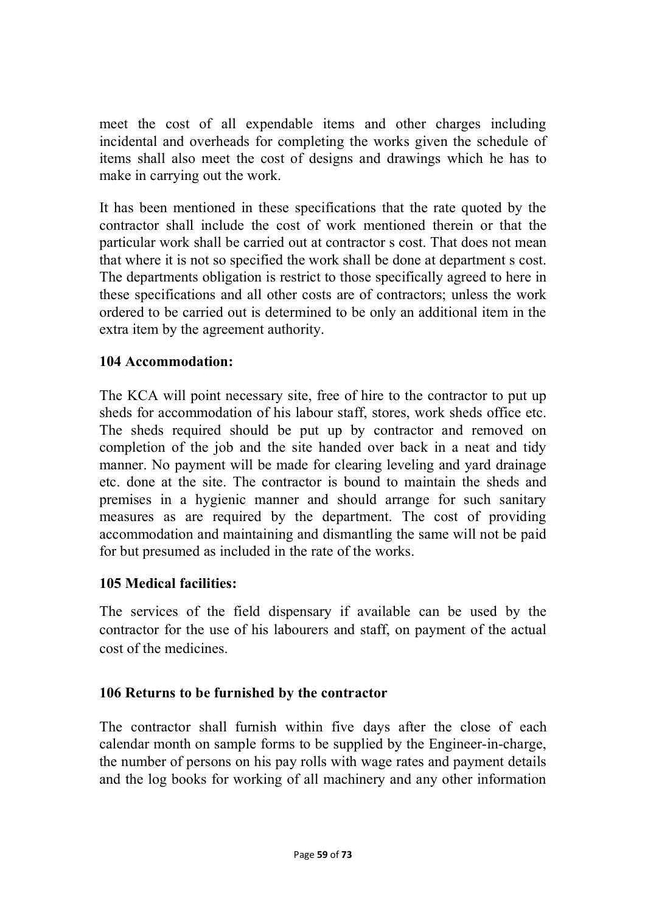meet the cost of all expendable items and other charges including incidental and overheads for completing the works given the schedule of items shall also meet the cost of designs and drawings which he has to make in carrying out the work.

It has been mentioned in these specifications that the rate quoted by the contractor shall include the cost of work mentioned therein or that the particular work shall be carried out at contractor s cost. That does not mean that where it is not so specified the work shall be done at department s cost. The departments obligation is restrict to those specifically agreed to here in these specifications and all other costs are of contractors; unless the work ordered to be carried out is determined to be only an additional item in the extra item by the agreement authority.

### 104 Accommodation:

The KCA will point necessary site, free of hire to the contractor to put up sheds for accommodation of his labour staff, stores, work sheds office etc. The sheds required should be put up by contractor and removed on completion of the job and the site handed over back in a neat and tidy manner. No payment will be made for clearing leveling and yard drainage etc. done at the site. The contractor is bound to maintain the sheds and premises in a hygienic manner and should arrange for such sanitary measures as are required by the department. The cost of providing accommodation and maintaining and dismantling the same will not be paid for but presumed as included in the rate of the works.

### 105 Medical facilities:

The services of the field dispensary if available can be used by the contractor for the use of his labourers and staff, on payment of the actual cost of the medicines.

### 106 Returns to be furnished by the contractor

The contractor shall furnish within five days after the close of each calendar month on sample forms to be supplied by the Engineer-in-charge, the number of persons on his pay rolls with wage rates and payment details and the log books for working of all machinery and any other information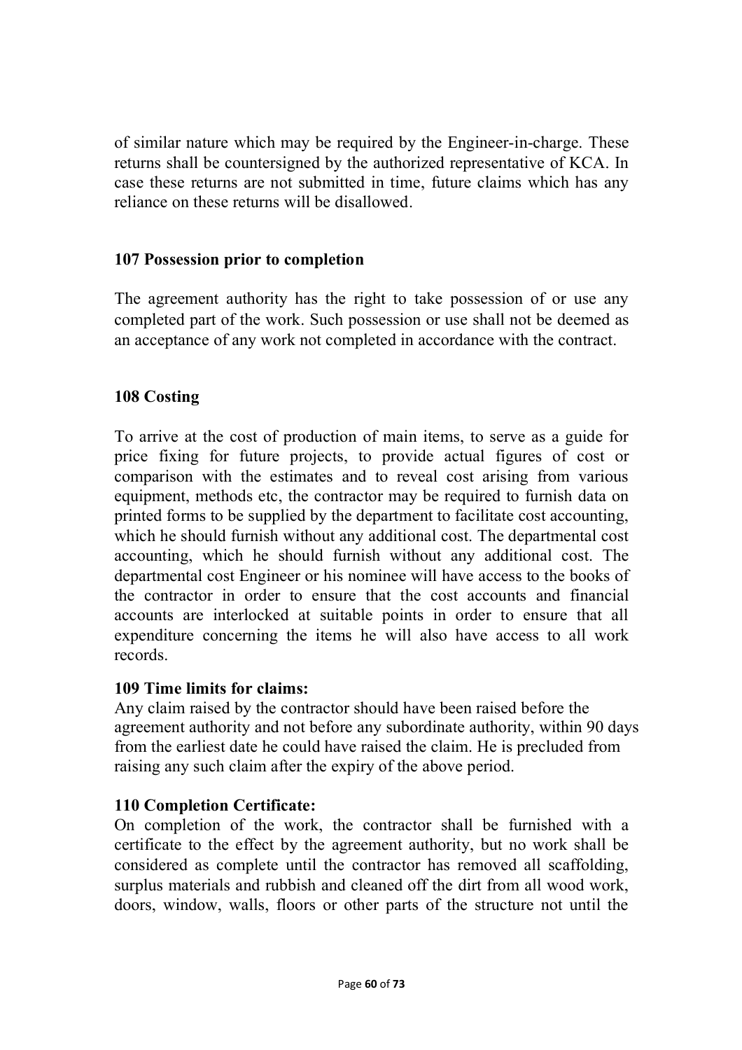of similar nature which may be required by the Engineer-in-charge. These returns shall be countersigned by the authorized representative of KCA. In case these returns are not submitted in time, future claims which has any reliance on these returns will be disallowed.

**107 Possession prior to completion**

The agreement authority has the right to take possession of or use any completed part of the work. Such possession or use shall not be deemed as an acceptance of any work not completed in accordance with the contract.

**108 Costing**

To arrive at the cost of production of main items, to serve as a guide for price fixing for future projects, to provide actual figures of cost or comparison with the estimates and to reveal cost arising from various equipment, methods etc, the contractor may be required to furnish data on printed forms to be supplied by the department to facilitate cost accounting, which he should furnish without any additional cost. The departmental cost accounting, which he should furnish without any additional cost. The departmental cost Engineer or his nominee will have access to the books of the contractor in order to ensure that the cost accounts and financial accounts are interlocked at suitable points in order to ensure that all expenditure concerning the items he will also have access to all work records.

**109 Time limits for claims:**

Any claim raised by the contractor should have been raised before the agreement authority and not before any subordinate authority, within 90 days from the earliest date he could have raised the claim. He is precluded from raising any such claim after the expiry of the above period.

**110 Completion Certificate:**

On completion of the work, the contractor shall be furnished with a certificate to the effect by the agreement authority, but no work shall be considered as complete until the contractor has removed all scaffolding, surplus materials and rubbish and cleaned off the dirt from all wood work, doors, window, walls, floors or other parts of the structure not until the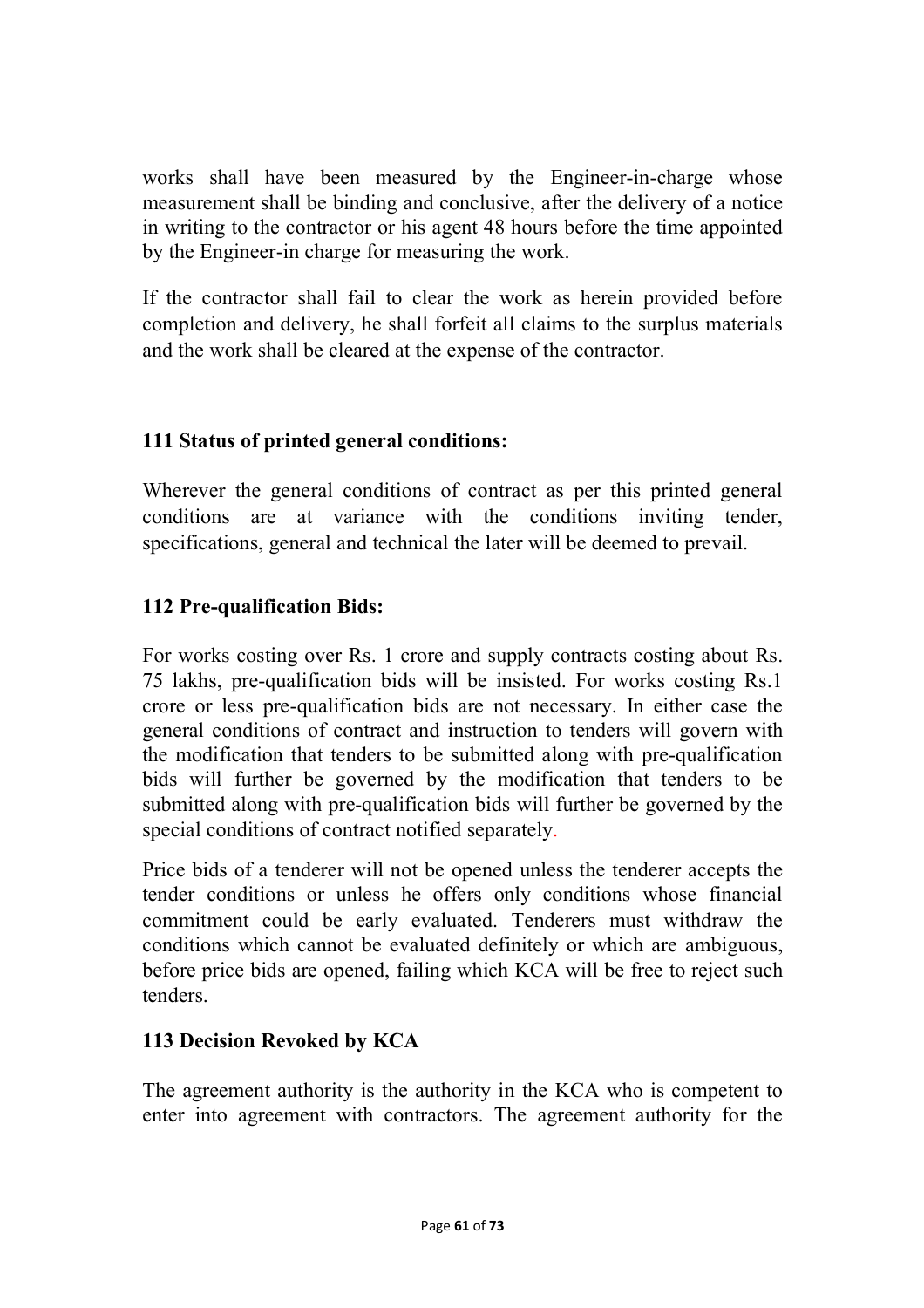works shall have been measured by the Engineer-in-charge whose measurement shall be binding and conclusive, after the delivery of a notice in writing to the contractor or his agent 48 hours before the time appointed by the Engineer-in charge for measuring the work.

If the contractor shall fail to clear the work as herein provided before completion and delivery, he shall forfeit all claims to the surplus materials and the work shall be cleared at the expense of the contractor.

**111 Status of printed general conditions:**

Wherever the general conditions of contract as per this printed general conditions are at variance with the conditions inviting tender, specifications, general and technical the later will be deemed to prevail.

**112 Pre-qualification Bids:**

For works costing over Rs. 1 crore and supply contracts costing about Rs. 75 lakhs, pre-qualification bids will be insisted. For works costing Rs.1 crore or less pre-qualification bids are not necessary. In either case the general conditions of contract and instruction to tenders will govern with the modification that tenders to be submitted along with pre-qualification bids will further be governed by the modification that tenders to be submitted along with pre-qualification bids will further be governed by the special conditions of contract notified separately.

Price bids of a tenderer will not be opened unless the tenderer accepts the tender conditions or unless he offers only conditions whose financial commitment could be early evaluated. Tenderers must withdraw the conditions which cannot be evaluated definitely or which are ambiguous, before price bids are opened, failing which KCA will be free to reject such tenders.

**113 Decision Revoked by KCA**

The agreement authority is the authority in the KCA who is competent to enter into agreement with contractors. The agreement authority for the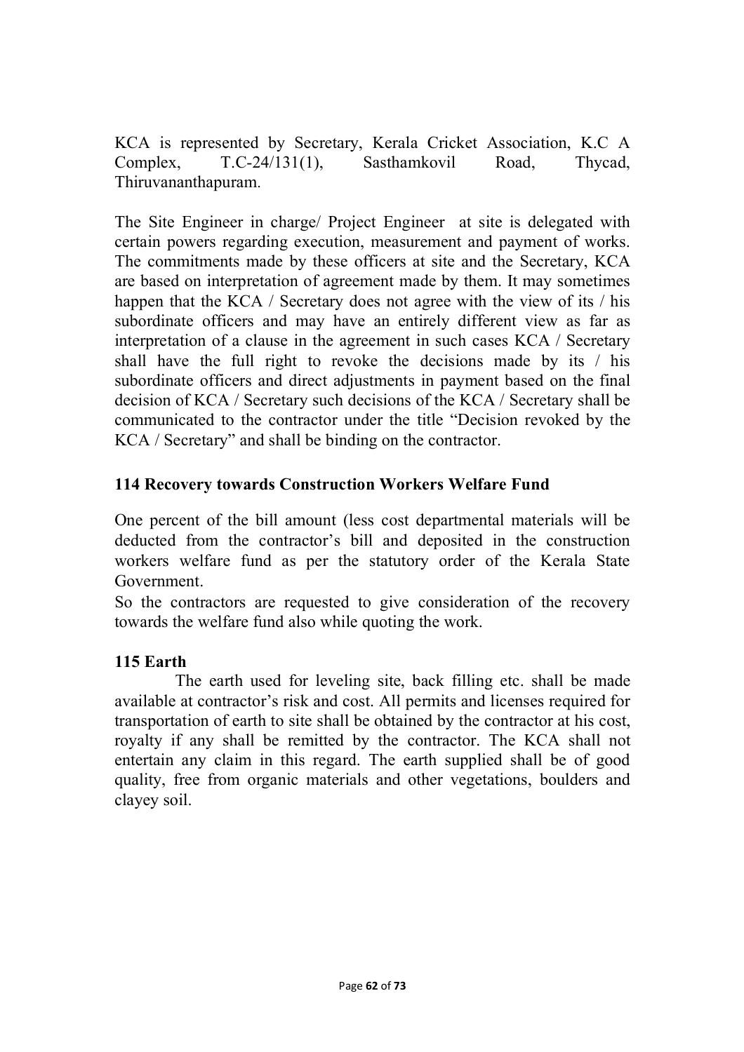KCA is represented by Secretary, Kerala Cricket Association, K.C A Complex, T.C-24/131(1), Sasthamkovil Road, Thycad, Thiruvananthapuram.

The Site Engineer in charge/ Project Engineer at site is delegated with certain powers regarding execution, measurement and payment of works. The commitments made by these officers at site and the Secretary, KCA are based on interpretation of agreement made by them. It may sometimes happen that the KCA / Secretary does not agree with the view of its / his subordinate officers and may have an entirely different view as far as interpretation of a clause in the agreement in such cases KCA / Secretary shall have the full right to revoke the decisions made by its / his subordinate officers and direct adjustments in payment based on the final decision of KCA / Secretary such decisions of the KCA / Secretary shall be communicated to the contractor under the title "Decision revoked by the KCA / Secretary" and shall be binding on the contractor.

**114 Recovery towards Construction Workers Welfare Fund**

One percent of the bill amount (less cost departmental materials will be deducted from the contractor's bill and deposited in the construction workers welfare fund as per the statutory order of the Kerala State Government.

So the contractors are requested to give consideration of the recovery towards the welfare fund also while quoting the work.

**115 Earth**

The earth used for leveling site, back filling etc. shall be made available at contractor's risk and cost. All permits and licenses required for transportation of earth to site shall be obtained by the contractor at his cost, royalty if any shall be remitted by the contractor. The KCA shall not entertain any claim in this regard. The earth supplied shall be of good quality, free from organic materials and other vegetations, boulders and clayey soil.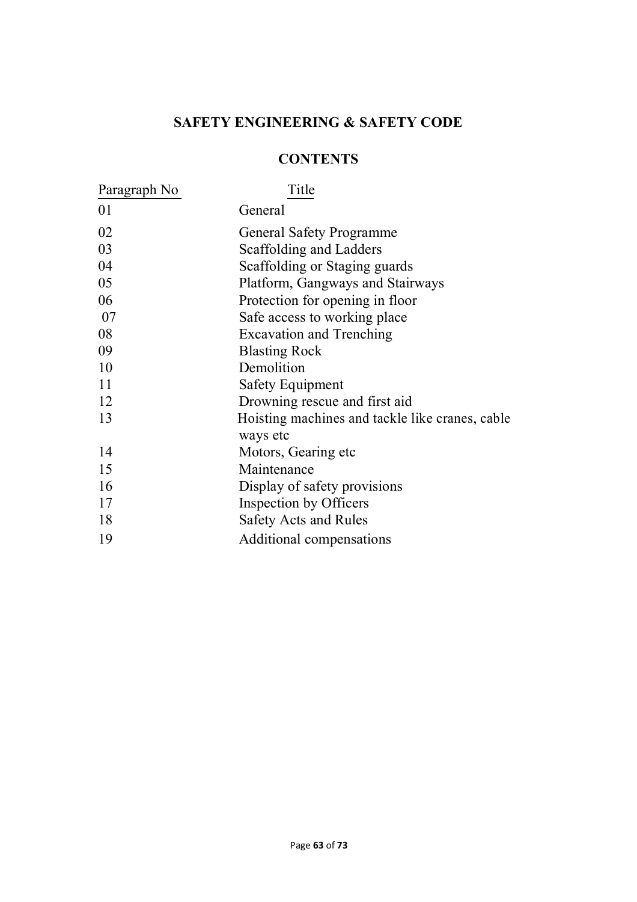# SAFETY ENGINEERING & SAFETY CODE

## CONTENTS

| Paragraph No | Title |
|---|---|
| 01 | General |
| 02 | General Safety Programme |
| 03 | Scaffolding and Ladders |
| 04 | Scaffolding or Staging guards |
| 05 | Platform, Gangways and Stairways |
| 06 | Protection for opening in floor |
| 07 | Safe access to working place |
| 08 | Excavation and Trenching |
| 09 | Blasting Rock |
| 10 | Demolition |
| 11 | Safety Equipment |
| 12 | Drowning rescue and first aid |
| 13 | Hoisting machines and tackle like cranes, cable ways etc |
| 14 | Motors, Gearing etc |
| 15 | Maintenance |
| 16 | Display of safety provisions |
| 17 | Inspection by Officers |
| 18 | Safety Acts and Rules |
| 19 | Additional compensations |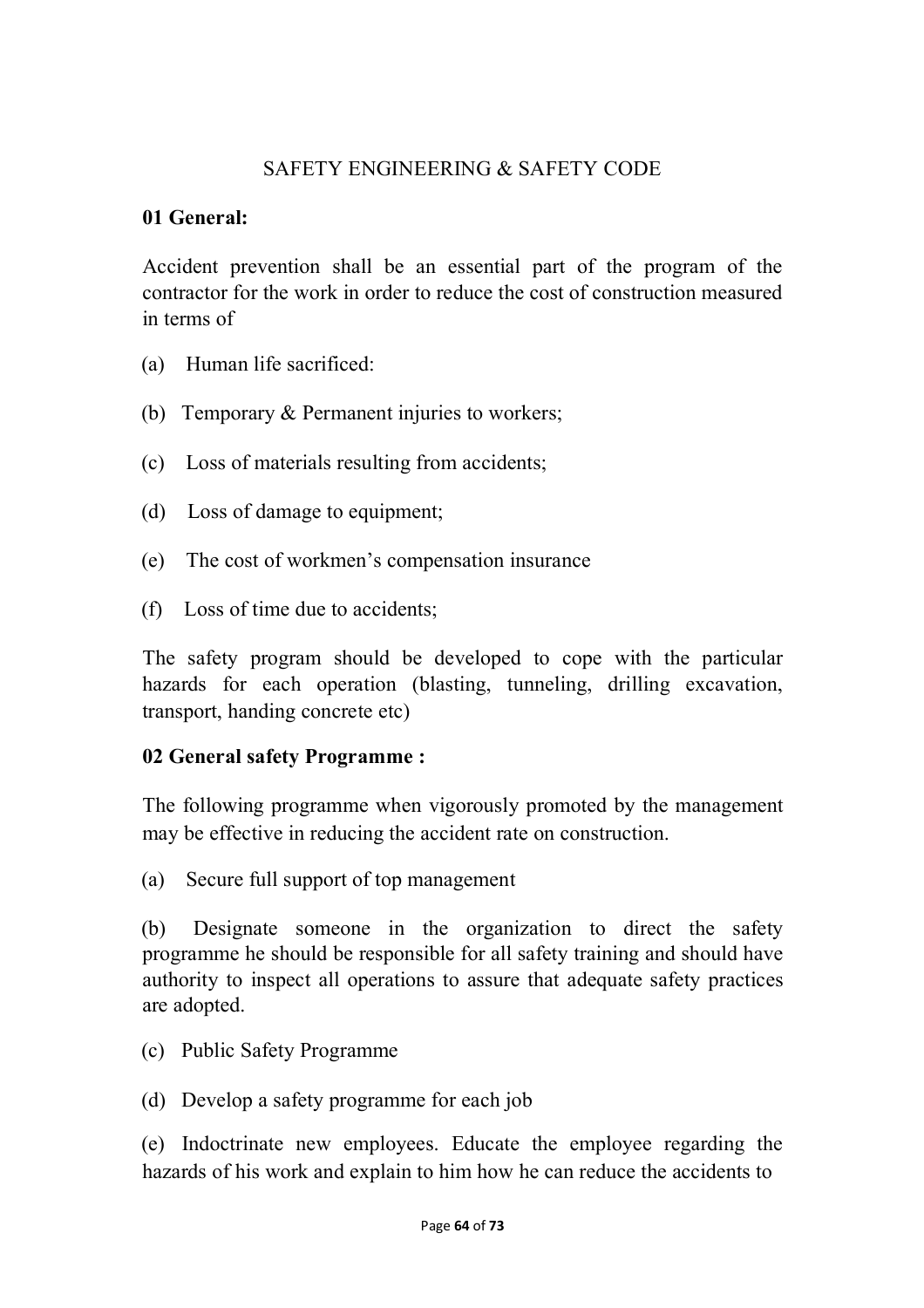# SAFETY ENGINEERING & SAFETY CODE

**01 General:**

Accident prevention shall be an essential part of the program of the contractor for the work in order to reduce the cost of construction measured in terms of

(a) Human life sacrificed:

(b) Temporary & Permanent injuries to workers;

(c) Loss of materials resulting from accidents;

(d) Loss of damage to equipment;

(e) The cost of workmen's compensation insurance

(f) Loss of time due to accidents;

The safety program should be developed to cope with the particular hazards for each operation (blasting, tunneling, drilling excavation, transport, handing concrete etc)

**02 General safety Programme :**

The following programme when vigorously promoted by the management may be effective in reducing the accident rate on construction.

(a) Secure full support of top management

(b) Designate someone in the organization to direct the safety programme he should be responsible for all safety training and should have authority to inspect all operations to assure that adequate safety practices are adopted.

(c) Public Safety Programme

(d) Develop a safety programme for each job

(e) Indoctrinate new employees. Educate the employee regarding the hazards of his work and explain to him how he can reduce the accidents to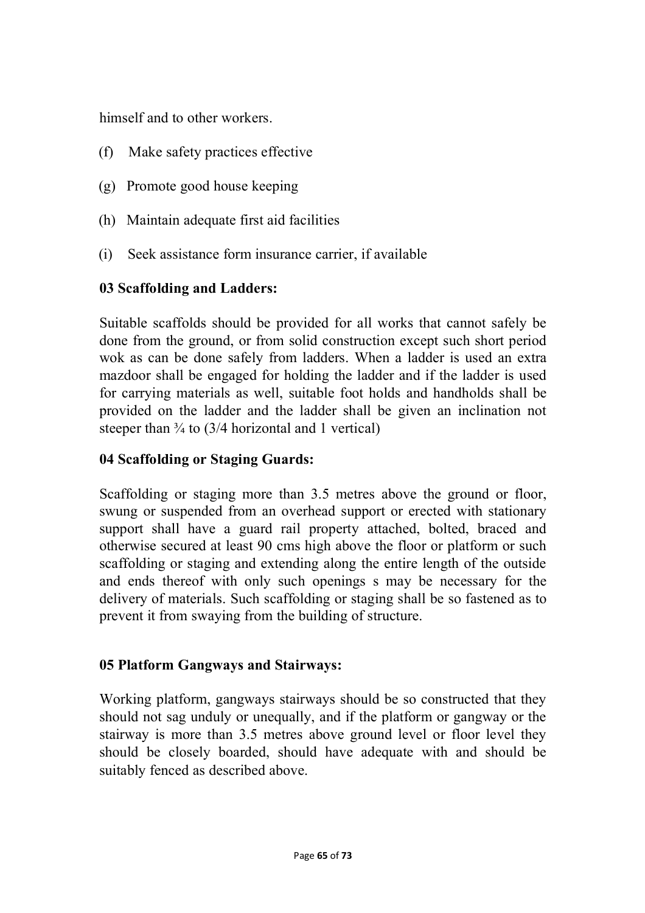himself and to other workers.

(f) Make safety practices effective

(g) Promote good house keeping

(h) Maintain adequate first aid facilities

(i) Seek assistance form insurance carrier, if available

**03 Scaffolding and Ladders:**

Suitable scaffolds should be provided for all works that cannot safely be done from the ground, or from solid construction except such short period wok as can be done safely from ladders. When a ladder is used an extra mazdoor shall be engaged for holding the ladder and if the ladder is used for carrying materials as well, suitable foot holds and handholds shall be provided on the ladder and the ladder shall be given an inclination not steeper than ¾ to (3/4 horizontal and 1 vertical)

**04 Scaffolding or Staging Guards:**

Scaffolding or staging more than 3.5 metres above the ground or floor, swung or suspended from an overhead support or erected with stationary support shall have a guard rail property attached, bolted, braced and otherwise secured at least 90 cms high above the floor or platform or such scaffolding or staging and extending along the entire length of the outside and ends thereof with only such openings s may be necessary for the delivery of materials. Such scaffolding or staging shall be so fastened as to prevent it from swaying from the building of structure.

**05 Platform Gangways and Stairways:**

Working platform, gangways stairways should be so constructed that they should not sag unduly or unequally, and if the platform or gangway or the stairway is more than 3.5 metres above ground level or floor level they should be closely boarded, should have adequate with and should be suitably fenced as described above.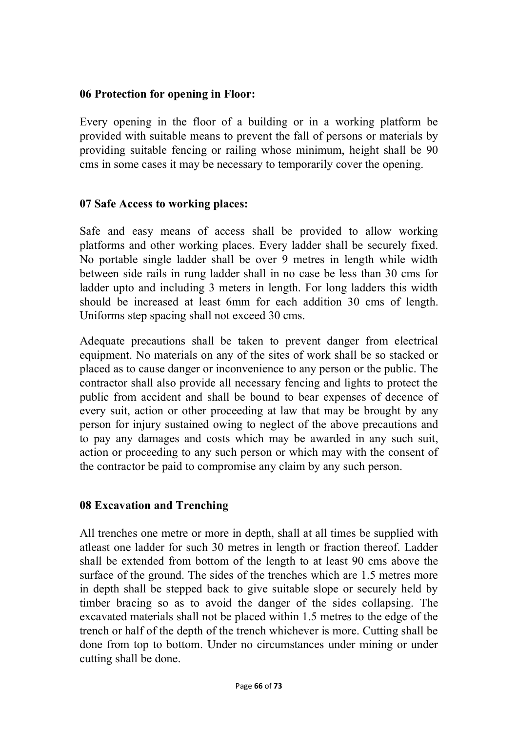**06 Protection for opening in Floor:**

Every opening in the floor of a building or in a working platform be provided with suitable means to prevent the fall of persons or materials by providing suitable fencing or railing whose minimum, height shall be 90 cms in some cases it may be necessary to temporarily cover the opening.

**07 Safe Access to working places:**

Safe and easy means of access shall be provided to allow working platforms and other working places. Every ladder shall be securely fixed. No portable single ladder shall be over 9 metres in length while width between side rails in rung ladder shall in no case be less than 30 cms for ladder upto and including 3 meters in length. For long ladders this width should be increased at least 6mm for each addition 30 cms of length. Uniforms step spacing shall not exceed 30 cms.

Adequate precautions shall be taken to prevent danger from electrical equipment. No materials on any of the sites of work shall be so stacked or placed as to cause danger or inconvenience to any person or the public. The contractor shall also provide all necessary fencing and lights to protect the public from accident and shall be bound to bear expenses of decence of every suit, action or other proceeding at law that may be brought by any person for injury sustained owing to neglect of the above precautions and to pay any damages and costs which may be awarded in any such suit, action or proceeding to any such person or which may with the consent of the contractor be paid to compromise any claim by any such person.

**08 Excavation and Trenching**

All trenches one metre or more in depth, shall at all times be supplied with atleast one ladder for such 30 metres in length or fraction thereof. Ladder shall be extended from bottom of the length to at least 90 cms above the surface of the ground. The sides of the trenches which are 1.5 metres more in depth shall be stepped back to give suitable slope or securely held by timber bracing so as to avoid the danger of the sides collapsing. The excavated materials shall not be placed within 1.5 metres to the edge of the trench or half of the depth of the trench whichever is more. Cutting shall be done from top to bottom. Under no circumstances under mining or under cutting shall be done.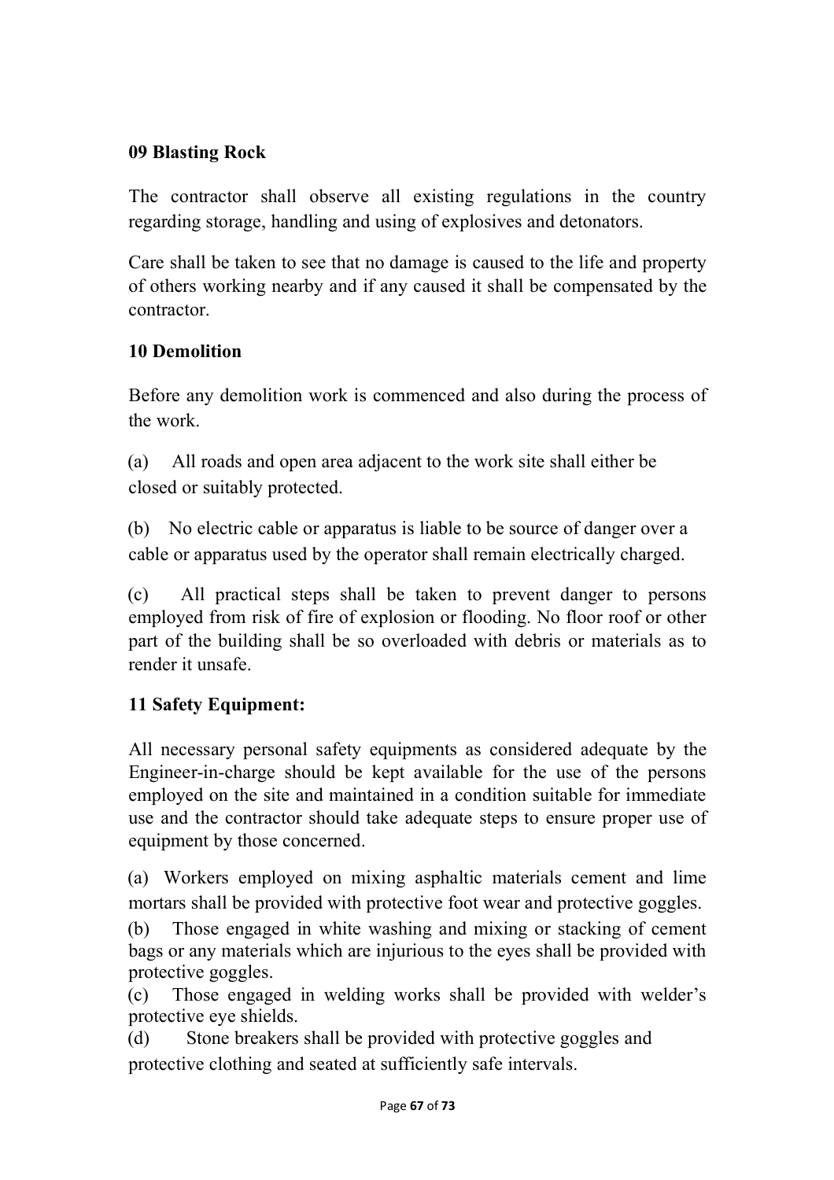**09 Blasting Rock**

The contractor shall observe all existing regulations in the country regarding storage, handling and using of explosives and detonators.

Care shall be taken to see that no damage is caused to the life and property of others working nearby and if any caused it shall be compensated by the contractor.

**10 Demolition**

Before any demolition work is commenced and also during the process of the work.

(a) All roads and open area adjacent to the work site shall either be closed or suitably protected.

(b) No electric cable or apparatus is liable to be source of danger over a cable or apparatus used by the operator shall remain electrically charged.

(c) All practical steps shall be taken to prevent danger to persons employed from risk of fire of explosion or flooding. No floor roof or other part of the building shall be so overloaded with debris or materials as to render it unsafe.

**11 Safety Equipment:**

All necessary personal safety equipments as considered adequate by the Engineer-in-charge should be kept available for the use of the persons employed on the site and maintained in a condition suitable for immediate use and the contractor should take adequate steps to ensure proper use of equipment by those concerned.

(a) Workers employed on mixing asphaltic materials cement and lime mortars shall be provided with protective foot wear and protective goggles.

(b) Those engaged in white washing and mixing or stacking of cement bags or any materials which are injurious to the eyes shall be provided with protective goggles.

(c) Those engaged in welding works shall be provided with welder's protective eye shields.

(d) Stone breakers shall be provided with protective goggles and protective clothing and seated at sufficiently safe intervals.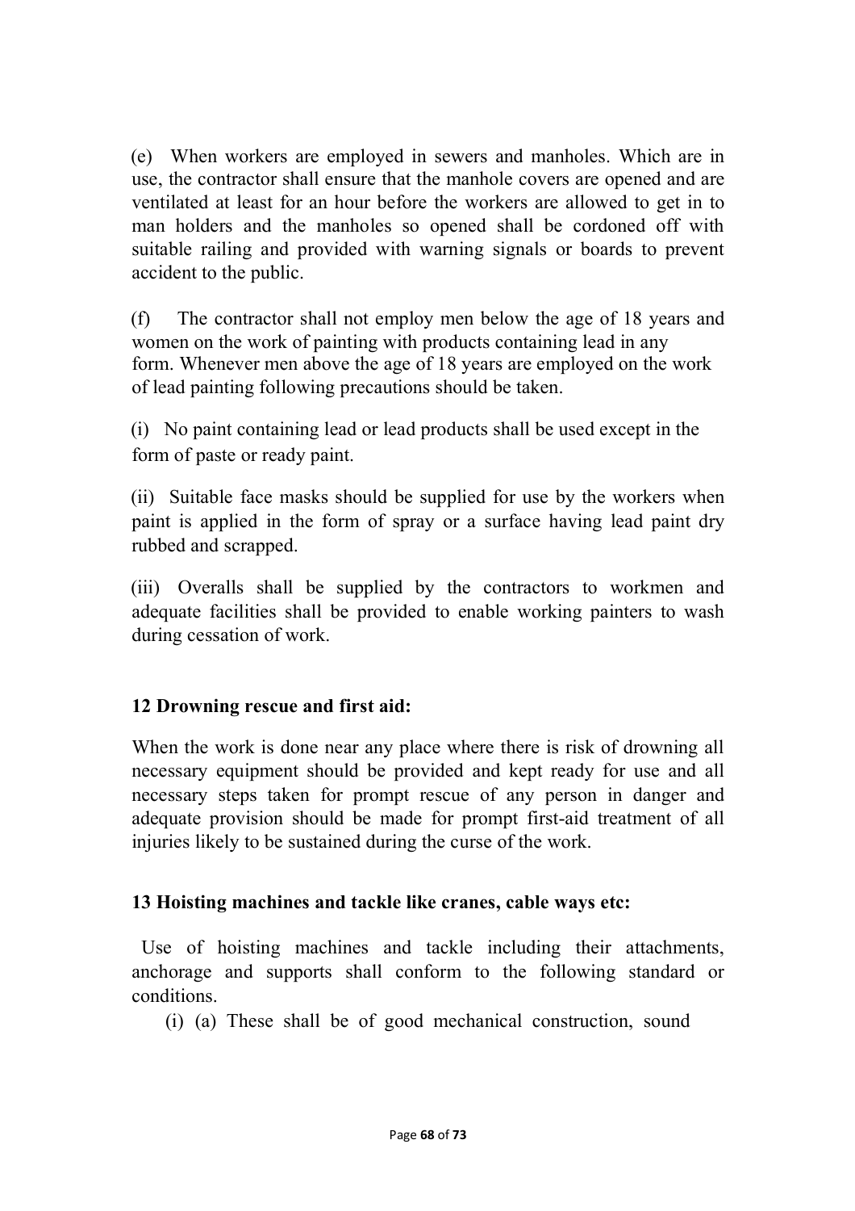(e) When workers are employed in sewers and manholes. Which are in use, the contractor shall ensure that the manhole covers are opened and are ventilated at least for an hour before the workers are allowed to get in to man holders and the manholes so opened shall be cordoned off with suitable railing and provided with warning signals or boards to prevent accident to the public.

(f) The contractor shall not employ men below the age of 18 years and women on the work of painting with products containing lead in any form. Whenever men above the age of 18 years are employed on the work of lead painting following precautions should be taken.

(i) No paint containing lead or lead products shall be used except in the form of paste or ready paint.

(ii) Suitable face masks should be supplied for use by the workers when paint is applied in the form of spray or a surface having lead paint dry rubbed and scrapped.

(iii) Overalls shall be supplied by the contractors to workmen and adequate facilities shall be provided to enable working painters to wash during cessation of work.

**12 Drowning rescue and first aid:**

When the work is done near any place where there is risk of drowning all necessary equipment should be provided and kept ready for use and all necessary steps taken for prompt rescue of any person in danger and adequate provision should be made for prompt first-aid treatment of all injuries likely to be sustained during the curse of the work.

**13 Hoisting machines and tackle like cranes, cable ways etc:**

Use of hoisting machines and tackle including their attachments, anchorage and supports shall conform to the following standard or conditions.

(i) (a) These shall be of good mechanical construction, sound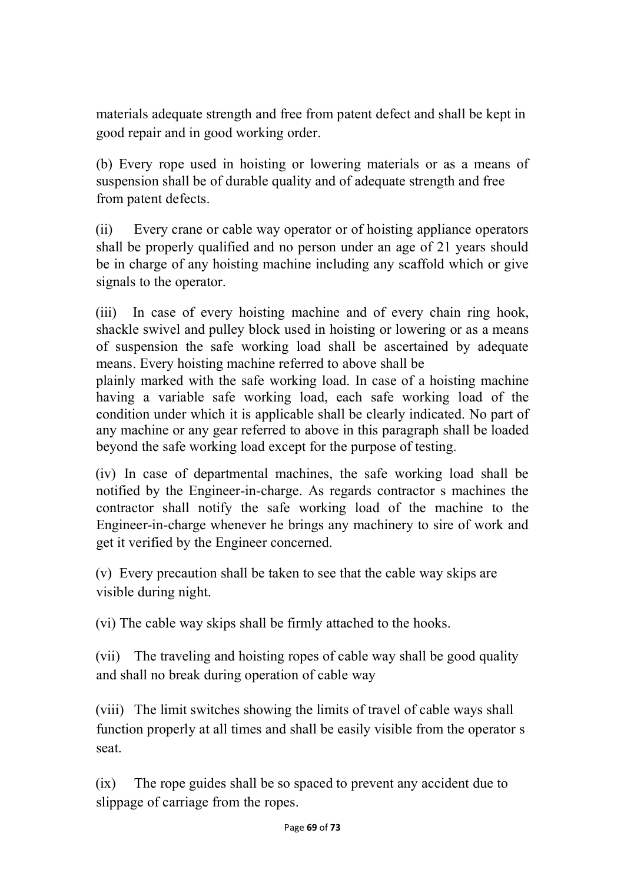materials adequate strength and free from patent defect and shall be kept in good repair and in good working order.

(b) Every rope used in hoisting or lowering materials or as a means of suspension shall be of durable quality and of adequate strength and free from patent defects.

(ii) Every crane or cable way operator or of hoisting appliance operators shall be properly qualified and no person under an age of 21 years should be in charge of any hoisting machine including any scaffold which or give signals to the operator.

(iii) In case of every hoisting machine and of every chain ring hook, shackle swivel and pulley block used in hoisting or lowering or as a means of suspension the safe working load shall be ascertained by adequate means. Every hoisting machine referred to above shall be plainly marked with the safe working load. In case of a hoisting machine having a variable safe working load, each safe working load of the condition under which it is applicable shall be clearly indicated. No part of any machine or any gear referred to above in this paragraph shall be loaded beyond the safe working load except for the purpose of testing.

(iv) In case of departmental machines, the safe working load shall be notified by the Engineer-in-charge. As regards contractor s machines the contractor shall notify the safe working load of the machine to the Engineer-in-charge whenever he brings any machinery to sire of work and get it verified by the Engineer concerned.

(v) Every precaution shall be taken to see that the cable way skips are visible during night.

(vi) The cable way skips shall be firmly attached to the hooks.

(vii) The traveling and hoisting ropes of cable way shall be good quality and shall no break during operation of cable way

(viii) The limit switches showing the limits of travel of cable ways shall function properly at all times and shall be easily visible from the operator s seat.

(ix) The rope guides shall be so spaced to prevent any accident due to slippage of carriage from the ropes.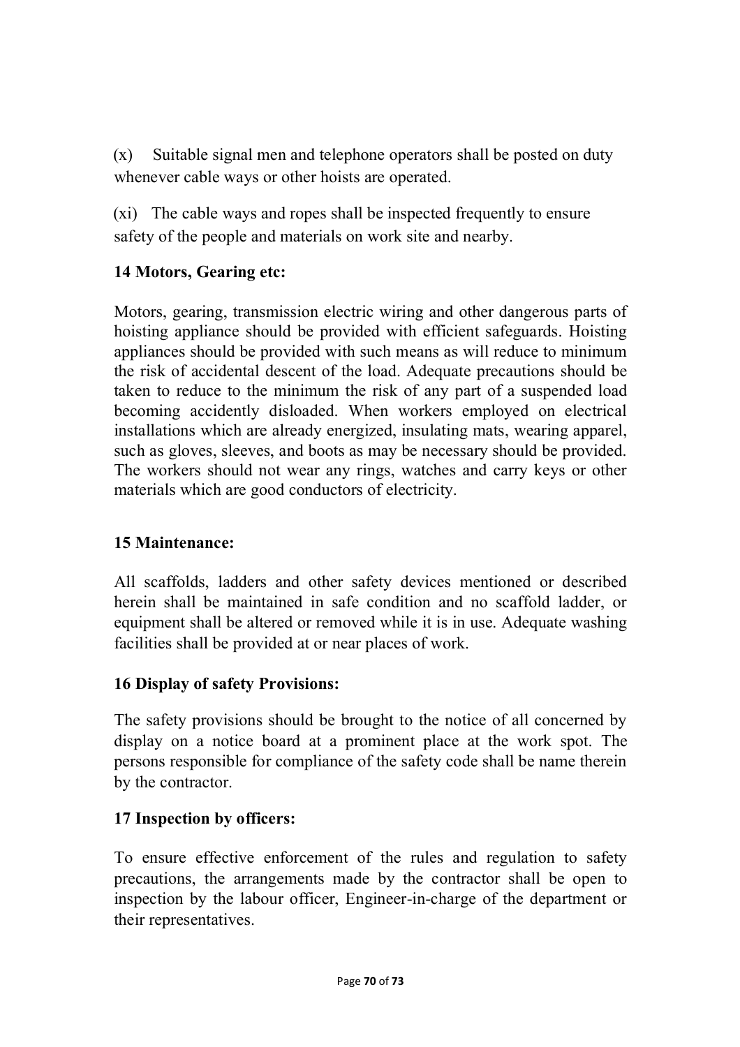(x) Suitable signal men and telephone operators shall be posted on duty whenever cable ways or other hoists are operated.

(xi) The cable ways and ropes shall be inspected frequently to ensure safety of the people and materials on work site and nearby.

**14 Motors, Gearing etc:**

Motors, gearing, transmission electric wiring and other dangerous parts of hoisting appliance should be provided with efficient safeguards. Hoisting appliances should be provided with such means as will reduce to minimum the risk of accidental descent of the load. Adequate precautions should be taken to reduce to the minimum the risk of any part of a suspended load becoming accidently disloaded. When workers employed on electrical installations which are already energized, insulating mats, wearing apparel, such as gloves, sleeves, and boots as may be necessary should be provided. The workers should not wear any rings, watches and carry keys or other materials which are good conductors of electricity.

**15 Maintenance:**

All scaffolds, ladders and other safety devices mentioned or described herein shall be maintained in safe condition and no scaffold ladder, or equipment shall be altered or removed while it is in use. Adequate washing facilities shall be provided at or near places of work.

**16 Display of safety Provisions:**

The safety provisions should be brought to the notice of all concerned by display on a notice board at a prominent place at the work spot. The persons responsible for compliance of the safety code shall be name therein by the contractor.

**17 Inspection by officers:**

To ensure effective enforcement of the rules and regulation to safety precautions, the arrangements made by the contractor shall be open to inspection by the labour officer, Engineer-in-charge of the department or their representatives.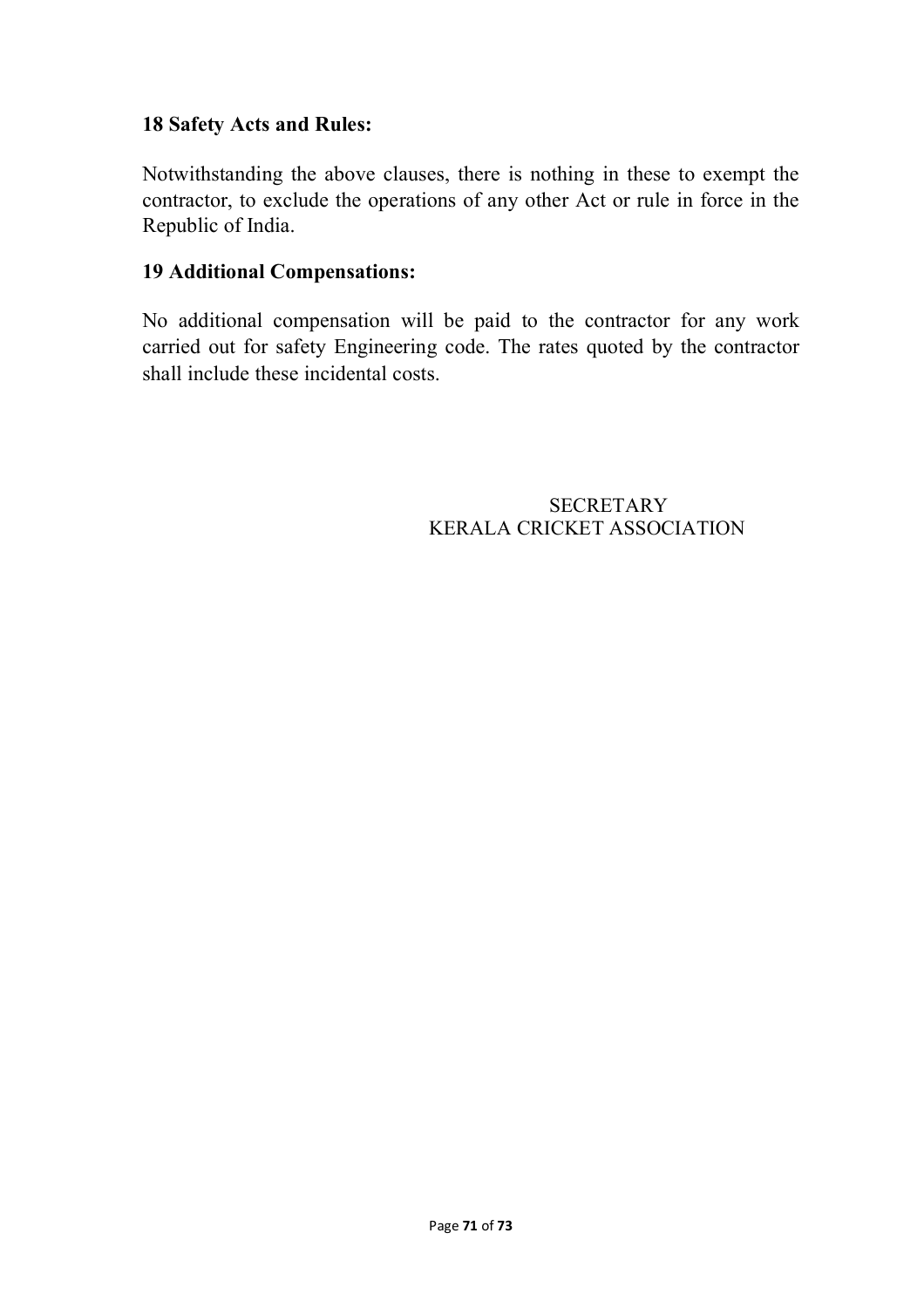**18 Safety Acts and Rules:**

Notwithstanding the above clauses, there is nothing in these to exempt the contractor, to exclude the operations of any other Act or rule in force in the Republic of India.

**19 Additional Compensations:**

No additional compensation will be paid to the contractor for any work carried out for safety Engineering code. The rates quoted by the contractor shall include these incidental costs.

SECRETARY
KERALA CRICKET ASSOCIATION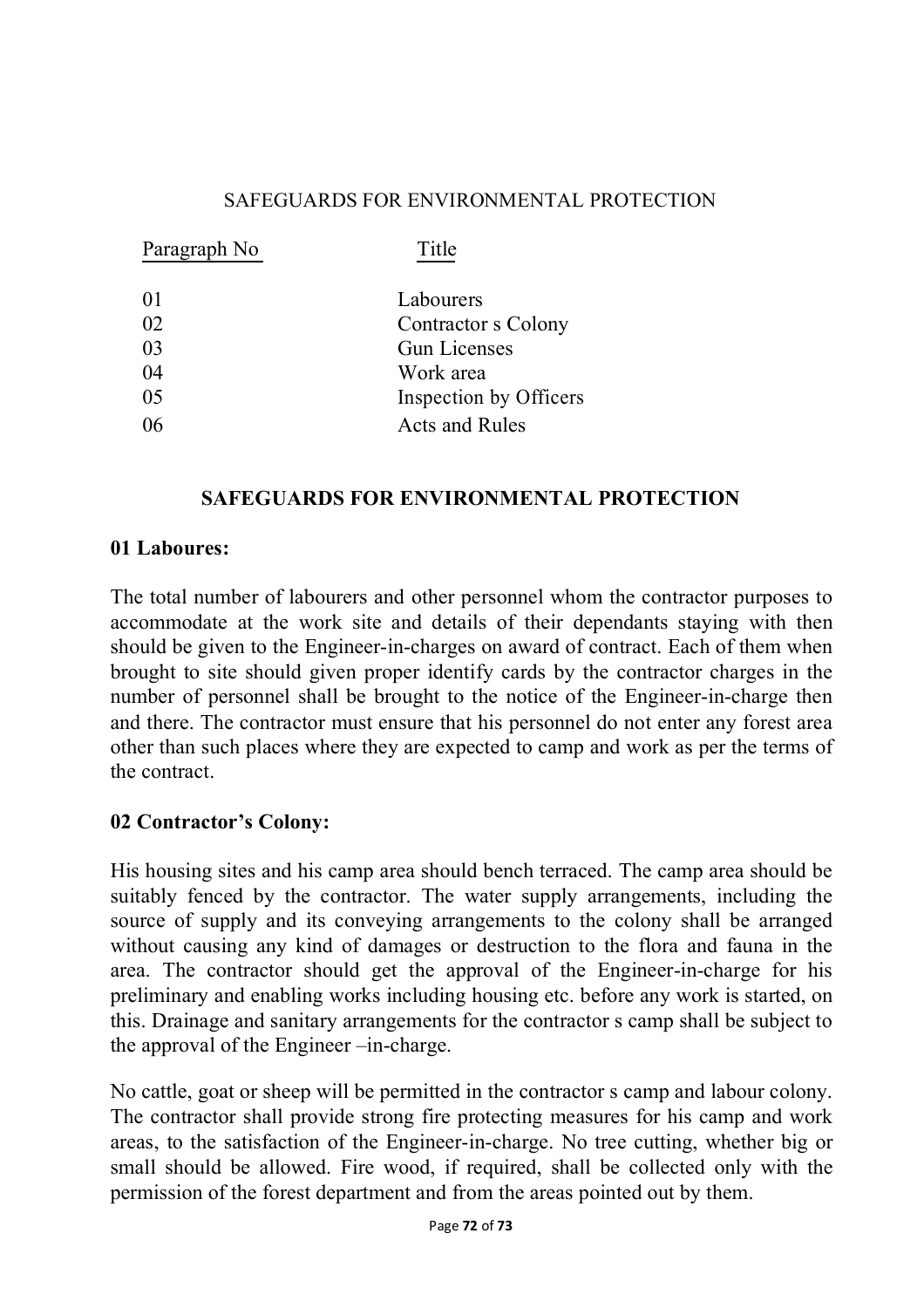SAFEGUARDS FOR ENVIRONMENTAL PROTECTION

| Paragraph No | Title |
|---|---|
| 01 | Labourers |
| 02 | Contractor s Colony |
| 03 | Gun Licenses |
| 04 | Work area |
| 05 | Inspection by Officers |
| 06 | Acts and Rules |

## SAFEGUARDS FOR ENVIRONMENTAL PROTECTION

### 01 Laboures:

The total number of labourers and other personnel whom the contractor purposes to accommodate at the work site and details of their dependants staying with then should be given to the Engineer-in-charges on award of contract. Each of them when brought to site should given proper identify cards by the contractor charges in the number of personnel shall be brought to the notice of the Engineer-in-charge then and there. The contractor must ensure that his personnel do not enter any forest area other than such places where they are expected to camp and work as per the terms of the contract.

### 02 Contractor's Colony:

His housing sites and his camp area should bench terraced. The camp area should be suitably fenced by the contractor. The water supply arrangements, including the source of supply and its conveying arrangements to the colony shall be arranged without causing any kind of damages or destruction to the flora and fauna in the area. The contractor should get the approval of the Engineer-in-charge for his preliminary and enabling works including housing etc. before any work is started, on this. Drainage and sanitary arrangements for the contractor s camp shall be subject to the approval of the Engineer –in-charge.

No cattle, goat or sheep will be permitted in the contractor s camp and labour colony. The contractor shall provide strong fire protecting measures for his camp and work areas, to the satisfaction of the Engineer-in-charge. No tree cutting, whether big or small should be allowed. Fire wood, if required, shall be collected only with the permission of the forest department and from the areas pointed out by them.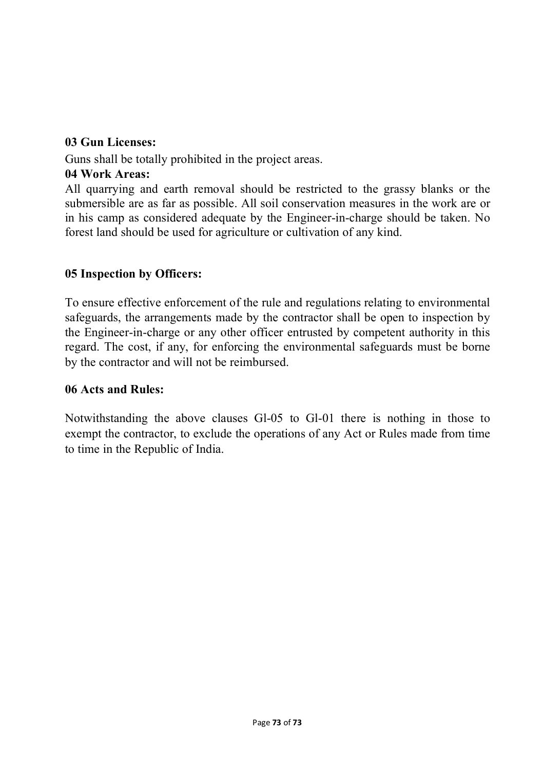**03 Gun Licenses:**

Guns shall be totally prohibited in the project areas.

**04 Work Areas:**

All quarrying and earth removal should be restricted to the grassy blanks or the submersible are as far as possible. All soil conservation measures in the work are or in his camp as considered adequate by the Engineer-in-charge should be taken. No forest land should be used for agriculture or cultivation of any kind.

**05 Inspection by Officers:**

To ensure effective enforcement of the rule and regulations relating to environmental safeguards, the arrangements made by the contractor shall be open to inspection by the Engineer-in-charge or any other officer entrusted by competent authority in this regard. The cost, if any, for enforcing the environmental safeguards must be borne by the contractor and will not be reimbursed.

**06 Acts and Rules:**

Notwithstanding the above clauses Gl-05 to Gl-01 there is nothing in those to exempt the contractor, to exclude the operations of any Act or Rules made from time to time in the Republic of India.